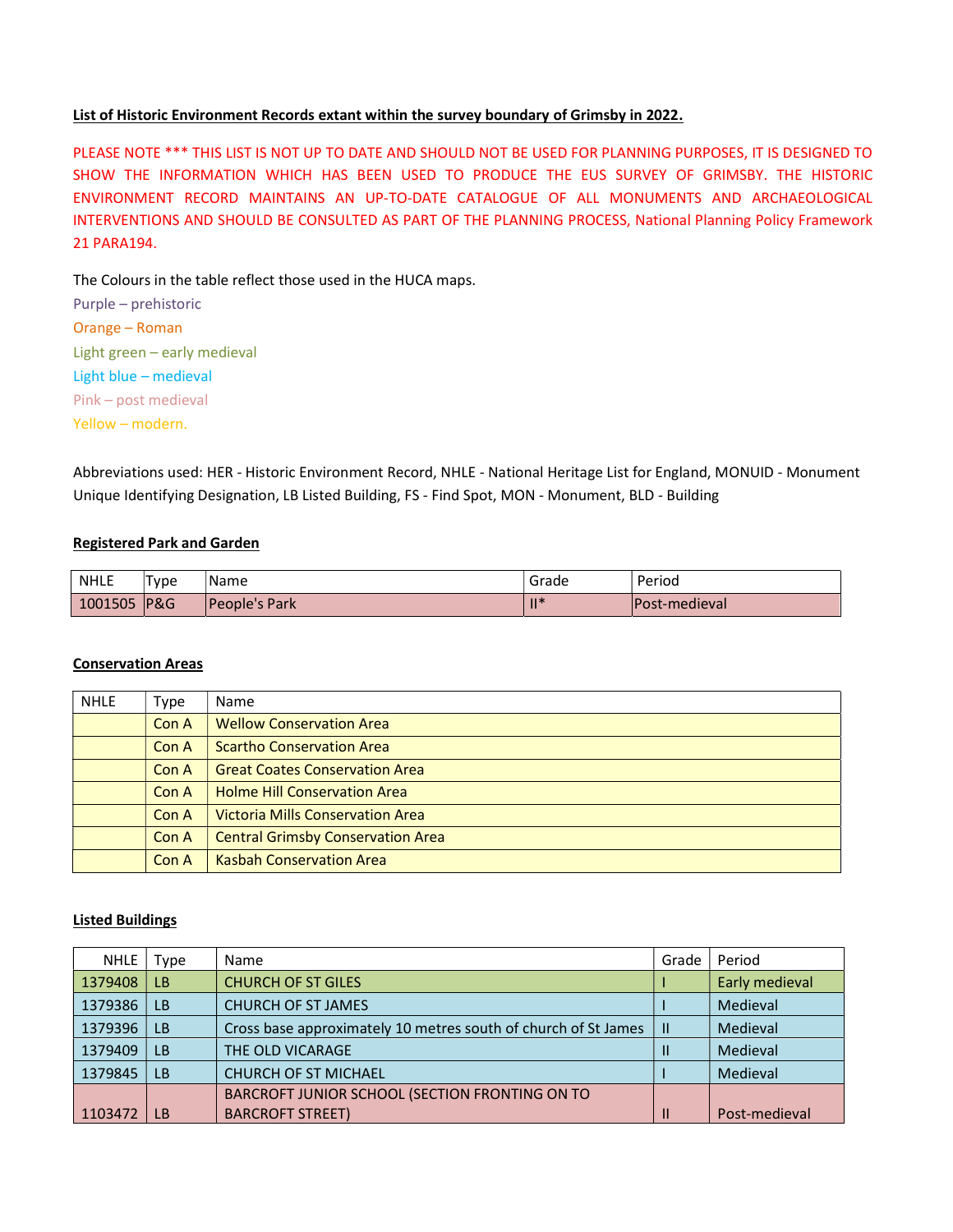**List of Historic Environment Records extant within the survey boundary of Grimsby in 2022.**

PLEASE NOTE *** THIS LIST IS NOT UP TO DATE AND SHOULD NOT BE USED FOR PLANNING PURPOSES, IT IS DESIGNED TO SHOW THE INFORMATION WHICH HAS BEEN USED TO PRODUCE THE EUS SURVEY OF GRIMSBY. THE HISTORIC ENVIRONMENT RECORD MAINTAINS AN UP-TO-DATE CATALOGUE OF ALL MONUMENTS AND ARCHAEOLOGICAL INTERVENTIONS AND SHOULD BE CONSULTED AS PART OF THE PLANNING PROCESS, National Planning Policy Framework 21 PARA194.

The Colours in the table reflect those used in the HUCA maps.

Purple – prehistoric  
Orange – Roman  
Light green – early medieval  
Light blue – medieval  
Pink – post medieval  
Yellow – modern.

Abbreviations used: HER - Historic Environment Record, NHLE - National Heritage List for England, MONUID - Monument Unique Identifying Designation, LB Listed Building, FS - Find Spot, MON - Monument, BLD - Building

**Registered Park and Garden**

| NHLE | Type | Name | Grade | Period |
|---|---|---|---|---|
| 1001505 | P&G | People's Park | II* | Post-medieval |

**Conservation Areas**

| NHLE | Type | Name |
|---|---|---|
| | Con A | Wellow Conservation Area |
| | Con A | Scartho Conservation Area |
| | Con A | Great Coates Conservation Area |
| | Con A | Holme Hill Conservation Area |
| | Con A | Victoria Mills Conservation Area |
| | Con A | Central Grimsby Conservation Area |
| | Con A | Kasbah Conservation Area |

**Listed Buildings**

| NHLE | Type | Name | Grade | Period |
|---|---|---|---|---|
| 1379408 | LB | CHURCH OF ST GILES | I | Early medieval |
| 1379386 | LB | CHURCH OF ST JAMES | I | Medieval |
| 1379396 | LB | Cross base approximately 10 metres south of church of St James | II | Medieval |
| 1379409 | LB | THE OLD VICARAGE | II | Medieval |
| 1379845 | LB | CHURCH OF ST MICHAEL | I | Medieval |
| 1103472 | LB | BARCROFT JUNIOR SCHOOL (SECTION FRONTING ON TO BARCROFT STREET) | II | Post-medieval |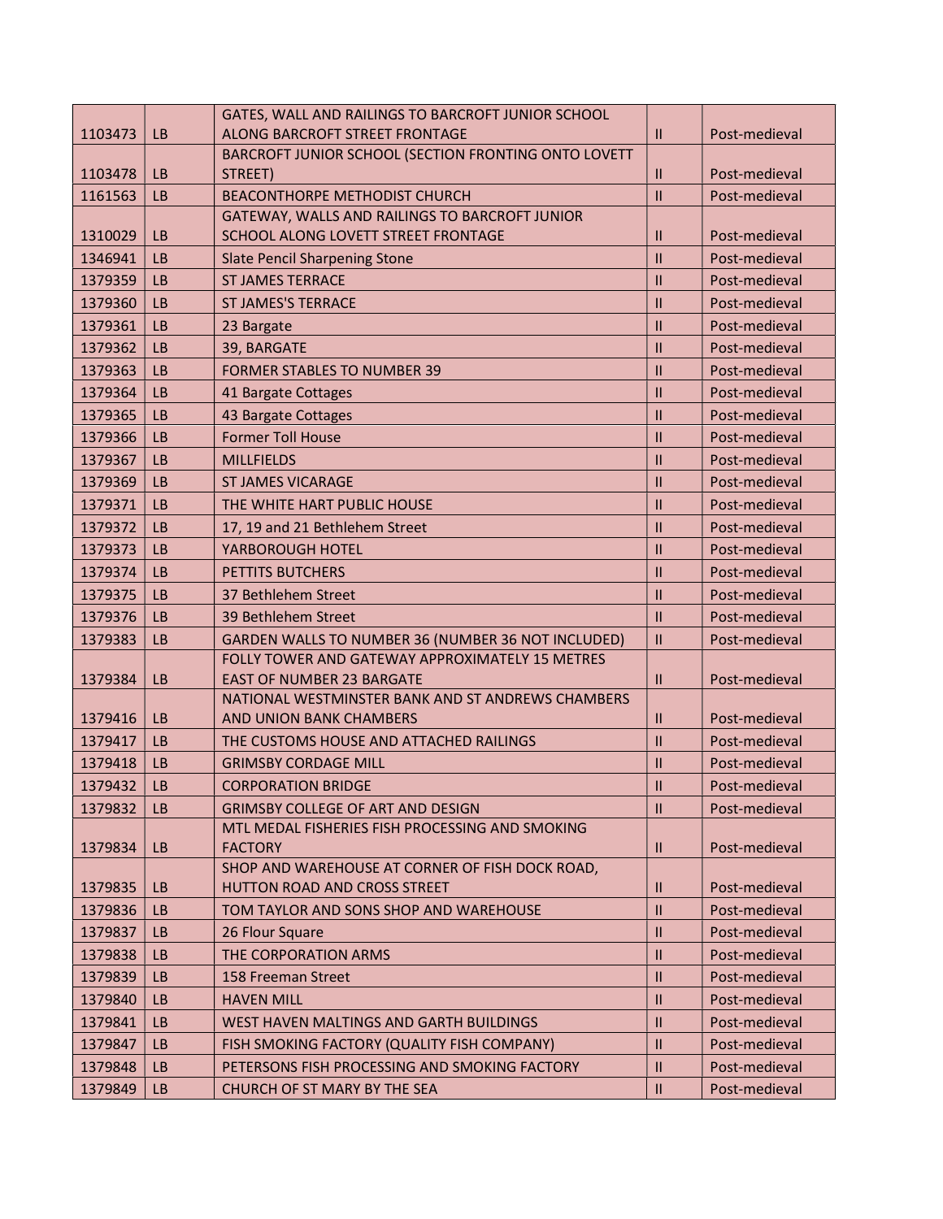| | | | | |
|---|---|---|---|---|
| 1103473 | LB | GATES, WALL AND RAILINGS TO BARCROFT JUNIOR SCHOOL ALONG BARCROFT STREET FRONTAGE | II | Post-medieval |
| 1103478 | LB | BARCROFT JUNIOR SCHOOL (SECTION FRONTING ONTO LOVETT STREET) | II | Post-medieval |
| 1161563 | LB | BEACONTHORPE METHODIST CHURCH | II | Post-medieval |
| 1310029 | LB | GATEWAY, WALLS AND RAILINGS TO BARCROFT JUNIOR SCHOOL ALONG LOVETT STREET FRONTAGE | II | Post-medieval |
| 1346941 | LB | Slate Pencil Sharpening Stone | II | Post-medieval |
| 1379359 | LB | ST JAMES TERRACE | II | Post-medieval |
| 1379360 | LB | ST JAMES'S TERRACE | II | Post-medieval |
| 1379361 | LB | 23 Bargate | II | Post-medieval |
| 1379362 | LB | 39, BARGATE | II | Post-medieval |
| 1379363 | LB | FORMER STABLES TO NUMBER 39 | II | Post-medieval |
| 1379364 | LB | 41 Bargate Cottages | II | Post-medieval |
| 1379365 | LB | 43 Bargate Cottages | II | Post-medieval |
| 1379366 | LB | Former Toll House | II | Post-medieval |
| 1379367 | LB | MILLFIELDS | II | Post-medieval |
| 1379369 | LB | ST JAMES VICARAGE | II | Post-medieval |
| 1379371 | LB | THE WHITE HART PUBLIC HOUSE | II | Post-medieval |
| 1379372 | LB | 17, 19 and 21 Bethlehem Street | II | Post-medieval |
| 1379373 | LB | YARBOROUGH HOTEL | II | Post-medieval |
| 1379374 | LB | PETTITS BUTCHERS | II | Post-medieval |
| 1379375 | LB | 37 Bethlehem Street | II | Post-medieval |
| 1379376 | LB | 39 Bethlehem Street | II | Post-medieval |
| 1379383 | LB | GARDEN WALLS TO NUMBER 36 (NUMBER 36 NOT INCLUDED) | II | Post-medieval |
| 1379384 | LB | FOLLY TOWER AND GATEWAY APPROXIMATELY 15 METRES EAST OF NUMBER 23 BARGATE | II | Post-medieval |
| 1379416 | LB | NATIONAL WESTMINSTER BANK AND ST ANDREWS CHAMBERS AND UNION BANK CHAMBERS | II | Post-medieval |
| 1379417 | LB | THE CUSTOMS HOUSE AND ATTACHED RAILINGS | II | Post-medieval |
| 1379418 | LB | GRIMSBY CORDAGE MILL | II | Post-medieval |
| 1379432 | LB | CORPORATION BRIDGE | II | Post-medieval |
| 1379832 | LB | GRIMSBY COLLEGE OF ART AND DESIGN | II | Post-medieval |
| 1379834 | LB | MTL MEDAL FISHERIES FISH PROCESSING AND SMOKING FACTORY | II | Post-medieval |
| 1379835 | LB | SHOP AND WAREHOUSE AT CORNER OF FISH DOCK ROAD, HUTTON ROAD AND CROSS STREET | II | Post-medieval |
| 1379836 | LB | TOM TAYLOR AND SONS SHOP AND WAREHOUSE | II | Post-medieval |
| 1379837 | LB | 26 Flour Square | II | Post-medieval |
| 1379838 | LB | THE CORPORATION ARMS | II | Post-medieval |
| 1379839 | LB | 158 Freeman Street | II | Post-medieval |
| 1379840 | LB | HAVEN MILL | II | Post-medieval |
| 1379841 | LB | WEST HAVEN MALTINGS AND GARTH BUILDINGS | II | Post-medieval |
| 1379847 | LB | FISH SMOKING FACTORY (QUALITY FISH COMPANY) | II | Post-medieval |
| 1379848 | LB | PETERSONS FISH PROCESSING AND SMOKING FACTORY | II | Post-medieval |
| 1379849 | LB | CHURCH OF ST MARY BY THE SEA | II | Post-medieval |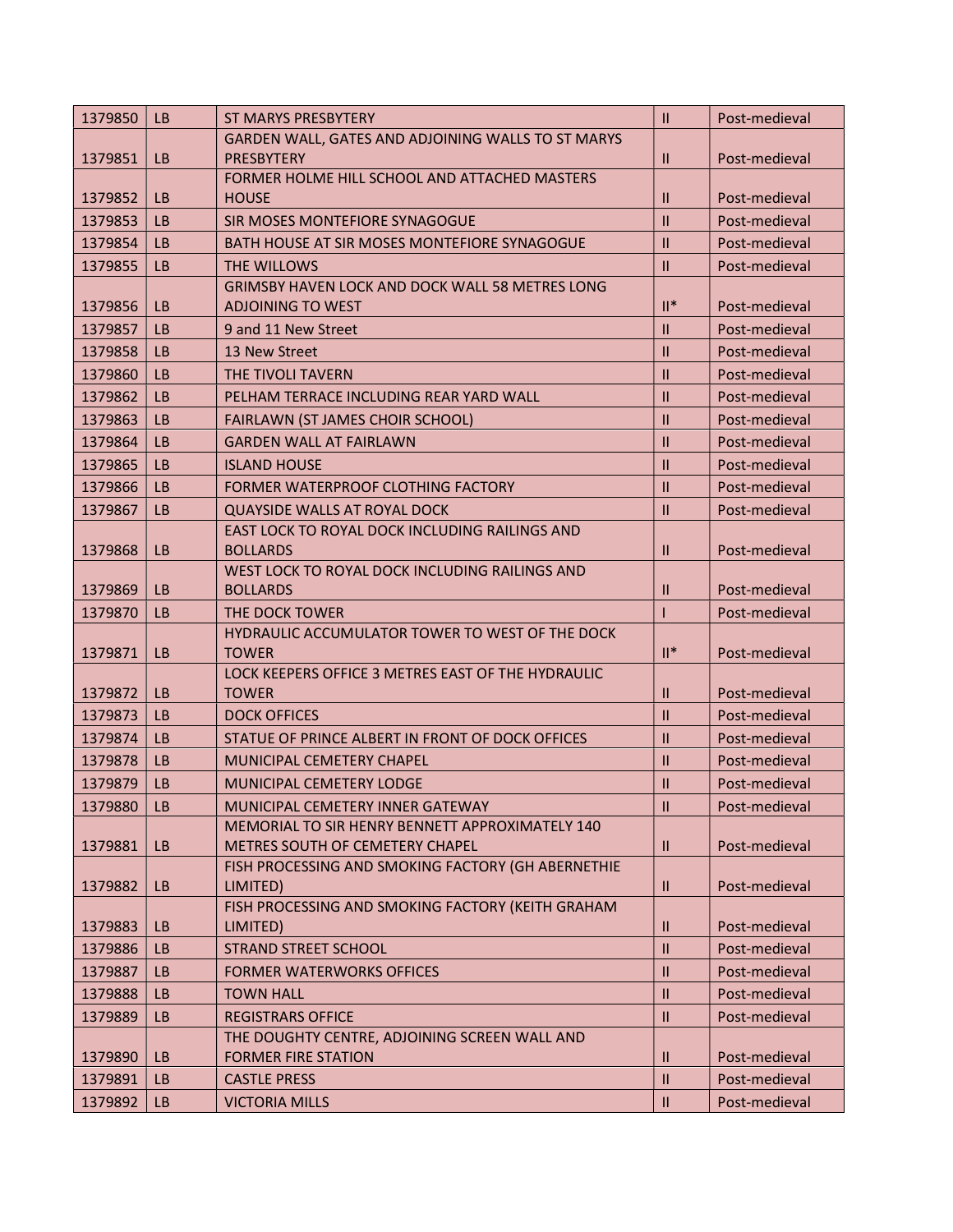| 1379850 | LB | ST MARYS PRESBYTERY | II | Post-medieval |
|---|---|---|---|---|
| 1379851 | LB | GARDEN WALL, GATES AND ADJOINING WALLS TO ST MARYS PRESBYTERY | II | Post-medieval |
| 1379852 | LB | FORMER HOLME HILL SCHOOL AND ATTACHED MASTERS HOUSE | II | Post-medieval |
| 1379853 | LB | SIR MOSES MONTEFIORE SYNAGOGUE | II | Post-medieval |
| 1379854 | LB | BATH HOUSE AT SIR MOSES MONTEFIORE SYNAGOGUE | II | Post-medieval |
| 1379855 | LB | THE WILLOWS | II | Post-medieval |
| 1379856 | LB | GRIMSBY HAVEN LOCK AND DOCK WALL 58 METRES LONG ADJOINING TO WEST | II* | Post-medieval |
| 1379857 | LB | 9 and 11 New Street | II | Post-medieval |
| 1379858 | LB | 13 New Street | II | Post-medieval |
| 1379860 | LB | THE TIVOLI TAVERN | II | Post-medieval |
| 1379862 | LB | PELHAM TERRACE INCLUDING REAR YARD WALL | II | Post-medieval |
| 1379863 | LB | FAIRLAWN (ST JAMES CHOIR SCHOOL) | II | Post-medieval |
| 1379864 | LB | GARDEN WALL AT FAIRLAWN | II | Post-medieval |
| 1379865 | LB | ISLAND HOUSE | II | Post-medieval |
| 1379866 | LB | FORMER WATERPROOF CLOTHING FACTORY | II | Post-medieval |
| 1379867 | LB | QUAYSIDE WALLS AT ROYAL DOCK | II | Post-medieval |
| 1379868 | LB | EAST LOCK TO ROYAL DOCK INCLUDING RAILINGS AND BOLLARDS | II | Post-medieval |
| 1379869 | LB | WEST LOCK TO ROYAL DOCK INCLUDING RAILINGS AND BOLLARDS | II | Post-medieval |
| 1379870 | LB | THE DOCK TOWER | I | Post-medieval |
| 1379871 | LB | HYDRAULIC ACCUMULATOR TOWER TO WEST OF THE DOCK TOWER | II* | Post-medieval |
| 1379872 | LB | LOCK KEEPERS OFFICE 3 METRES EAST OF THE HYDRAULIC TOWER | II | Post-medieval |
| 1379873 | LB | DOCK OFFICES | II | Post-medieval |
| 1379874 | LB | STATUE OF PRINCE ALBERT IN FRONT OF DOCK OFFICES | II | Post-medieval |
| 1379878 | LB | MUNICIPAL CEMETERY CHAPEL | II | Post-medieval |
| 1379879 | LB | MUNICIPAL CEMETERY LODGE | II | Post-medieval |
| 1379880 | LB | MUNICIPAL CEMETERY INNER GATEWAY | II | Post-medieval |
| 1379881 | LB | MEMORIAL TO SIR HENRY BENNETT APPROXIMATELY 140 METRES SOUTH OF CEMETERY CHAPEL | II | Post-medieval |
| 1379882 | LB | FISH PROCESSING AND SMOKING FACTORY (GH ABERNETHIE LIMITED) | II | Post-medieval |
| 1379883 | LB | FISH PROCESSING AND SMOKING FACTORY (KEITH GRAHAM LIMITED) | II | Post-medieval |
| 1379886 | LB | STRAND STREET SCHOOL | II | Post-medieval |
| 1379887 | LB | FORMER WATERWORKS OFFICES | II | Post-medieval |
| 1379888 | LB | TOWN HALL | II | Post-medieval |
| 1379889 | LB | REGISTRARS OFFICE | II | Post-medieval |
| 1379890 | LB | THE DOUGHTY CENTRE, ADJOINING SCREEN WALL AND FORMER FIRE STATION | II | Post-medieval |
| 1379891 | LB | CASTLE PRESS | II | Post-medieval |
| 1379892 | LB | VICTORIA MILLS | II | Post-medieval |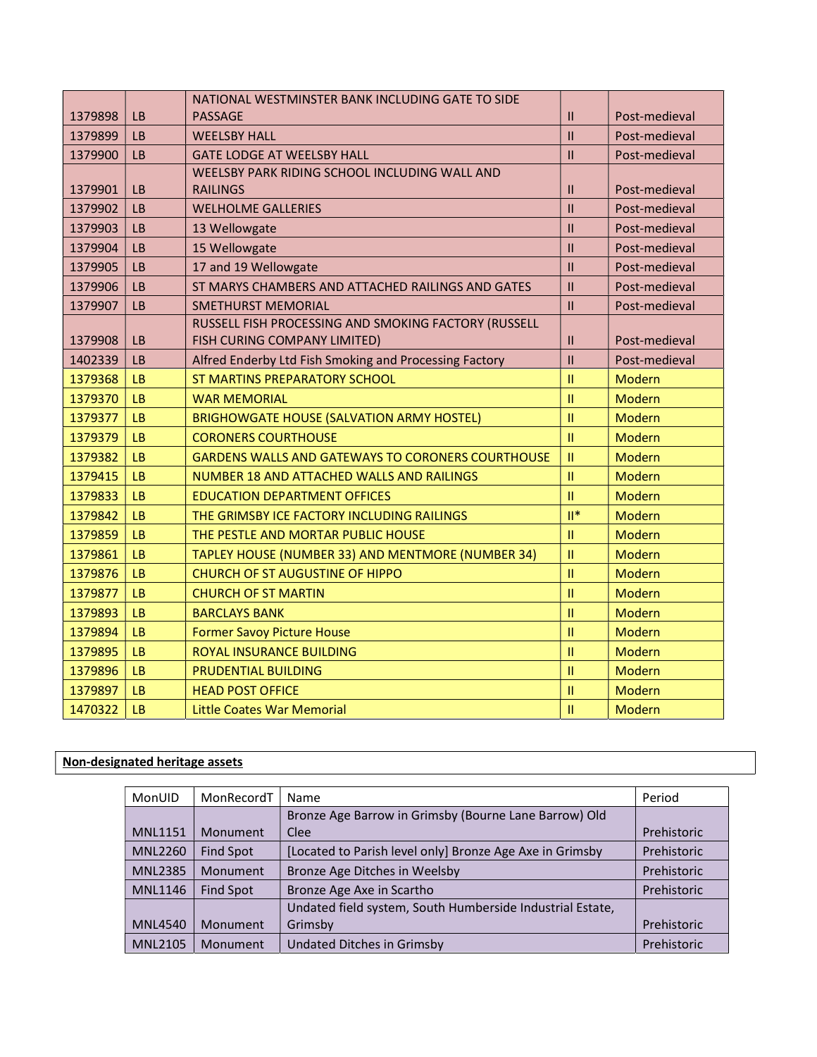| | | | | |
|---|---|---|---|---|
| 1379898 | LB | NATIONAL WESTMINSTER BANK INCLUDING GATE TO SIDE PASSAGE | II | Post-medieval |
| 1379899 | LB | WEELSBY HALL | II | Post-medieval |
| 1379900 | LB | GATE LODGE AT WEELSBY HALL | II | Post-medieval |
| 1379901 | LB | WEELSBY PARK RIDING SCHOOL INCLUDING WALL AND RAILINGS | II | Post-medieval |
| 1379902 | LB | WELHOLME GALLERIES | II | Post-medieval |
| 1379903 | LB | 13 Wellowgate | II | Post-medieval |
| 1379904 | LB | 15 Wellowgate | II | Post-medieval |
| 1379905 | LB | 17 and 19 Wellowgate | II | Post-medieval |
| 1379906 | LB | ST MARYS CHAMBERS AND ATTACHED RAILINGS AND GATES | II | Post-medieval |
| 1379907 | LB | SMETHURST MEMORIAL | II | Post-medieval |
| 1379908 | LB | RUSSELL FISH PROCESSING AND SMOKING FACTORY (RUSSELL FISH CURING COMPANY LIMITED) | II | Post-medieval |
| 1402339 | LB | Alfred Enderby Ltd Fish Smoking and Processing Factory | II | Post-medieval |
| 1379368 | LB | ST MARTINS PREPARATORY SCHOOL | II | Modern |
| 1379370 | LB | WAR MEMORIAL | II | Modern |
| 1379377 | LB | BRIGHOWGATE HOUSE (SALVATION ARMY HOSTEL) | II | Modern |
| 1379379 | LB | CORONERS COURTHOUSE | II | Modern |
| 1379382 | LB | GARDENS WALLS AND GATEWAYS TO CORONERS COURTHOUSE | II | Modern |
| 1379415 | LB | NUMBER 18 AND ATTACHED WALLS AND RAILINGS | II | Modern |
| 1379833 | LB | EDUCATION DEPARTMENT OFFICES | II | Modern |
| 1379842 | LB | THE GRIMSBY ICE FACTORY INCLUDING RAILINGS | II* | Modern |
| 1379859 | LB | THE PESTLE AND MORTAR PUBLIC HOUSE | II | Modern |
| 1379861 | LB | TAPLEY HOUSE (NUMBER 33) AND MENTMORE (NUMBER 34) | II | Modern |
| 1379876 | LB | CHURCH OF ST AUGUSTINE OF HIPPO | II | Modern |
| 1379877 | LB | CHURCH OF ST MARTIN | II | Modern |
| 1379893 | LB | BARCLAYS BANK | II | Modern |
| 1379894 | LB | Former Savoy Picture House | II | Modern |
| 1379895 | LB | ROYAL INSURANCE BUILDING | II | Modern |
| 1379896 | LB | PRUDENTIAL BUILDING | II | Modern |
| 1379897 | LB | HEAD POST OFFICE | II | Modern |
| 1470322 | LB | Little Coates War Memorial | II | Modern |

**Non-designated heritage assets**

| MonUID | MonRecordT | Name | Period |
|---|---|---|---|
| MNL1151 | Monument | Bronze Age Barrow in Grimsby (Bourne Lane Barrow) Old Clee | Prehistoric |
| MNL2260 | Find Spot | [Located to Parish level only] Bronze Age Axe in Grimsby | Prehistoric |
| MNL2385 | Monument | Bronze Age Ditches in Weelsby | Prehistoric |
| MNL1146 | Find Spot | Bronze Age Axe in Scartho | Prehistoric |
| MNL4540 | Monument | Undated field system, South Humberside Industrial Estate, Grimsby | Prehistoric |
| MNL2105 | Monument | Undated Ditches in Grimsby | Prehistoric |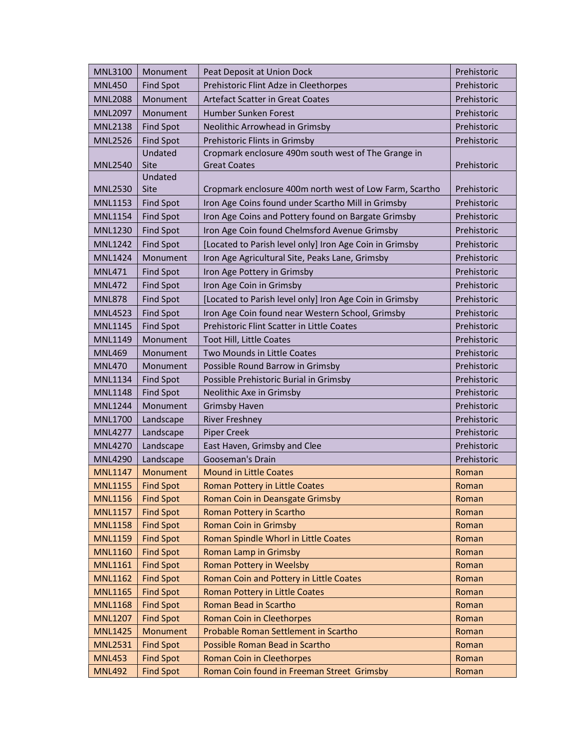| MNL3100 | Monument | Peat Deposit at Union Dock | Prehistoric |
|---|---|---|---|
| MNL450 | Find Spot | Prehistoric Flint Adze in Cleethorpes | Prehistoric |
| MNL2088 | Monument | Artefact Scatter in Great Coates | Prehistoric |
| MNL2097 | Monument | Humber Sunken Forest | Prehistoric |
| MNL2138 | Find Spot | Neolithic Arrowhead in Grimsby | Prehistoric |
| MNL2526 | Find Spot | Prehistoric Flints in Grimsby | Prehistoric |
| MNL2540 | Undated Site | Cropmark enclosure 490m south west of The Grange in Great Coates | Prehistoric |
| MNL2530 | Undated Site | Cropmark enclosure 400m north west of Low Farm, Scartho | Prehistoric |
| MNL1153 | Find Spot | Iron Age Coins found under Scartho Mill in Grimsby | Prehistoric |
| MNL1154 | Find Spot | Iron Age Coins and Pottery found on Bargate Grimsby | Prehistoric |
| MNL1230 | Find Spot | Iron Age Coin found Chelmsford Avenue Grimsby | Prehistoric |
| MNL1242 | Find Spot | [Located to Parish level only] Iron Age Coin in Grimsby | Prehistoric |
| MNL1424 | Monument | Iron Age Agricultural Site, Peaks Lane, Grimsby | Prehistoric |
| MNL471 | Find Spot | Iron Age Pottery in Grimsby | Prehistoric |
| MNL472 | Find Spot | Iron Age Coin in Grimsby | Prehistoric |
| MNL878 | Find Spot | [Located to Parish level only] Iron Age Coin in Grimsby | Prehistoric |
| MNL4523 | Find Spot | Iron Age Coin found near Western School, Grimsby | Prehistoric |
| MNL1145 | Find Spot | Prehistoric Flint Scatter in Little Coates | Prehistoric |
| MNL1149 | Monument | Toot Hill, Little Coates | Prehistoric |
| MNL469 | Monument | Two Mounds in Little Coates | Prehistoric |
| MNL470 | Monument | Possible Round Barrow in Grimsby | Prehistoric |
| MNL1134 | Find Spot | Possible Prehistoric Burial in Grimsby | Prehistoric |
| MNL1148 | Find Spot | Neolithic Axe in Grimsby | Prehistoric |
| MNL1244 | Monument | Grimsby Haven | Prehistoric |
| MNL1700 | Landscape | River Freshney | Prehistoric |
| MNL4277 | Landscape | Piper Creek | Prehistoric |
| MNL4270 | Landscape | East Haven, Grimsby and Clee | Prehistoric |
| MNL4290 | Landscape | Gooseman's Drain | Prehistoric |
| MNL1147 | Monument | Mound in Little Coates | Roman |
| MNL1155 | Find Spot | Roman Pottery in Little Coates | Roman |
| MNL1156 | Find Spot | Roman Coin in Deansgate Grimsby | Roman |
| MNL1157 | Find Spot | Roman Pottery in Scartho | Roman |
| MNL1158 | Find Spot | Roman Coin in Grimsby | Roman |
| MNL1159 | Find Spot | Roman Spindle Whorl in Little Coates | Roman |
| MNL1160 | Find Spot | Roman Lamp in Grimsby | Roman |
| MNL1161 | Find Spot | Roman Pottery in Weelsby | Roman |
| MNL1162 | Find Spot | Roman Coin and Pottery in Little Coates | Roman |
| MNL1165 | Find Spot | Roman Pottery in Little Coates | Roman |
| MNL1168 | Find Spot | Roman Bead in Scartho | Roman |
| MNL1207 | Find Spot | Roman Coin in Cleethorpes | Roman |
| MNL1425 | Monument | Probable Roman Settlement in Scartho | Roman |
| MNL2531 | Find Spot | Possible Roman Bead in Scartho | Roman |
| MNL453 | Find Spot | Roman Coin in Cleethorpes | Roman |
| MNL492 | Find Spot | Roman Coin found in Freeman Street Grimsby | Roman |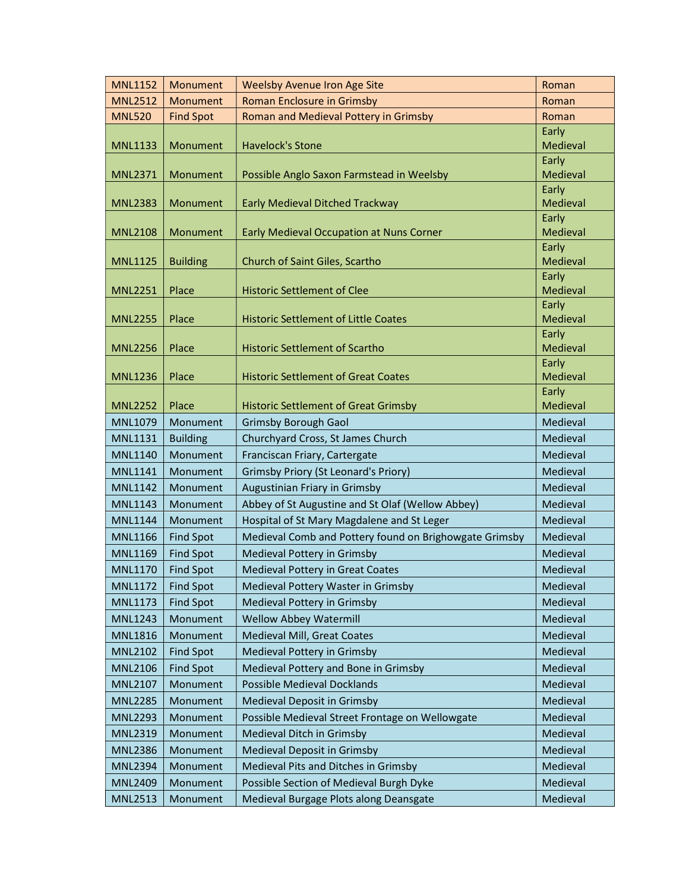| MNL1152 | Monument | Weelsby Avenue Iron Age Site | Roman |
|---|---|---|---|
| MNL2512 | Monument | Roman Enclosure in Grimsby | Roman |
| MNL520 | Find Spot | Roman and Medieval Pottery in Grimsby | Roman |
| MNL1133 | Monument | Havelock's Stone | Early Medieval |
| MNL2371 | Monument | Possible Anglo Saxon Farmstead in Weelsby | Early Medieval |
| MNL2383 | Monument | Early Medieval Ditched Trackway | Early Medieval |
| MNL2108 | Monument | Early Medieval Occupation at Nuns Corner | Early Medieval |
| MNL1125 | Building | Church of Saint Giles, Scartho | Early Medieval |
| MNL2251 | Place | Historic Settlement of Clee | Early Medieval |
| MNL2255 | Place | Historic Settlement of Little Coates | Early Medieval |
| MNL2256 | Place | Historic Settlement of Scartho | Early Medieval |
| MNL1236 | Place | Historic Settlement of Great Coates | Early Medieval |
| MNL2252 | Place | Historic Settlement of Great Grimsby | Early Medieval |
| MNL1079 | Monument | Grimsby Borough Gaol | Medieval |
| MNL1131 | Building | Churchyard Cross, St James Church | Medieval |
| MNL1140 | Monument | Franciscan Friary, Cartergate | Medieval |
| MNL1141 | Monument | Grimsby Priory (St Leonard's Priory) | Medieval |
| MNL1142 | Monument | Augustinian Friary in Grimsby | Medieval |
| MNL1143 | Monument | Abbey of St Augustine and St Olaf (Wellow Abbey) | Medieval |
| MNL1144 | Monument | Hospital of St Mary Magdalene and St Leger | Medieval |
| MNL1166 | Find Spot | Medieval Comb and Pottery found on Brighowgate Grimsby | Medieval |
| MNL1169 | Find Spot | Medieval Pottery in Grimsby | Medieval |
| MNL1170 | Find Spot | Medieval Pottery in Great Coates | Medieval |
| MNL1172 | Find Spot | Medieval Pottery Waster in Grimsby | Medieval |
| MNL1173 | Find Spot | Medieval Pottery in Grimsby | Medieval |
| MNL1243 | Monument | Wellow Abbey Watermill | Medieval |
| MNL1816 | Monument | Medieval Mill, Great Coates | Medieval |
| MNL2102 | Find Spot | Medieval Pottery in Grimsby | Medieval |
| MNL2106 | Find Spot | Medieval Pottery and Bone in Grimsby | Medieval |
| MNL2107 | Monument | Possible Medieval Docklands | Medieval |
| MNL2285 | Monument | Medieval Deposit in Grimsby | Medieval |
| MNL2293 | Monument | Possible Medieval Street Frontage on Wellowgate | Medieval |
| MNL2319 | Monument | Medieval Ditch in Grimsby | Medieval |
| MNL2386 | Monument | Medieval Deposit in Grimsby | Medieval |
| MNL2394 | Monument | Medieval Pits and Ditches in Grimsby | Medieval |
| MNL2409 | Monument | Possible Section of Medieval Burgh Dyke | Medieval |
| MNL2513 | Monument | Medieval Burgage Plots along Deansgate | Medieval |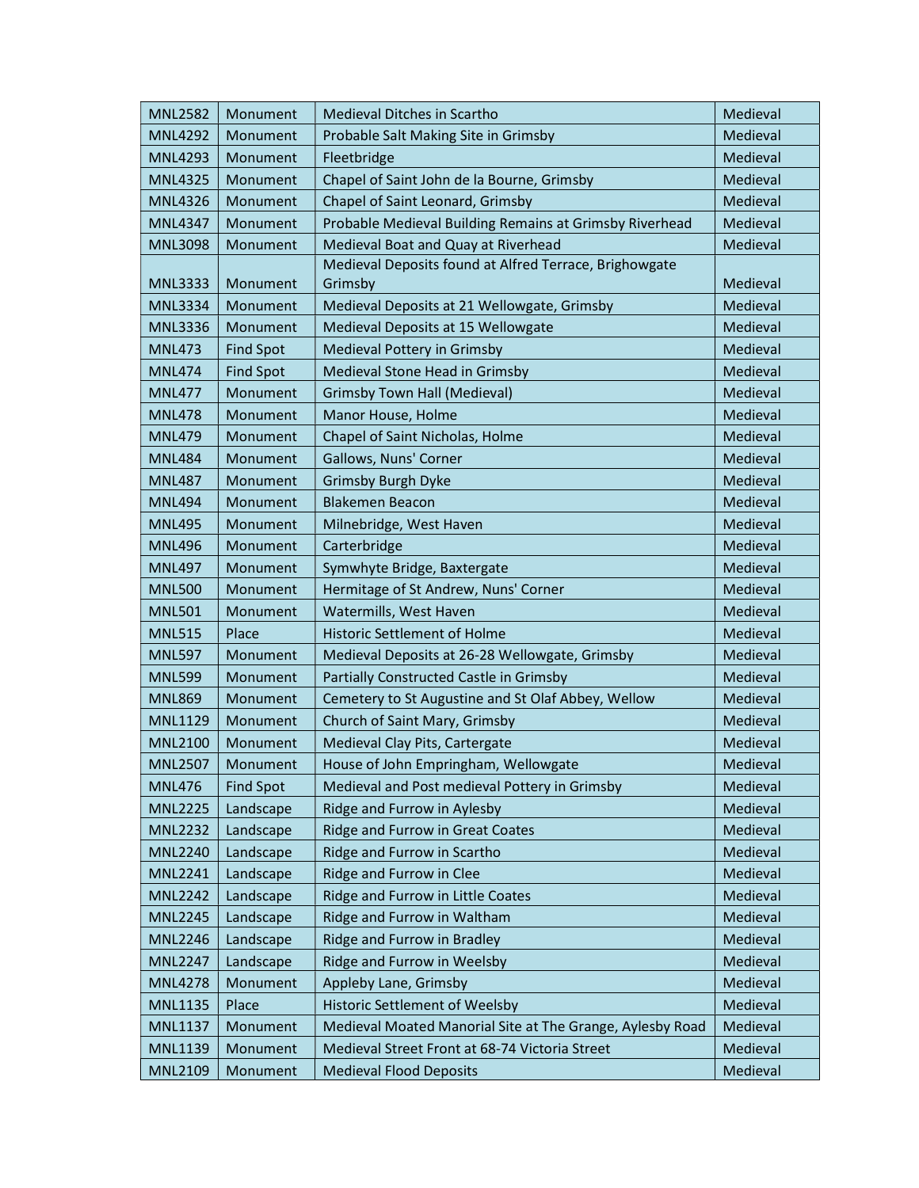| MNL2582 | Monument | Medieval Ditches in Scartho | Medieval |
|---|---|---|---|
| MNL4292 | Monument | Probable Salt Making Site in Grimsby | Medieval |
| MNL4293 | Monument | Fleetbridge | Medieval |
| MNL4325 | Monument | Chapel of Saint John de la Bourne, Grimsby | Medieval |
| MNL4326 | Monument | Chapel of Saint Leonard, Grimsby | Medieval |
| MNL4347 | Monument | Probable Medieval Building Remains at Grimsby Riverhead | Medieval |
| MNL3098 | Monument | Medieval Boat and Quay at Riverhead | Medieval |
| MNL3333 | Monument | Medieval Deposits found at Alfred Terrace, Brighowgate Grimsby | Medieval |
| MNL3334 | Monument | Medieval Deposits at 21 Wellowgate, Grimsby | Medieval |
| MNL3336 | Monument | Medieval Deposits at 15 Wellowgate | Medieval |
| MNL473 | Find Spot | Medieval Pottery in Grimsby | Medieval |
| MNL474 | Find Spot | Medieval Stone Head in Grimsby | Medieval |
| MNL477 | Monument | Grimsby Town Hall (Medieval) | Medieval |
| MNL478 | Monument | Manor House, Holme | Medieval |
| MNL479 | Monument | Chapel of Saint Nicholas, Holme | Medieval |
| MNL484 | Monument | Gallows, Nuns' Corner | Medieval |
| MNL487 | Monument | Grimsby Burgh Dyke | Medieval |
| MNL494 | Monument | Blakemen Beacon | Medieval |
| MNL495 | Monument | Milnebridge, West Haven | Medieval |
| MNL496 | Monument | Carterbridge | Medieval |
| MNL497 | Monument | Symwhyte Bridge, Baxtergate | Medieval |
| MNL500 | Monument | Hermitage of St Andrew, Nuns' Corner | Medieval |
| MNL501 | Monument | Watermills, West Haven | Medieval |
| MNL515 | Place | Historic Settlement of Holme | Medieval |
| MNL597 | Monument | Medieval Deposits at 26-28 Wellowgate, Grimsby | Medieval |
| MNL599 | Monument | Partially Constructed Castle in Grimsby | Medieval |
| MNL869 | Monument | Cemetery to St Augustine and St Olaf Abbey, Wellow | Medieval |
| MNL1129 | Monument | Church of Saint Mary, Grimsby | Medieval |
| MNL2100 | Monument | Medieval Clay Pits, Cartergate | Medieval |
| MNL2507 | Monument | House of John Empringham, Wellowgate | Medieval |
| MNL476 | Find Spot | Medieval and Post medieval Pottery in Grimsby | Medieval |
| MNL2225 | Landscape | Ridge and Furrow in Aylesby | Medieval |
| MNL2232 | Landscape | Ridge and Furrow in Great Coates | Medieval |
| MNL2240 | Landscape | Ridge and Furrow in Scartho | Medieval |
| MNL2241 | Landscape | Ridge and Furrow in Clee | Medieval |
| MNL2242 | Landscape | Ridge and Furrow in Little Coates | Medieval |
| MNL2245 | Landscape | Ridge and Furrow in Waltham | Medieval |
| MNL2246 | Landscape | Ridge and Furrow in Bradley | Medieval |
| MNL2247 | Landscape | Ridge and Furrow in Weelsby | Medieval |
| MNL4278 | Monument | Appleby Lane, Grimsby | Medieval |
| MNL1135 | Place | Historic Settlement of Weelsby | Medieval |
| MNL1137 | Monument | Medieval Moated Manorial Site at The Grange, Aylesby Road | Medieval |
| MNL1139 | Monument | Medieval Street Front at 68-74 Victoria Street | Medieval |
| MNL2109 | Monument | Medieval Flood Deposits | Medieval |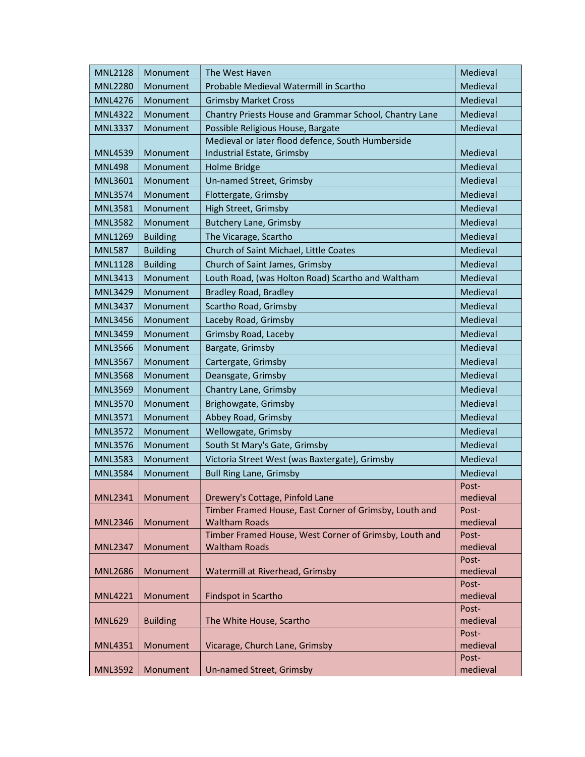| MNL2128 | Monument | The West Haven | Medieval |
|---|---|---|---|
| MNL2280 | Monument | Probable Medieval Watermill in Scartho | Medieval |
| MNL4276 | Monument | Grimsby Market Cross | Medieval |
| MNL4322 | Monument | Chantry Priests House and Grammar School, Chantry Lane | Medieval |
| MNL3337 | Monument | Possible Religious House, Bargate | Medieval |
| MNL4539 | Monument | Medieval or later flood defence, South Humberside Industrial Estate, Grimsby | Medieval |
| MNL498 | Monument | Holme Bridge | Medieval |
| MNL3601 | Monument | Un-named Street, Grimsby | Medieval |
| MNL3574 | Monument | Flottergate, Grimsby | Medieval |
| MNL3581 | Monument | High Street, Grimsby | Medieval |
| MNL3582 | Monument | Butchery Lane, Grimsby | Medieval |
| MNL1269 | Building | The Vicarage, Scartho | Medieval |
| MNL587 | Building | Church of Saint Michael, Little Coates | Medieval |
| MNL1128 | Building | Church of Saint James, Grimsby | Medieval |
| MNL3413 | Monument | Louth Road, (was Holton Road) Scartho and Waltham | Medieval |
| MNL3429 | Monument | Bradley Road, Bradley | Medieval |
| MNL3437 | Monument | Scartho Road, Grimsby | Medieval |
| MNL3456 | Monument | Laceby Road, Grimsby | Medieval |
| MNL3459 | Monument | Grimsby Road, Laceby | Medieval |
| MNL3566 | Monument | Bargate, Grimsby | Medieval |
| MNL3567 | Monument | Cartergate, Grimsby | Medieval |
| MNL3568 | Monument | Deansgate, Grimsby | Medieval |
| MNL3569 | Monument | Chantry Lane, Grimsby | Medieval |
| MNL3570 | Monument | Brighowgate, Grimsby | Medieval |
| MNL3571 | Monument | Abbey Road, Grimsby | Medieval |
| MNL3572 | Monument | Wellowgate, Grimsby | Medieval |
| MNL3576 | Monument | South St Mary's Gate, Grimsby | Medieval |
| MNL3583 | Monument | Victoria Street West (was Baxtergate), Grimsby | Medieval |
| MNL3584 | Monument | Bull Ring Lane, Grimsby | Medieval |
| MNL2341 | Monument | Drewery's Cottage, Pinfold Lane | Post-medieval |
| MNL2346 | Monument | Timber Framed House, East Corner of Grimsby, Louth and Waltham Roads | Post-medieval |
| MNL2347 | Monument | Timber Framed House, West Corner of Grimsby, Louth and Waltham Roads | Post-medieval |
| MNL2686 | Monument | Watermill at Riverhead, Grimsby | Post-medieval |
| MNL4221 | Monument | Findspot in Scartho | Post-medieval |
| MNL629 | Building | The White House, Scartho | Post-medieval |
| MNL4351 | Monument | Vicarage, Church Lane, Grimsby | Post-medieval |
| MNL3592 | Monument | Un-named Street, Grimsby | Post-medieval |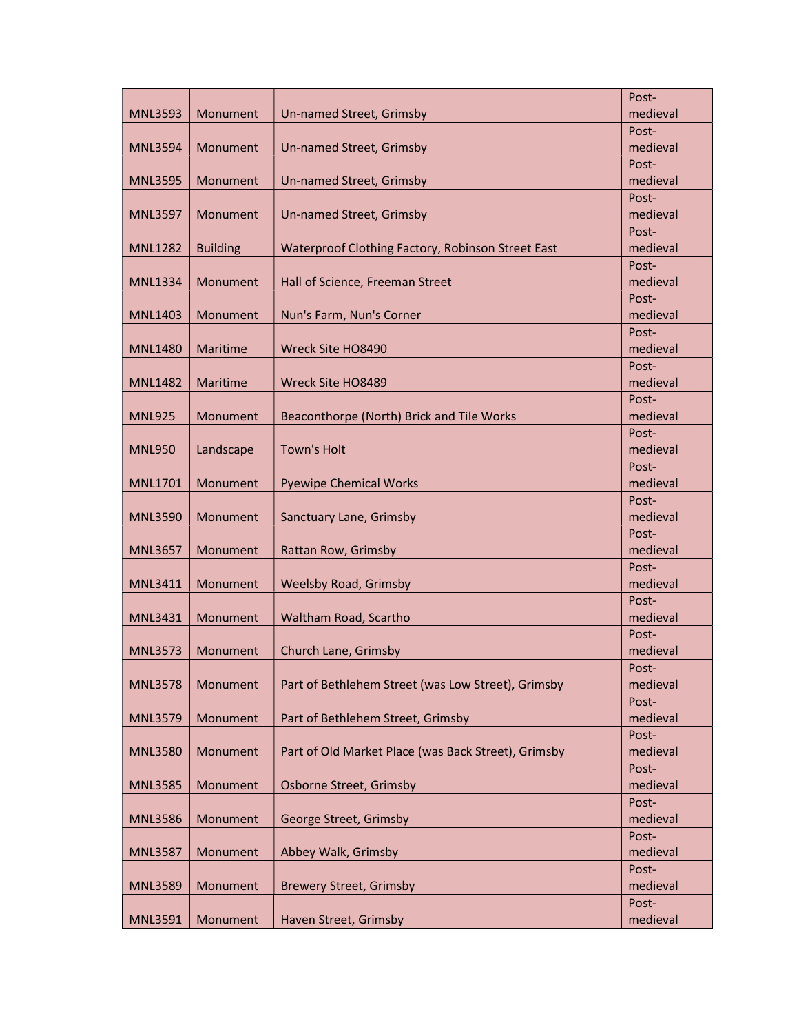| MNL3593 | Monument | Un-named Street, Grimsby | Post-medieval |
|---|---|---|---|
| MNL3594 | Monument | Un-named Street, Grimsby | Post-medieval |
| MNL3595 | Monument | Un-named Street, Grimsby | Post-medieval |
| MNL3597 | Monument | Un-named Street, Grimsby | Post-medieval |
| MNL1282 | Building | Waterproof Clothing Factory, Robinson Street East | Post-medieval |
| MNL1334 | Monument | Hall of Science, Freeman Street | Post-medieval |
| MNL1403 | Monument | Nun's Farm, Nun's Corner | Post-medieval |
| MNL1480 | Maritime | Wreck Site HO8490 | Post-medieval |
| MNL1482 | Maritime | Wreck Site HO8489 | Post-medieval |
| MNL925 | Monument | Beaconthorpe (North) Brick and Tile Works | Post-medieval |
| MNL950 | Landscape | Town's Holt | Post-medieval |
| MNL1701 | Monument | Pyewipe Chemical Works | Post-medieval |
| MNL3590 | Monument | Sanctuary Lane, Grimsby | Post-medieval |
| MNL3657 | Monument | Rattan Row, Grimsby | Post-medieval |
| MNL3411 | Monument | Weelsby Road, Grimsby | Post-medieval |
| MNL3431 | Monument | Waltham Road, Scartho | Post-medieval |
| MNL3573 | Monument | Church Lane, Grimsby | Post-medieval |
| MNL3578 | Monument | Part of Bethlehem Street (was Low Street), Grimsby | Post-medieval |
| MNL3579 | Monument | Part of Bethlehem Street, Grimsby | Post-medieval |
| MNL3580 | Monument | Part of Old Market Place (was Back Street), Grimsby | Post-medieval |
| MNL3585 | Monument | Osborne Street, Grimsby | Post-medieval |
| MNL3586 | Monument | George Street, Grimsby | Post-medieval |
| MNL3587 | Monument | Abbey Walk, Grimsby | Post-medieval |
| MNL3589 | Monument | Brewery Street, Grimsby | Post-medieval |
| MNL3591 | Monument | Haven Street, Grimsby | Post-medieval |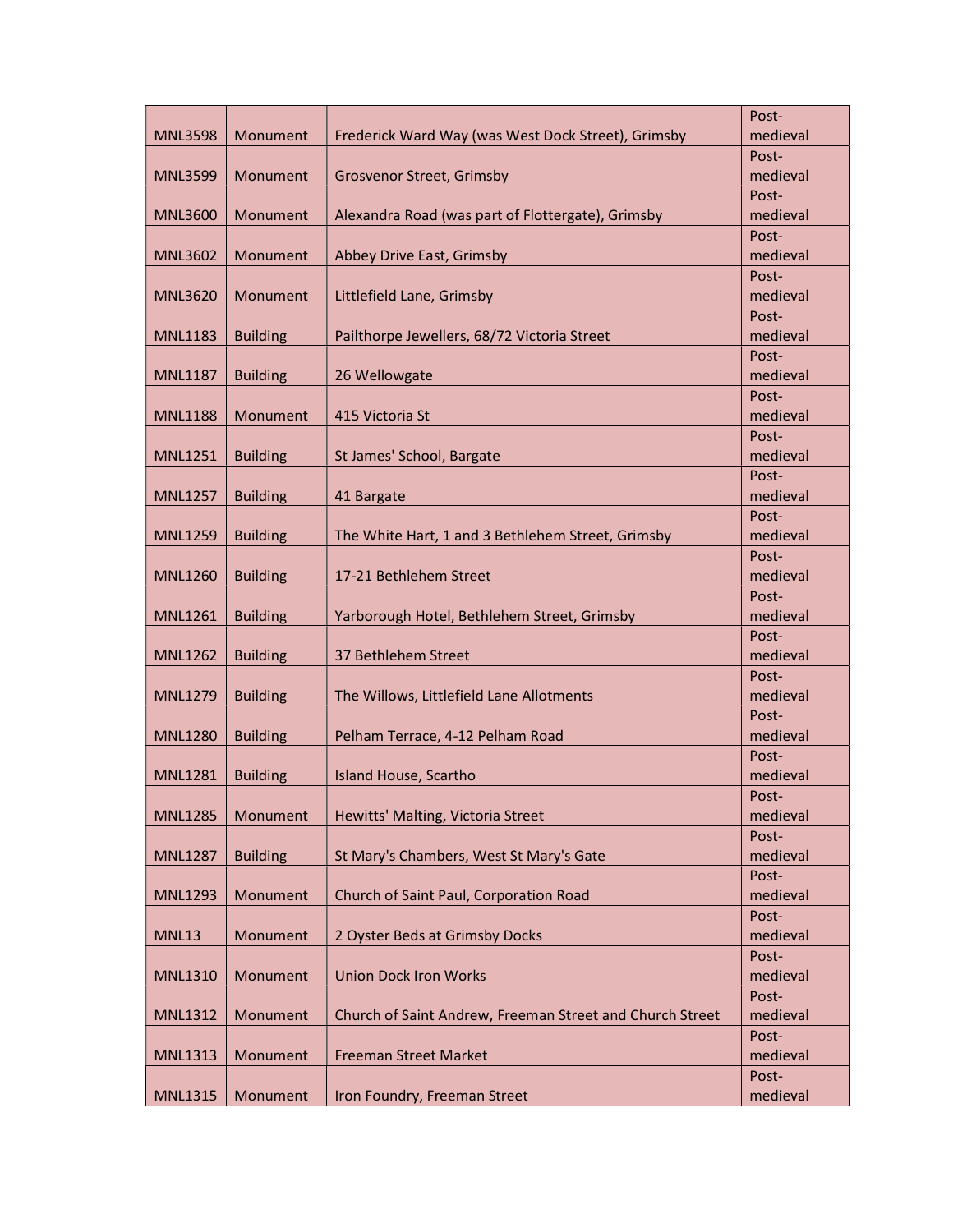| MNL3598 | Monument | Frederick Ward Way (was West Dock Street), Grimsby | Post-medieval |
|---|---|---|---|
| MNL3599 | Monument | Grosvenor Street, Grimsby | Post-medieval |
| MNL3600 | Monument | Alexandra Road (was part of Flottergate), Grimsby | Post-medieval |
| MNL3602 | Monument | Abbey Drive East, Grimsby | Post-medieval |
| MNL3620 | Monument | Littlefield Lane, Grimsby | Post-medieval |
| MNL1183 | Building | Pailthorpe Jewellers, 68/72 Victoria Street | Post-medieval |
| MNL1187 | Building | 26 Wellowgate | Post-medieval |
| MNL1188 | Monument | 415 Victoria St | Post-medieval |
| MNL1251 | Building | St James' School, Bargate | Post-medieval |
| MNL1257 | Building | 41 Bargate | Post-medieval |
| MNL1259 | Building | The White Hart, 1 and 3 Bethlehem Street, Grimsby | Post-medieval |
| MNL1260 | Building | 17-21 Bethlehem Street | Post-medieval |
| MNL1261 | Building | Yarborough Hotel, Bethlehem Street, Grimsby | Post-medieval |
| MNL1262 | Building | 37 Bethlehem Street | Post-medieval |
| MNL1279 | Building | The Willows, Littlefield Lane Allotments | Post-medieval |
| MNL1280 | Building | Pelham Terrace, 4-12 Pelham Road | Post-medieval |
| MNL1281 | Building | Island House, Scartho | Post-medieval |
| MNL1285 | Monument | Hewitts' Malting, Victoria Street | Post-medieval |
| MNL1287 | Building | St Mary's Chambers, West St Mary's Gate | Post-medieval |
| MNL1293 | Monument | Church of Saint Paul, Corporation Road | Post-medieval |
| MNL13 | Monument | 2 Oyster Beds at Grimsby Docks | Post-medieval |
| MNL1310 | Monument | Union Dock Iron Works | Post-medieval |
| MNL1312 | Monument | Church of Saint Andrew, Freeman Street and Church Street | Post-medieval |
| MNL1313 | Monument | Freeman Street Market | Post-medieval |
| MNL1315 | Monument | Iron Foundry, Freeman Street | Post-medieval |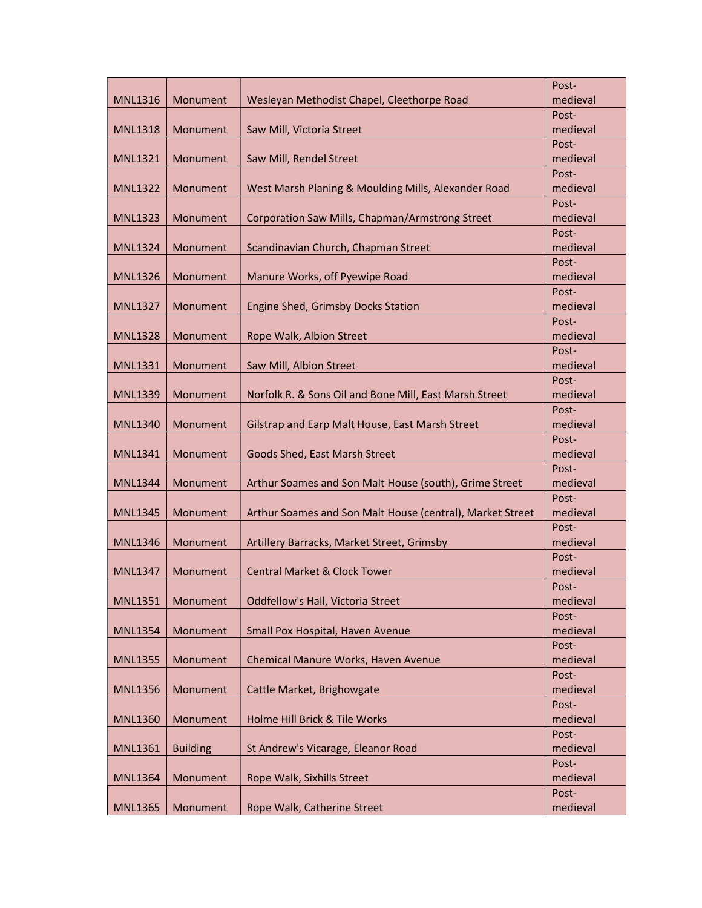| | | | |
|---|---|---|---|
| MNL1316 | Monument | Wesleyan Methodist Chapel, Cleethorpe Road | Post-medieval |
| MNL1318 | Monument | Saw Mill, Victoria Street | Post-medieval |
| MNL1321 | Monument | Saw Mill, Rendel Street | Post-medieval |
| MNL1322 | Monument | West Marsh Planing & Moulding Mills, Alexander Road | Post-medieval |
| MNL1323 | Monument | Corporation Saw Mills, Chapman/Armstrong Street | Post-medieval |
| MNL1324 | Monument | Scandinavian Church, Chapman Street | Post-medieval |
| MNL1326 | Monument | Manure Works, off Pyewipe Road | Post-medieval |
| MNL1327 | Monument | Engine Shed, Grimsby Docks Station | Post-medieval |
| MNL1328 | Monument | Rope Walk, Albion Street | Post-medieval |
| MNL1331 | Monument | Saw Mill, Albion Street | Post-medieval |
| MNL1339 | Monument | Norfolk R. & Sons Oil and Bone Mill, East Marsh Street | Post-medieval |
| MNL1340 | Monument | Gilstrap and Earp Malt House, East Marsh Street | Post-medieval |
| MNL1341 | Monument | Goods Shed, East Marsh Street | Post-medieval |
| MNL1344 | Monument | Arthur Soames and Son Malt House (south), Grime Street | Post-medieval |
| MNL1345 | Monument | Arthur Soames and Son Malt House (central), Market Street | Post-medieval |
| MNL1346 | Monument | Artillery Barracks, Market Street, Grimsby | Post-medieval |
| MNL1347 | Monument | Central Market & Clock Tower | Post-medieval |
| MNL1351 | Monument | Oddfellow's Hall, Victoria Street | Post-medieval |
| MNL1354 | Monument | Small Pox Hospital, Haven Avenue | Post-medieval |
| MNL1355 | Monument | Chemical Manure Works, Haven Avenue | Post-medieval |
| MNL1356 | Monument | Cattle Market, Brighowgate | Post-medieval |
| MNL1360 | Monument | Holme Hill Brick & Tile Works | Post-medieval |
| MNL1361 | Building | St Andrew's Vicarage, Eleanor Road | Post-medieval |
| MNL1364 | Monument | Rope Walk, Sixhills Street | Post-medieval |
| MNL1365 | Monument | Rope Walk, Catherine Street | Post-medieval |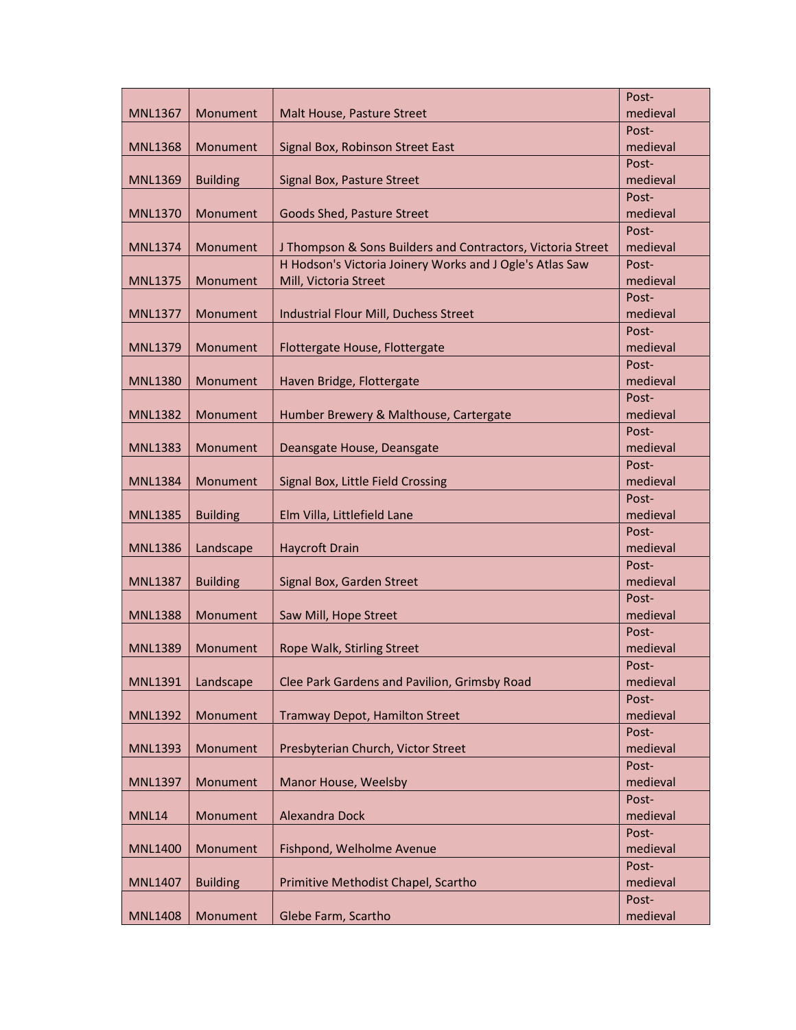| MNL1367 | Monument | Malt House, Pasture Street | Post-medieval |
|---|---|---|---|
| MNL1368 | Monument | Signal Box, Robinson Street East | Post-medieval |
| MNL1369 | Building | Signal Box, Pasture Street | Post-medieval |
| MNL1370 | Monument | Goods Shed, Pasture Street | Post-medieval |
| MNL1374 | Monument | J Thompson & Sons Builders and Contractors, Victoria Street | Post-medieval |
| MNL1375 | Monument | H Hodson's Victoria Joinery Works and J Ogle's Atlas Saw Mill, Victoria Street | Post-medieval |
| MNL1377 | Monument | Industrial Flour Mill, Duchess Street | Post-medieval |
| MNL1379 | Monument | Flottergate House, Flottergate | Post-medieval |
| MNL1380 | Monument | Haven Bridge, Flottergate | Post-medieval |
| MNL1382 | Monument | Humber Brewery & Malthouse, Cartergate | Post-medieval |
| MNL1383 | Monument | Deansgate House, Deansgate | Post-medieval |
| MNL1384 | Monument | Signal Box, Little Field Crossing | Post-medieval |
| MNL1385 | Building | Elm Villa, Littlefield Lane | Post-medieval |
| MNL1386 | Landscape | Haycroft Drain | Post-medieval |
| MNL1387 | Building | Signal Box, Garden Street | Post-medieval |
| MNL1388 | Monument | Saw Mill, Hope Street | Post-medieval |
| MNL1389 | Monument | Rope Walk, Stirling Street | Post-medieval |
| MNL1391 | Landscape | Clee Park Gardens and Pavilion, Grimsby Road | Post-medieval |
| MNL1392 | Monument | Tramway Depot, Hamilton Street | Post-medieval |
| MNL1393 | Monument | Presbyterian Church, Victor Street | Post-medieval |
| MNL1397 | Monument | Manor House, Weelsby | Post-medieval |
| MNL14 | Monument | Alexandra Dock | Post-medieval |
| MNL1400 | Monument | Fishpond, Welholme Avenue | Post-medieval |
| MNL1407 | Building | Primitive Methodist Chapel, Scartho | Post-medieval |
| MNL1408 | Monument | Glebe Farm, Scartho | Post-medieval |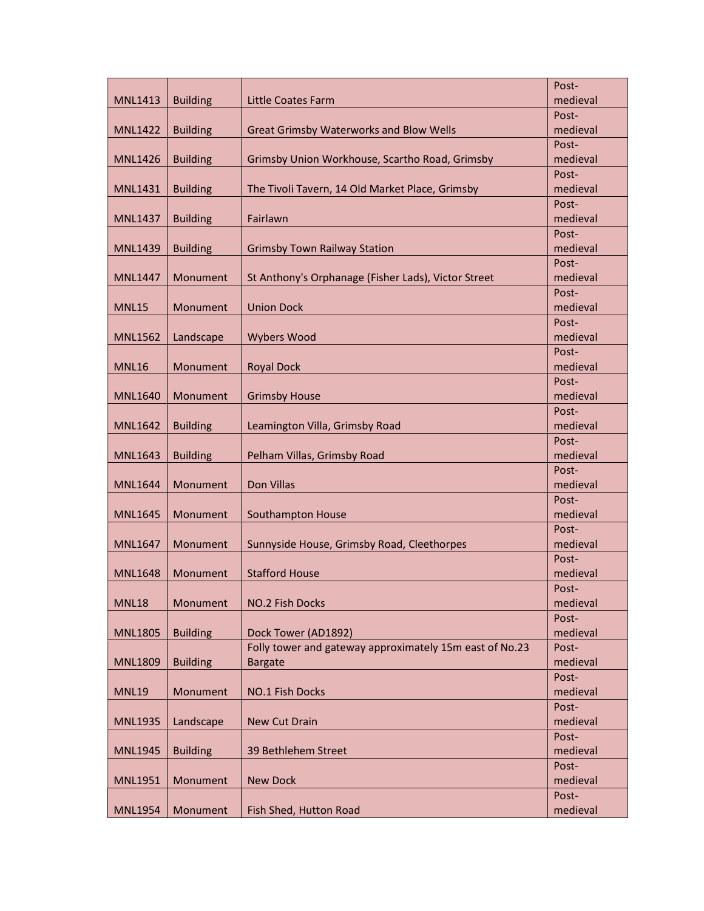| MNL1413 | Building | Little Coates Farm | Post-medieval |
|---|---|---|---|
| MNL1422 | Building | Great Grimsby Waterworks and Blow Wells | Post-medieval |
| MNL1426 | Building | Grimsby Union Workhouse, Scartho Road, Grimsby | Post-medieval |
| MNL1431 | Building | The Tivoli Tavern, 14 Old Market Place, Grimsby | Post-medieval |
| MNL1437 | Building | Fairlawn | Post-medieval |
| MNL1439 | Building | Grimsby Town Railway Station | Post-medieval |
| MNL1447 | Monument | St Anthony's Orphanage (Fisher Lads), Victor Street | Post-medieval |
| MNL15 | Monument | Union Dock | Post-medieval |
| MNL1562 | Landscape | Wybers Wood | Post-medieval |
| MNL16 | Monument | Royal Dock | Post-medieval |
| MNL1640 | Monument | Grimsby House | Post-medieval |
| MNL1642 | Building | Leamington Villa, Grimsby Road | Post-medieval |
| MNL1643 | Building | Pelham Villas, Grimsby Road | Post-medieval |
| MNL1644 | Monument | Don Villas | Post-medieval |
| MNL1645 | Monument | Southampton House | Post-medieval |
| MNL1647 | Monument | Sunnyside House, Grimsby Road, Cleethorpes | Post-medieval |
| MNL1648 | Monument | Stafford House | Post-medieval |
| MNL18 | Monument | NO.2 Fish Docks | Post-medieval |
| MNL1805 | Building | Dock Tower (AD1892) | Post-medieval |
| MNL1809 | Building | Folly tower and gateway approximately 15m east of No.23 Bargate | Post-medieval |
| MNL19 | Monument | NO.1 Fish Docks | Post-medieval |
| MNL1935 | Landscape | New Cut Drain | Post-medieval |
| MNL1945 | Building | 39 Bethlehem Street | Post-medieval |
| MNL1951 | Monument | New Dock | Post-medieval |
| MNL1954 | Monument | Fish Shed, Hutton Road | Post-medieval |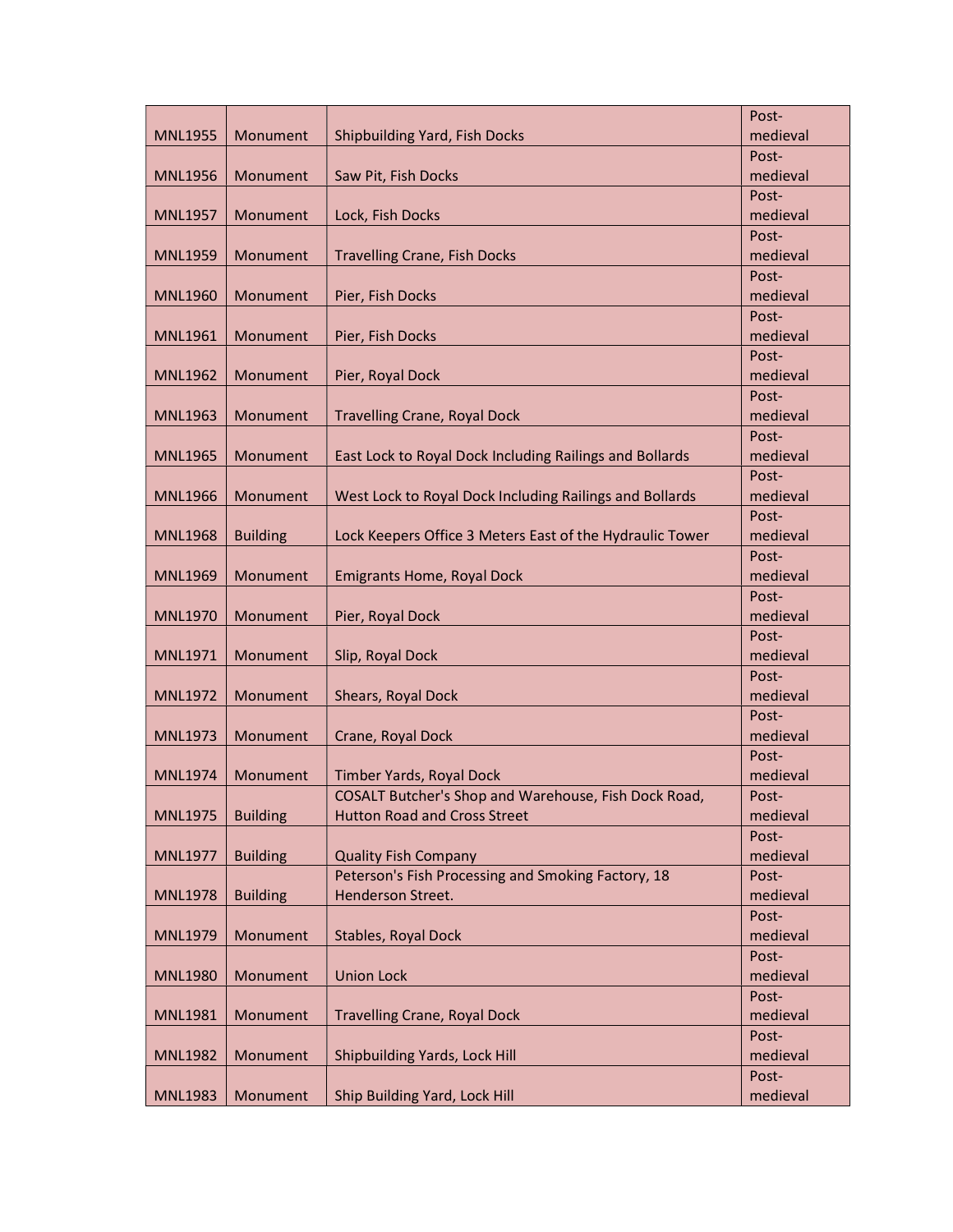| MNL1955 | Monument | Shipbuilding Yard, Fish Docks | Post-medieval |
|---|---|---|---|
| MNL1956 | Monument | Saw Pit, Fish Docks | Post-medieval |
| MNL1957 | Monument | Lock, Fish Docks | Post-medieval |
| MNL1959 | Monument | Travelling Crane, Fish Docks | Post-medieval |
| MNL1960 | Monument | Pier, Fish Docks | Post-medieval |
| MNL1961 | Monument | Pier, Fish Docks | Post-medieval |
| MNL1962 | Monument | Pier, Royal Dock | Post-medieval |
| MNL1963 | Monument | Travelling Crane, Royal Dock | Post-medieval |
| MNL1965 | Monument | East Lock to Royal Dock Including Railings and Bollards | Post-medieval |
| MNL1966 | Monument | West Lock to Royal Dock Including Railings and Bollards | Post-medieval |
| MNL1968 | Building | Lock Keepers Office 3 Meters East of the Hydraulic Tower | Post-medieval |
| MNL1969 | Monument | Emigrants Home, Royal Dock | Post-medieval |
| MNL1970 | Monument | Pier, Royal Dock | Post-medieval |
| MNL1971 | Monument | Slip, Royal Dock | Post-medieval |
| MNL1972 | Monument | Shears, Royal Dock | Post-medieval |
| MNL1973 | Monument | Crane, Royal Dock | Post-medieval |
| MNL1974 | Monument | Timber Yards, Royal Dock | Post-medieval |
| MNL1975 | Building | COSALT Butcher's Shop and Warehouse, Fish Dock Road, Hutton Road and Cross Street | Post-medieval |
| MNL1977 | Building | Quality Fish Company | Post-medieval |
| MNL1978 | Building | Peterson's Fish Processing and Smoking Factory, 18 Henderson Street. | Post-medieval |
| MNL1979 | Monument | Stables, Royal Dock | Post-medieval |
| MNL1980 | Monument | Union Lock | Post-medieval |
| MNL1981 | Monument | Travelling Crane, Royal Dock | Post-medieval |
| MNL1982 | Monument | Shipbuilding Yards, Lock Hill | Post-medieval |
| MNL1983 | Monument | Ship Building Yard, Lock Hill | Post-medieval |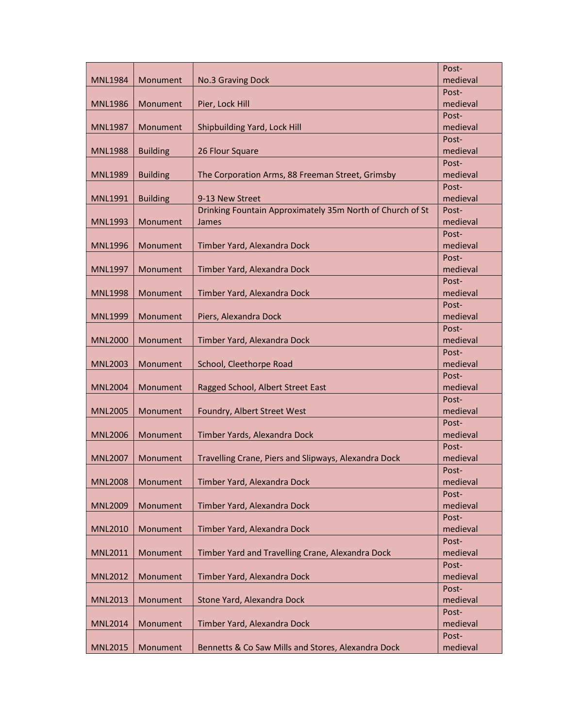| | | | |
|---|---|---|---|
| MNL1984 | Monument | No.3 Graving Dock | Post-medieval |
| MNL1986 | Monument | Pier, Lock Hill | Post-medieval |
| MNL1987 | Monument | Shipbuilding Yard, Lock Hill | Post-medieval |
| MNL1988 | Building | 26 Flour Square | Post-medieval |
| MNL1989 | Building | The Corporation Arms, 88 Freeman Street, Grimsby | Post-medieval |
| MNL1991 | Building | 9-13 New Street | Post-medieval |
| MNL1993 | Monument | Drinking Fountain Approximately 35m North of Church of St James | Post-medieval |
| MNL1996 | Monument | Timber Yard, Alexandra Dock | Post-medieval |
| MNL1997 | Monument | Timber Yard, Alexandra Dock | Post-medieval |
| MNL1998 | Monument | Timber Yard, Alexandra Dock | Post-medieval |
| MNL1999 | Monument | Piers, Alexandra Dock | Post-medieval |
| MNL2000 | Monument | Timber Yard, Alexandra Dock | Post-medieval |
| MNL2003 | Monument | School, Cleethorpe Road | Post-medieval |
| MNL2004 | Monument | Ragged School, Albert Street East | Post-medieval |
| MNL2005 | Monument | Foundry, Albert Street West | Post-medieval |
| MNL2006 | Monument | Timber Yards, Alexandra Dock | Post-medieval |
| MNL2007 | Monument | Travelling Crane, Piers and Slipways, Alexandra Dock | Post-medieval |
| MNL2008 | Monument | Timber Yard, Alexandra Dock | Post-medieval |
| MNL2009 | Monument | Timber Yard, Alexandra Dock | Post-medieval |
| MNL2010 | Monument | Timber Yard, Alexandra Dock | Post-medieval |
| MNL2011 | Monument | Timber Yard and Travelling Crane, Alexandra Dock | Post-medieval |
| MNL2012 | Monument | Timber Yard, Alexandra Dock | Post-medieval |
| MNL2013 | Monument | Stone Yard, Alexandra Dock | Post-medieval |
| MNL2014 | Monument | Timber Yard, Alexandra Dock | Post-medieval |
| MNL2015 | Monument | Bennetts & Co Saw Mills and Stores, Alexandra Dock | Post-medieval |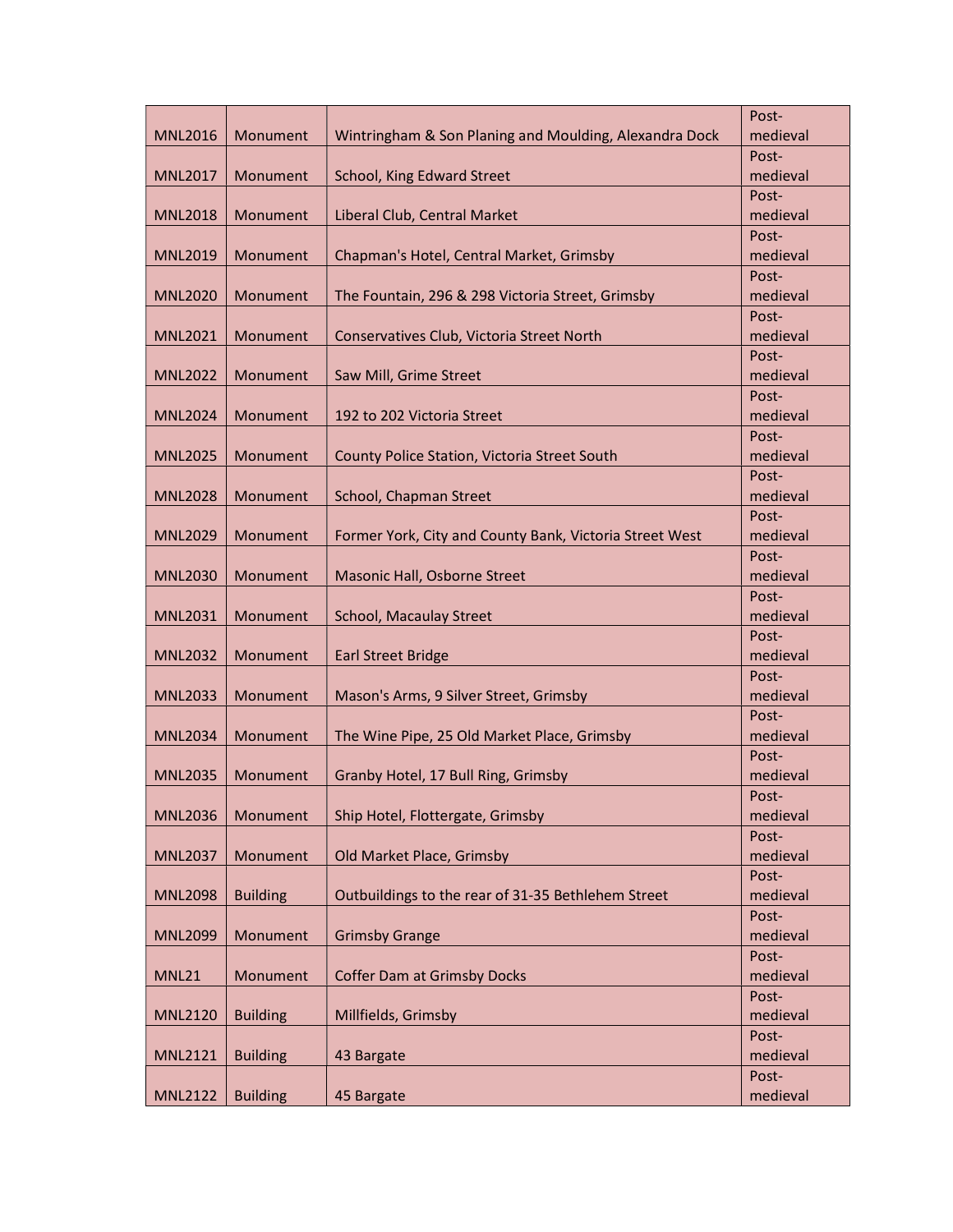| | | | |
|---|---|---|---|
| MNL2016 | Monument | Wintringham & Son Planing and Moulding, Alexandra Dock | Post-medieval |
| MNL2017 | Monument | School, King Edward Street | Post-medieval |
| MNL2018 | Monument | Liberal Club, Central Market | Post-medieval |
| MNL2019 | Monument | Chapman's Hotel, Central Market, Grimsby | Post-medieval |
| MNL2020 | Monument | The Fountain, 296 & 298 Victoria Street, Grimsby | Post-medieval |
| MNL2021 | Monument | Conservatives Club, Victoria Street North | Post-medieval |
| MNL2022 | Monument | Saw Mill, Grime Street | Post-medieval |
| MNL2024 | Monument | 192 to 202 Victoria Street | Post-medieval |
| MNL2025 | Monument | County Police Station, Victoria Street South | Post-medieval |
| MNL2028 | Monument | School, Chapman Street | Post-medieval |
| MNL2029 | Monument | Former York, City and County Bank, Victoria Street West | Post-medieval |
| MNL2030 | Monument | Masonic Hall, Osborne Street | Post-medieval |
| MNL2031 | Monument | School, Macaulay Street | Post-medieval |
| MNL2032 | Monument | Earl Street Bridge | Post-medieval |
| MNL2033 | Monument | Mason's Arms, 9 Silver Street, Grimsby | Post-medieval |
| MNL2034 | Monument | The Wine Pipe, 25 Old Market Place, Grimsby | Post-medieval |
| MNL2035 | Monument | Granby Hotel, 17 Bull Ring, Grimsby | Post-medieval |
| MNL2036 | Monument | Ship Hotel, Flottergate, Grimsby | Post-medieval |
| MNL2037 | Monument | Old Market Place, Grimsby | Post-medieval |
| MNL2098 | Building | Outbuildings to the rear of 31-35 Bethlehem Street | Post-medieval |
| MNL2099 | Monument | Grimsby Grange | Post-medieval |
| MNL21 | Monument | Coffer Dam at Grimsby Docks | Post-medieval |
| MNL2120 | Building | Millfields, Grimsby | Post-medieval |
| MNL2121 | Building | 43 Bargate | Post-medieval |
| MNL2122 | Building | 45 Bargate | Post-medieval |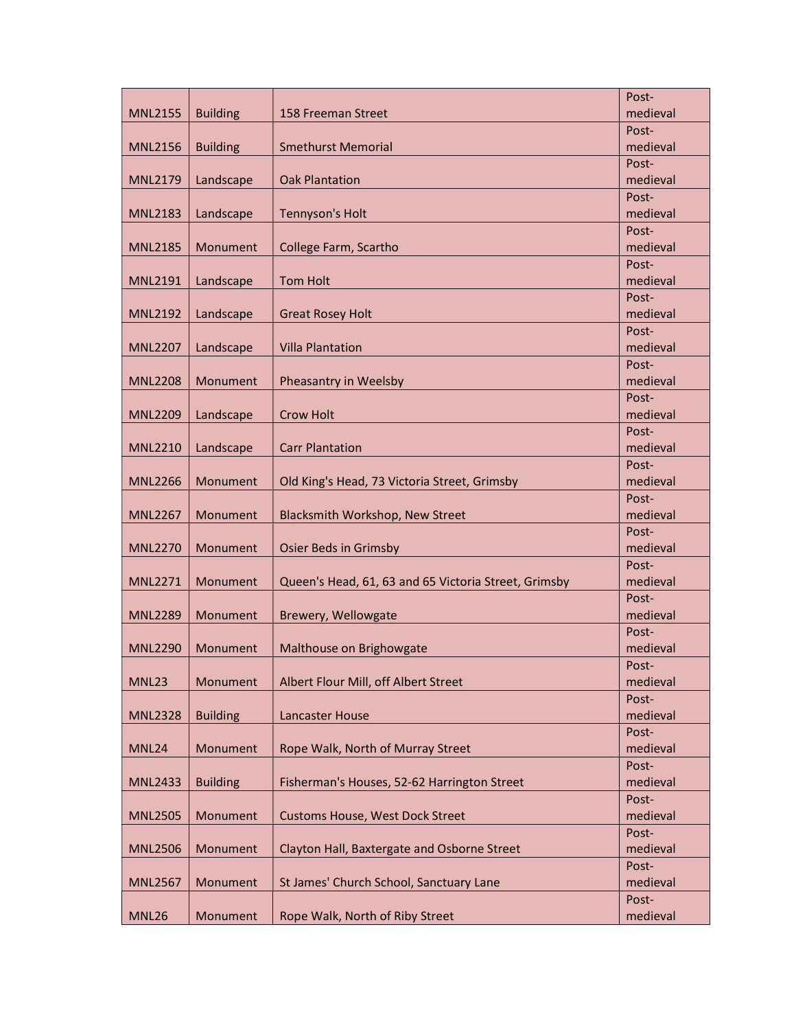| MNL2155 | Building | 158 Freeman Street | Post-medieval |
|---|---|---|---|
| MNL2156 | Building | Smethurst Memorial | Post-medieval |
| MNL2179 | Landscape | Oak Plantation | Post-medieval |
| MNL2183 | Landscape | Tennyson's Holt | Post-medieval |
| MNL2185 | Monument | College Farm, Scartho | Post-medieval |
| MNL2191 | Landscape | Tom Holt | Post-medieval |
| MNL2192 | Landscape | Great Rosey Holt | Post-medieval |
| MNL2207 | Landscape | Villa Plantation | Post-medieval |
| MNL2208 | Monument | Pheasantry in Weelsby | Post-medieval |
| MNL2209 | Landscape | Crow Holt | Post-medieval |
| MNL2210 | Landscape | Carr Plantation | Post-medieval |
| MNL2266 | Monument | Old King's Head, 73 Victoria Street, Grimsby | Post-medieval |
| MNL2267 | Monument | Blacksmith Workshop, New Street | Post-medieval |
| MNL2270 | Monument | Osier Beds in Grimsby | Post-medieval |
| MNL2271 | Monument | Queen's Head, 61, 63 and 65 Victoria Street, Grimsby | Post-medieval |
| MNL2289 | Monument | Brewery, Wellowgate | Post-medieval |
| MNL2290 | Monument | Malthouse on Brighowgate | Post-medieval |
| MNL23 | Monument | Albert Flour Mill, off Albert Street | Post-medieval |
| MNL2328 | Building | Lancaster House | Post-medieval |
| MNL24 | Monument | Rope Walk, North of Murray Street | Post-medieval |
| MNL2433 | Building | Fisherman's Houses, 52-62 Harrington Street | Post-medieval |
| MNL2505 | Monument | Customs House, West Dock Street | Post-medieval |
| MNL2506 | Monument | Clayton Hall, Baxtergate and Osborne Street | Post-medieval |
| MNL2567 | Monument | St James' Church School, Sanctuary Lane | Post-medieval |
| MNL26 | Monument | Rope Walk, North of Riby Street | Post-medieval |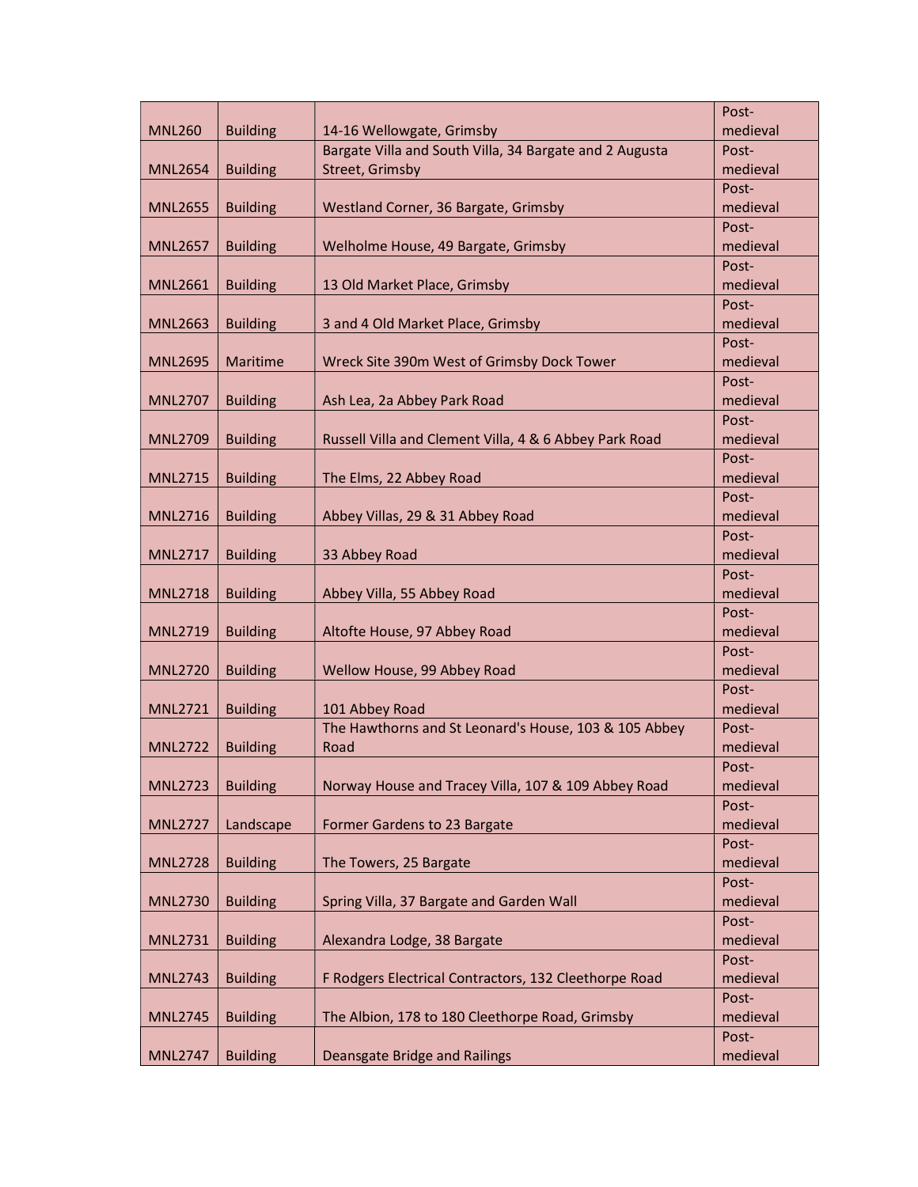| MNL260 | Building | 14-16 Wellowgate, Grimsby | Post-medieval |
|---|---|---|---|
| MNL2654 | Building | Bargate Villa and South Villa, 34 Bargate and 2 Augusta Street, Grimsby | Post-medieval |
| MNL2655 | Building | Westland Corner, 36 Bargate, Grimsby | Post-medieval |
| MNL2657 | Building | Welholme House, 49 Bargate, Grimsby | Post-medieval |
| MNL2661 | Building | 13 Old Market Place, Grimsby | Post-medieval |
| MNL2663 | Building | 3 and 4 Old Market Place, Grimsby | Post-medieval |
| MNL2695 | Maritime | Wreck Site 390m West of Grimsby Dock Tower | Post-medieval |
| MNL2707 | Building | Ash Lea, 2a Abbey Park Road | Post-medieval |
| MNL2709 | Building | Russell Villa and Clement Villa, 4 & 6 Abbey Park Road | Post-medieval |
| MNL2715 | Building | The Elms, 22 Abbey Road | Post-medieval |
| MNL2716 | Building | Abbey Villas, 29 & 31 Abbey Road | Post-medieval |
| MNL2717 | Building | 33 Abbey Road | Post-medieval |
| MNL2718 | Building | Abbey Villa, 55 Abbey Road | Post-medieval |
| MNL2719 | Building | Altofte House, 97 Abbey Road | Post-medieval |
| MNL2720 | Building | Wellow House, 99 Abbey Road | Post-medieval |
| MNL2721 | Building | 101 Abbey Road | Post-medieval |
| MNL2722 | Building | The Hawthorns and St Leonard's House, 103 & 105 Abbey Road | Post-medieval |
| MNL2723 | Building | Norway House and Tracey Villa, 107 & 109 Abbey Road | Post-medieval |
| MNL2727 | Landscape | Former Gardens to 23 Bargate | Post-medieval |
| MNL2728 | Building | The Towers, 25 Bargate | Post-medieval |
| MNL2730 | Building | Spring Villa, 37 Bargate and Garden Wall | Post-medieval |
| MNL2731 | Building | Alexandra Lodge, 38 Bargate | Post-medieval |
| MNL2743 | Building | F Rodgers Electrical Contractors, 132 Cleethorpe Road | Post-medieval |
| MNL2745 | Building | The Albion, 178 to 180 Cleethorpe Road, Grimsby | Post-medieval |
| MNL2747 | Building | Deansgate Bridge and Railings | Post-medieval |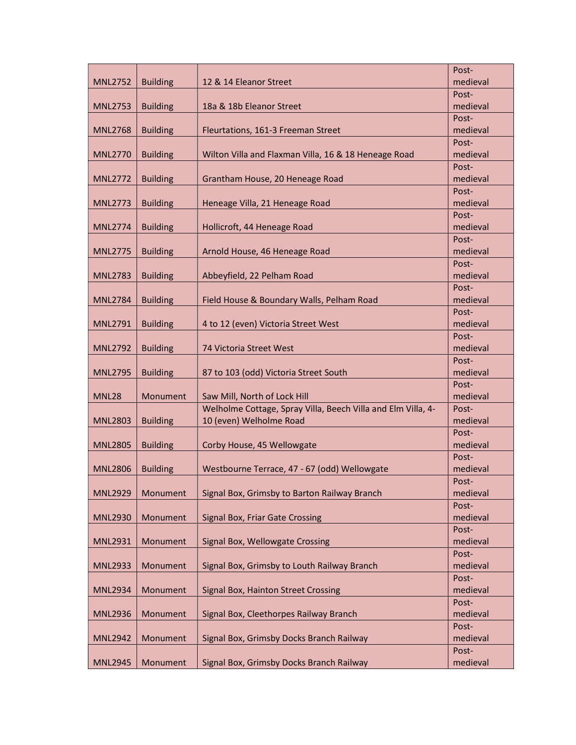| MNL2752 | Building | 12 & 14 Eleanor Street | Post-medieval |
|---|---|---|---|
| MNL2753 | Building | 18a & 18b Eleanor Street | Post-medieval |
| MNL2768 | Building | Fleurtations, 161-3 Freeman Street | Post-medieval |
| MNL2770 | Building | Wilton Villa and Flaxman Villa, 16 & 18 Heneage Road | Post-medieval |
| MNL2772 | Building | Grantham House, 20 Heneage Road | Post-medieval |
| MNL2773 | Building | Heneage Villa, 21 Heneage Road | Post-medieval |
| MNL2774 | Building | Hollicroft, 44 Heneage Road | Post-medieval |
| MNL2775 | Building | Arnold House, 46 Heneage Road | Post-medieval |
| MNL2783 | Building | Abbeyfield, 22 Pelham Road | Post-medieval |
| MNL2784 | Building | Field House & Boundary Walls, Pelham Road | Post-medieval |
| MNL2791 | Building | 4 to 12 (even) Victoria Street West | Post-medieval |
| MNL2792 | Building | 74 Victoria Street West | Post-medieval |
| MNL2795 | Building | 87 to 103 (odd) Victoria Street South | Post-medieval |
| MNL28 | Monument | Saw Mill, North of Lock Hill | Post-medieval |
| MNL2803 | Building | Welholme Cottage, Spray Villa, Beech Villa and Elm Villa, 4-10 (even) Welholme Road | Post-medieval |
| MNL2805 | Building | Corby House, 45 Wellowgate | Post-medieval |
| MNL2806 | Building | Westbourne Terrace, 47 - 67 (odd) Wellowgate | Post-medieval |
| MNL2929 | Monument | Signal Box, Grimsby to Barton Railway Branch | Post-medieval |
| MNL2930 | Monument | Signal Box, Friar Gate Crossing | Post-medieval |
| MNL2931 | Monument | Signal Box, Wellowgate Crossing | Post-medieval |
| MNL2933 | Monument | Signal Box, Grimsby to Louth Railway Branch | Post-medieval |
| MNL2934 | Monument | Signal Box, Hainton Street Crossing | Post-medieval |
| MNL2936 | Monument | Signal Box, Cleethorpes Railway Branch | Post-medieval |
| MNL2942 | Monument | Signal Box, Grimsby Docks Branch Railway | Post-medieval |
| MNL2945 | Monument | Signal Box, Grimsby Docks Branch Railway | Post-medieval |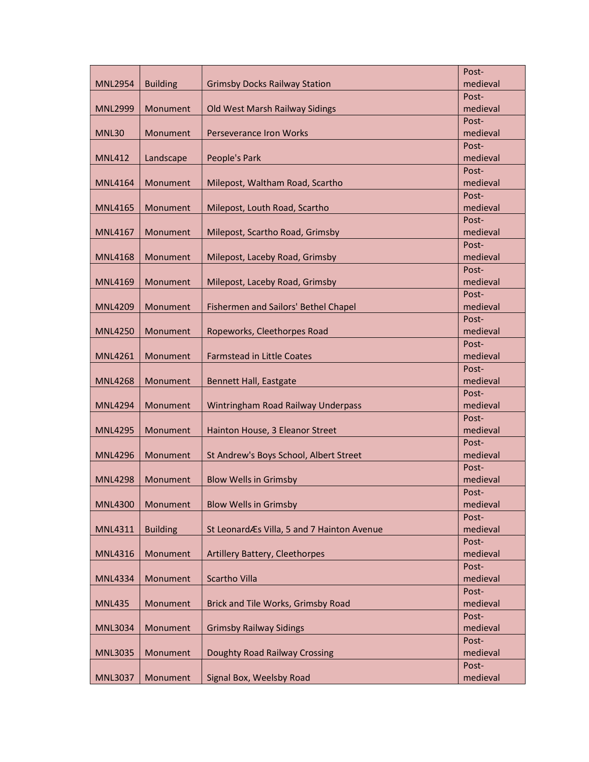| MNL2954 | Building | Grimsby Docks Railway Station | Post-medieval |
|---|---|---|---|
| MNL2999 | Monument | Old West Marsh Railway Sidings | Post-medieval |
| MNL30 | Monument | Perseverance Iron Works | Post-medieval |
| MNL412 | Landscape | People's Park | Post-medieval |
| MNL4164 | Monument | Milepost, Waltham Road, Scartho | Post-medieval |
| MNL4165 | Monument | Milepost, Louth Road, Scartho | Post-medieval |
| MNL4167 | Monument | Milepost, Scartho Road, Grimsby | Post-medieval |
| MNL4168 | Monument | Milepost, Laceby Road, Grimsby | Post-medieval |
| MNL4169 | Monument | Milepost, Laceby Road, Grimsby | Post-medieval |
| MNL4209 | Monument | Fishermen and Sailors' Bethel Chapel | Post-medieval |
| MNL4250 | Monument | Ropeworks, Cleethorpes Road | Post-medieval |
| MNL4261 | Monument | Farmstead in Little Coates | Post-medieval |
| MNL4268 | Monument | Bennett Hall, Eastgate | Post-medieval |
| MNL4294 | Monument | Wintringham Road Railway Underpass | Post-medieval |
| MNL4295 | Monument | Hainton House, 3 Eleanor Street | Post-medieval |
| MNL4296 | Monument | St Andrew's Boys School, Albert Street | Post-medieval |
| MNL4298 | Monument | Blow Wells in Grimsby | Post-medieval |
| MNL4300 | Monument | Blow Wells in Grimsby | Post-medieval |
| MNL4311 | Building | St LeonardÆs Villa, 5 and 7 Hainton Avenue | Post-medieval |
| MNL4316 | Monument | Artillery Battery, Cleethorpes | Post-medieval |
| MNL4334 | Monument | Scartho Villa | Post-medieval |
| MNL435 | Monument | Brick and Tile Works, Grimsby Road | Post-medieval |
| MNL3034 | Monument | Grimsby Railway Sidings | Post-medieval |
| MNL3035 | Monument | Doughty Road Railway Crossing | Post-medieval |
| MNL3037 | Monument | Signal Box, Weelsby Road | Post-medieval |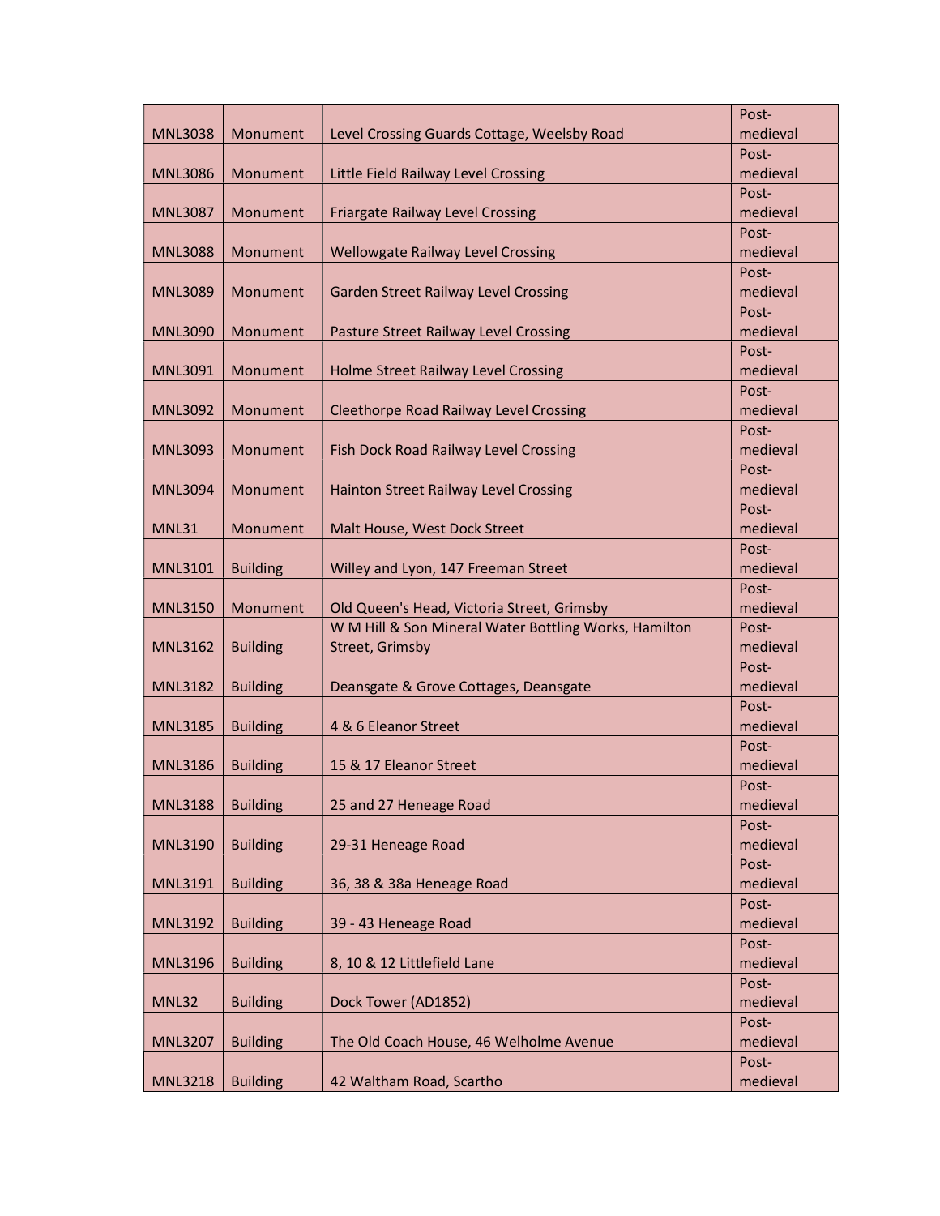| | | | |
|---|---|---|---|
| MNL3038 | Monument | Level Crossing Guards Cottage, Weelsby Road | Post-medieval |
| MNL3086 | Monument | Little Field Railway Level Crossing | Post-medieval |
| MNL3087 | Monument | Friargate Railway Level Crossing | Post-medieval |
| MNL3088 | Monument | Wellowgate Railway Level Crossing | Post-medieval |
| MNL3089 | Monument | Garden Street Railway Level Crossing | Post-medieval |
| MNL3090 | Monument | Pasture Street Railway Level Crossing | Post-medieval |
| MNL3091 | Monument | Holme Street Railway Level Crossing | Post-medieval |
| MNL3092 | Monument | Cleethorpe Road Railway Level Crossing | Post-medieval |
| MNL3093 | Monument | Fish Dock Road Railway Level Crossing | Post-medieval |
| MNL3094 | Monument | Hainton Street Railway Level Crossing | Post-medieval |
| MNL31 | Monument | Malt House, West Dock Street | Post-medieval |
| MNL3101 | Building | Willey and Lyon, 147 Freeman Street | Post-medieval |
| MNL3150 | Monument | Old Queen's Head, Victoria Street, Grimsby | Post-medieval |
| MNL3162 | Building | W M Hill & Son Mineral Water Bottling Works, Hamilton Street, Grimsby | Post-medieval |
| MNL3182 | Building | Deansgate & Grove Cottages, Deansgate | Post-medieval |
| MNL3185 | Building | 4 & 6 Eleanor Street | Post-medieval |
| MNL3186 | Building | 15 & 17 Eleanor Street | Post-medieval |
| MNL3188 | Building | 25 and 27 Heneage Road | Post-medieval |
| MNL3190 | Building | 29-31 Heneage Road | Post-medieval |
| MNL3191 | Building | 36, 38 & 38a Heneage Road | Post-medieval |
| MNL3192 | Building | 39 - 43 Heneage Road | Post-medieval |
| MNL3196 | Building | 8, 10 & 12 Littlefield Lane | Post-medieval |
| MNL32 | Building | Dock Tower (AD1852) | Post-medieval |
| MNL3207 | Building | The Old Coach House, 46 Welholme Avenue | Post-medieval |
| MNL3218 | Building | 42 Waltham Road, Scartho | Post-medieval |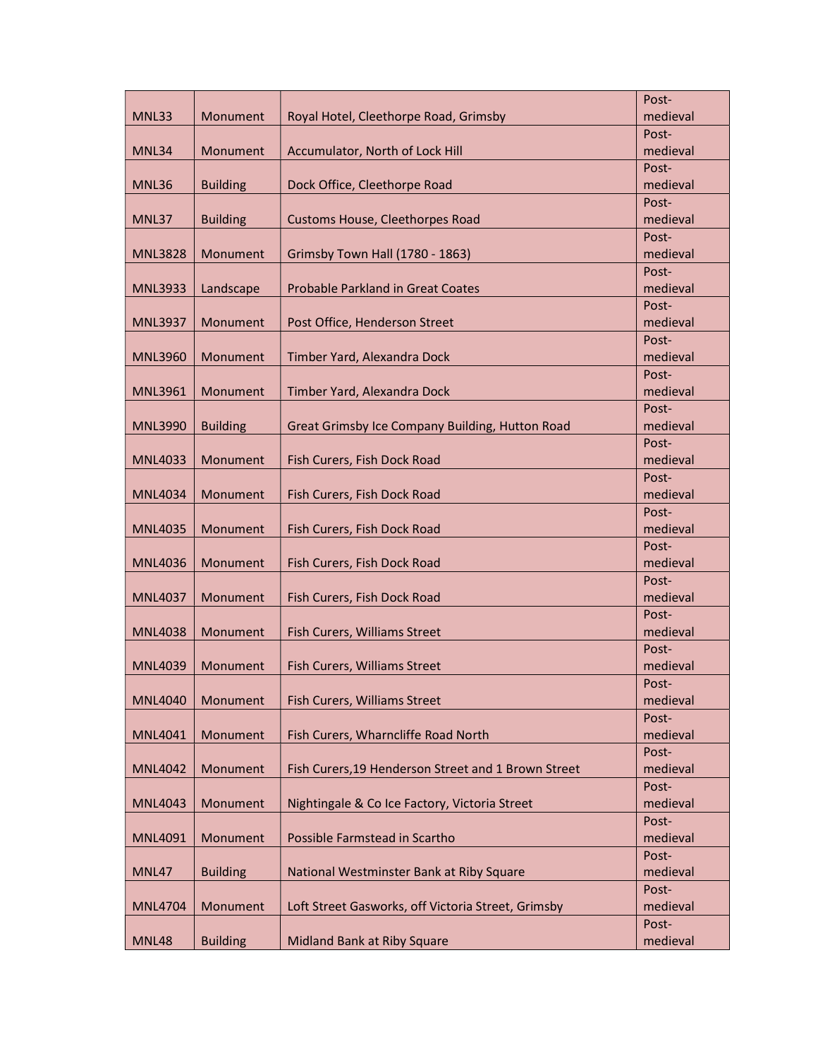| | | | |
|---|---|---|---|
| MNL33 | Monument | Royal Hotel, Cleethorpe Road, Grimsby | Post-medieval |
| MNL34 | Monument | Accumulator, North of Lock Hill | Post-medieval |
| MNL36 | Building | Dock Office, Cleethorpe Road | Post-medieval |
| MNL37 | Building | Customs House, Cleethorpes Road | Post-medieval |
| MNL3828 | Monument | Grimsby Town Hall (1780 - 1863) | Post-medieval |
| MNL3933 | Landscape | Probable Parkland in Great Coates | Post-medieval |
| MNL3937 | Monument | Post Office, Henderson Street | Post-medieval |
| MNL3960 | Monument | Timber Yard, Alexandra Dock | Post-medieval |
| MNL3961 | Monument | Timber Yard, Alexandra Dock | Post-medieval |
| MNL3990 | Building | Great Grimsby Ice Company Building, Hutton Road | Post-medieval |
| MNL4033 | Monument | Fish Curers, Fish Dock Road | Post-medieval |
| MNL4034 | Monument | Fish Curers, Fish Dock Road | Post-medieval |
| MNL4035 | Monument | Fish Curers, Fish Dock Road | Post-medieval |
| MNL4036 | Monument | Fish Curers, Fish Dock Road | Post-medieval |
| MNL4037 | Monument | Fish Curers, Fish Dock Road | Post-medieval |
| MNL4038 | Monument | Fish Curers, Williams Street | Post-medieval |
| MNL4039 | Monument | Fish Curers, Williams Street | Post-medieval |
| MNL4040 | Monument | Fish Curers, Williams Street | Post-medieval |
| MNL4041 | Monument | Fish Curers, Wharncliffe Road North | Post-medieval |
| MNL4042 | Monument | Fish Curers,19 Henderson Street and 1 Brown Street | Post-medieval |
| MNL4043 | Monument | Nightingale & Co Ice Factory, Victoria Street | Post-medieval |
| MNL4091 | Monument | Possible Farmstead in Scartho | Post-medieval |
| MNL47 | Building | National Westminster Bank at Riby Square | Post-medieval |
| MNL4704 | Monument | Loft Street Gasworks, off Victoria Street, Grimsby | Post-medieval |
| MNL48 | Building | Midland Bank at Riby Square | Post-medieval |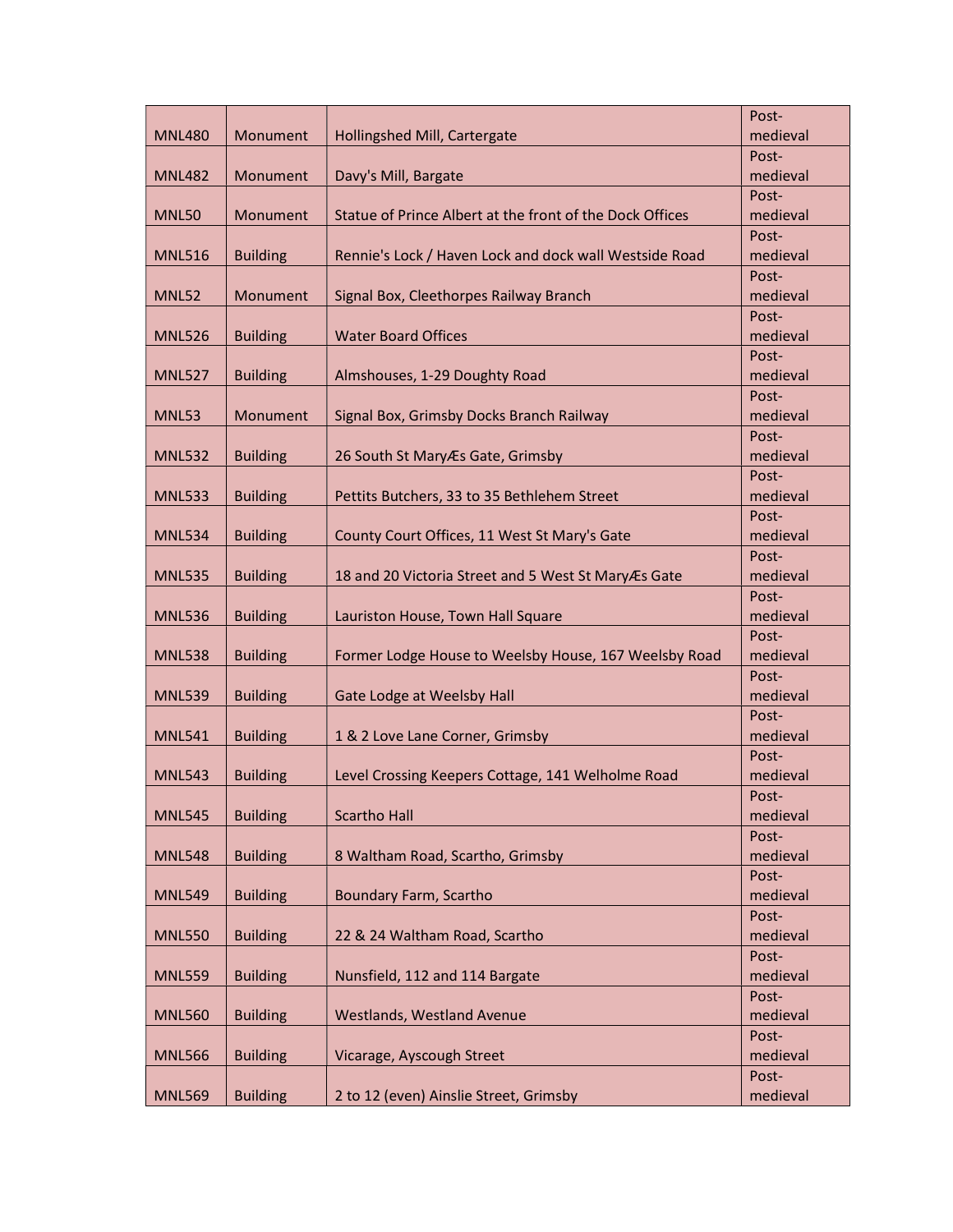| | | | |
|---|---|---|---|
| MNL480 | Monument | Hollingshed Mill, Cartergate | Post-medieval |
| MNL482 | Monument | Davy's Mill, Bargate | Post-medieval |
| MNL50 | Monument | Statue of Prince Albert at the front of the Dock Offices | Post-medieval |
| MNL516 | Building | Rennie's Lock / Haven Lock and dock wall Westside Road | Post-medieval |
| MNL52 | Monument | Signal Box, Cleethorpes Railway Branch | Post-medieval |
| MNL526 | Building | Water Board Offices | Post-medieval |
| MNL527 | Building | Almshouses, 1-29 Doughty Road | Post-medieval |
| MNL53 | Monument | Signal Box, Grimsby Docks Branch Railway | Post-medieval |
| MNL532 | Building | 26 South St MaryÆs Gate, Grimsby | Post-medieval |
| MNL533 | Building | Pettits Butchers, 33 to 35 Bethlehem Street | Post-medieval |
| MNL534 | Building | County Court Offices, 11 West St Mary's Gate | Post-medieval |
| MNL535 | Building | 18 and 20 Victoria Street and 5 West St MaryÆs Gate | Post-medieval |
| MNL536 | Building | Lauriston House, Town Hall Square | Post-medieval |
| MNL538 | Building | Former Lodge House to Weelsby House, 167 Weelsby Road | Post-medieval |
| MNL539 | Building | Gate Lodge at Weelsby Hall | Post-medieval |
| MNL541 | Building | 1 & 2 Love Lane Corner, Grimsby | Post-medieval |
| MNL543 | Building | Level Crossing Keepers Cottage, 141 Welholme Road | Post-medieval |
| MNL545 | Building | Scartho Hall | Post-medieval |
| MNL548 | Building | 8 Waltham Road, Scartho, Grimsby | Post-medieval |
| MNL549 | Building | Boundary Farm, Scartho | Post-medieval |
| MNL550 | Building | 22 & 24 Waltham Road, Scartho | Post-medieval |
| MNL559 | Building | Nunsfield, 112 and 114 Bargate | Post-medieval |
| MNL560 | Building | Westlands, Westland Avenue | Post-medieval |
| MNL566 | Building | Vicarage, Ayscough Street | Post-medieval |
| MNL569 | Building | 2 to 12 (even) Ainslie Street, Grimsby | Post-medieval |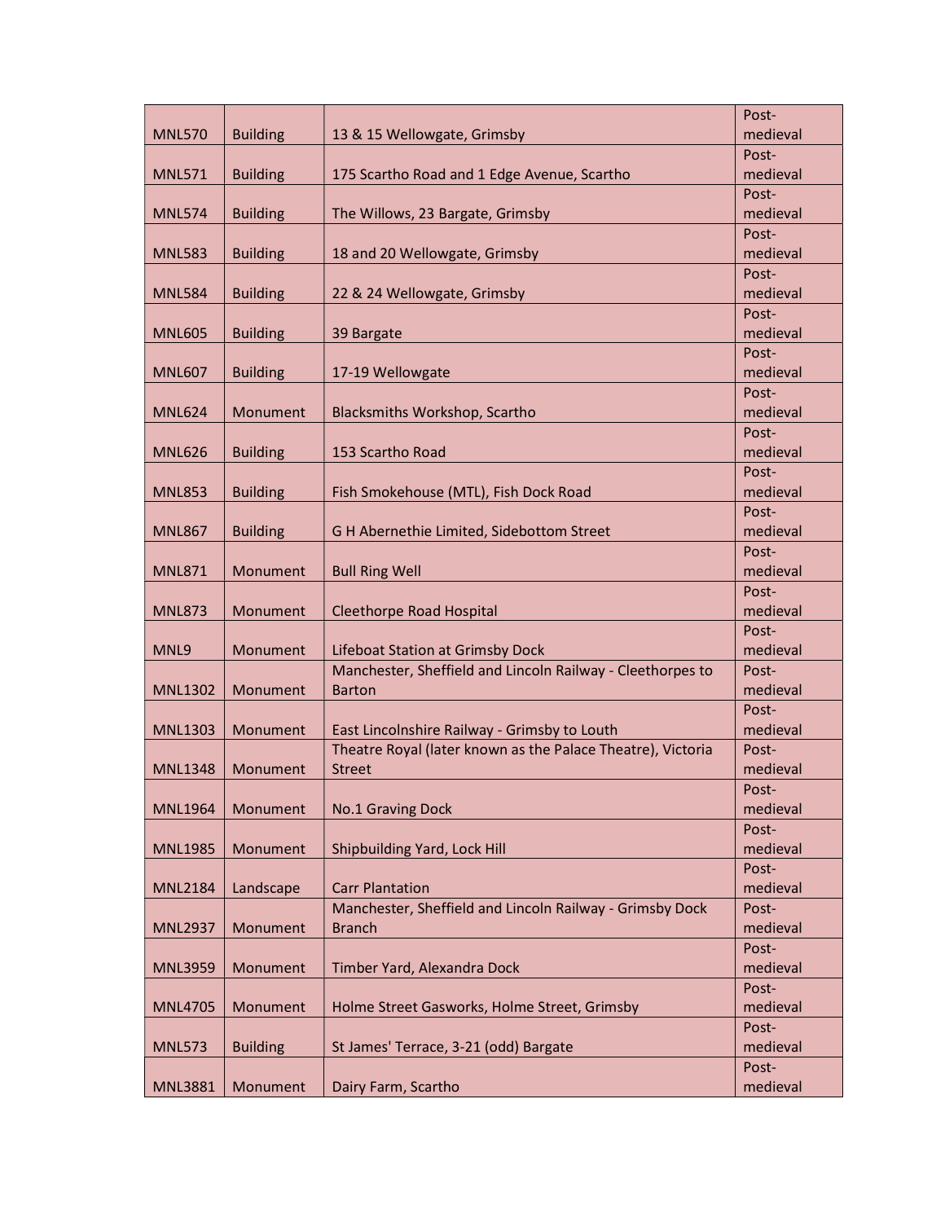| | | | |
|---|---|---|---|
| MNL570 | Building | 13 & 15 Wellowgate, Grimsby | Post-medieval |
| MNL571 | Building | 175 Scartho Road and 1 Edge Avenue, Scartho | Post-medieval |
| MNL574 | Building | The Willows, 23 Bargate, Grimsby | Post-medieval |
| MNL583 | Building | 18 and 20 Wellowgate, Grimsby | Post-medieval |
| MNL584 | Building | 22 & 24 Wellowgate, Grimsby | Post-medieval |
| MNL605 | Building | 39 Bargate | Post-medieval |
| MNL607 | Building | 17-19 Wellowgate | Post-medieval |
| MNL624 | Monument | Blacksmiths Workshop, Scartho | Post-medieval |
| MNL626 | Building | 153 Scartho Road | Post-medieval |
| MNL853 | Building | Fish Smokehouse (MTL), Fish Dock Road | Post-medieval |
| MNL867 | Building | G H Abernethie Limited, Sidebottom Street | Post-medieval |
| MNL871 | Monument | Bull Ring Well | Post-medieval |
| MNL873 | Monument | Cleethorpe Road Hospital | Post-medieval |
| MNL9 | Monument | Lifeboat Station at Grimsby Dock | Post-medieval |
| MNL1302 | Monument | Manchester, Sheffield and Lincoln Railway - Cleethorpes to Barton | Post-medieval |
| MNL1303 | Monument | East Lincolnshire Railway - Grimsby to Louth | Post-medieval |
| MNL1348 | Monument | Theatre Royal (later known as the Palace Theatre), Victoria Street | Post-medieval |
| MNL1964 | Monument | No.1 Graving Dock | Post-medieval |
| MNL1985 | Monument | Shipbuilding Yard, Lock Hill | Post-medieval |
| MNL2184 | Landscape | Carr Plantation | Post-medieval |
| MNL2937 | Monument | Manchester, Sheffield and Lincoln Railway - Grimsby Dock Branch | Post-medieval |
| MNL3959 | Monument | Timber Yard, Alexandra Dock | Post-medieval |
| MNL4705 | Monument | Holme Street Gasworks, Holme Street, Grimsby | Post-medieval |
| MNL573 | Building | St James' Terrace, 3-21 (odd) Bargate | Post-medieval |
| MNL3881 | Monument | Dairy Farm, Scartho | Post-medieval |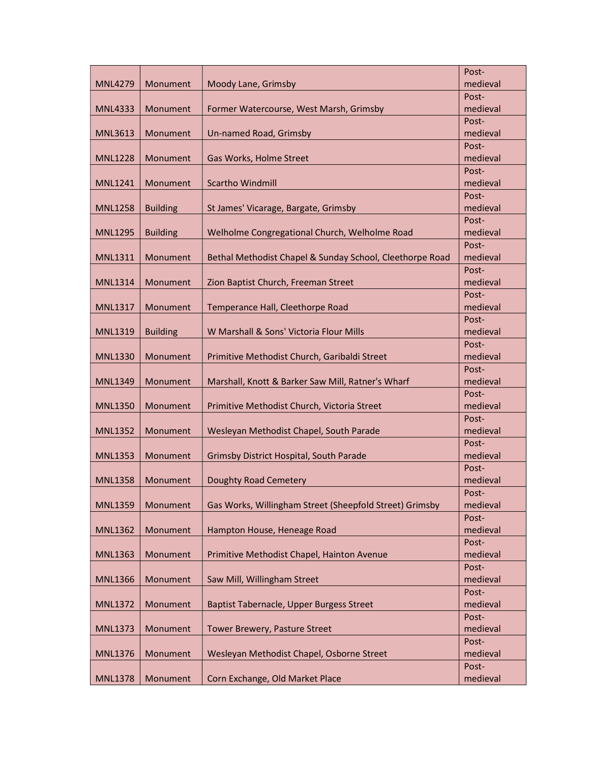| | | | |
|---|---|---|---|
| MNL4279 | Monument | Moody Lane, Grimsby | Post-medieval |
| MNL4333 | Monument | Former Watercourse, West Marsh, Grimsby | Post-medieval |
| MNL3613 | Monument | Un-named Road, Grimsby | Post-medieval |
| MNL1228 | Monument | Gas Works, Holme Street | Post-medieval |
| MNL1241 | Monument | Scartho Windmill | Post-medieval |
| MNL1258 | Building | St James' Vicarage, Bargate, Grimsby | Post-medieval |
| MNL1295 | Building | Welholme Congregational Church, Welholme Road | Post-medieval |
| MNL1311 | Monument | Bethal Methodist Chapel & Sunday School, Cleethorpe Road | Post-medieval |
| MNL1314 | Monument | Zion Baptist Church, Freeman Street | Post-medieval |
| MNL1317 | Monument | Temperance Hall, Cleethorpe Road | Post-medieval |
| MNL1319 | Building | W Marshall & Sons' Victoria Flour Mills | Post-medieval |
| MNL1330 | Monument | Primitive Methodist Church, Garibaldi Street | Post-medieval |
| MNL1349 | Monument | Marshall, Knott & Barker Saw Mill, Ratner's Wharf | Post-medieval |
| MNL1350 | Monument | Primitive Methodist Church, Victoria Street | Post-medieval |
| MNL1352 | Monument | Wesleyan Methodist Chapel, South Parade | Post-medieval |
| MNL1353 | Monument | Grimsby District Hospital, South Parade | Post-medieval |
| MNL1358 | Monument | Doughty Road Cemetery | Post-medieval |
| MNL1359 | Monument | Gas Works, Willingham Street (Sheepfold Street) Grimsby | Post-medieval |
| MNL1362 | Monument | Hampton House, Heneage Road | Post-medieval |
| MNL1363 | Monument | Primitive Methodist Chapel, Hainton Avenue | Post-medieval |
| MNL1366 | Monument | Saw Mill, Willingham Street | Post-medieval |
| MNL1372 | Monument | Baptist Tabernacle, Upper Burgess Street | Post-medieval |
| MNL1373 | Monument | Tower Brewery, Pasture Street | Post-medieval |
| MNL1376 | Monument | Wesleyan Methodist Chapel, Osborne Street | Post-medieval |
| MNL1378 | Monument | Corn Exchange, Old Market Place | Post-medieval |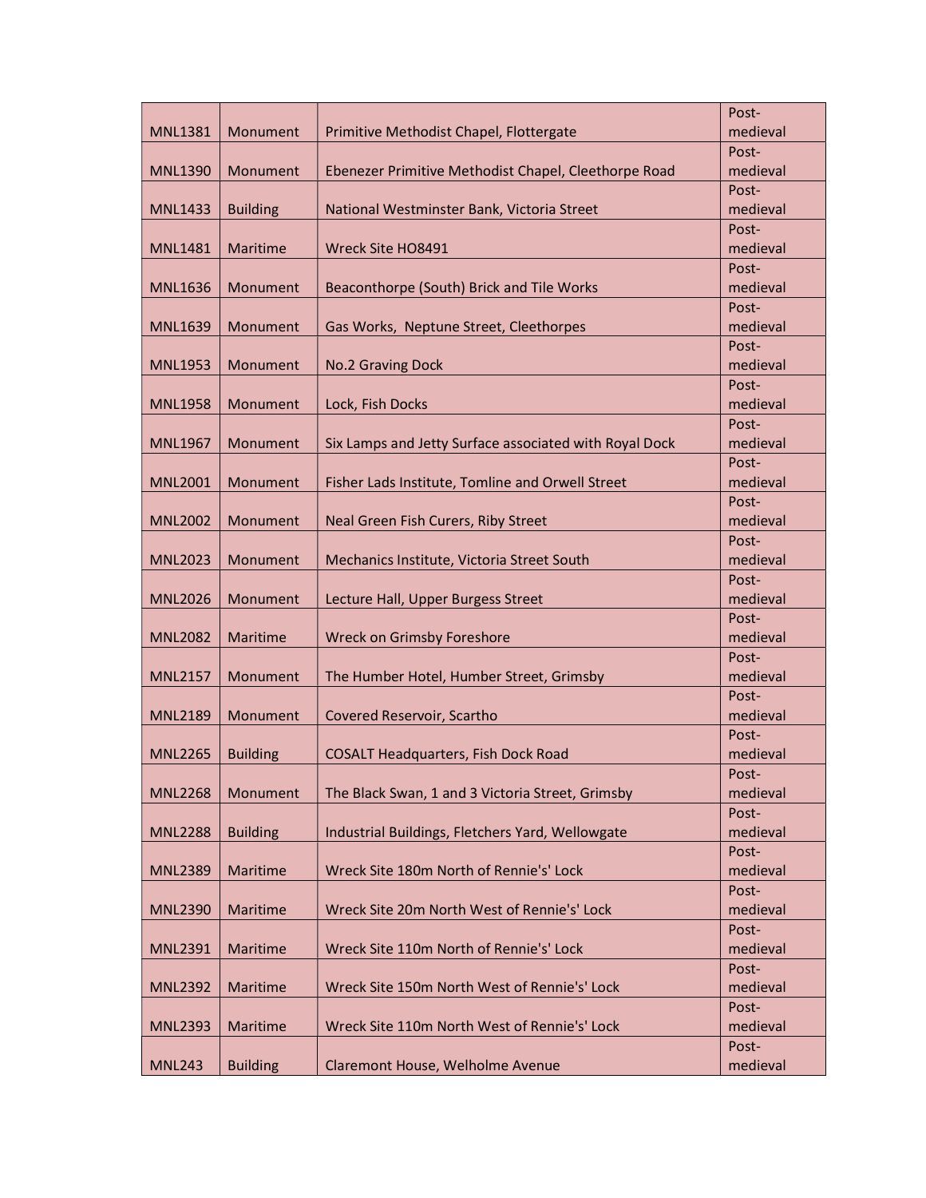| | | | |
|---|---|---|---|
| MNL1381 | Monument | Primitive Methodist Chapel, Flottergate | Post-medieval |
| MNL1390 | Monument | Ebenezer Primitive Methodist Chapel, Cleethorpe Road | Post-medieval |
| MNL1433 | Building | National Westminster Bank, Victoria Street | Post-medieval |
| MNL1481 | Maritime | Wreck Site HO8491 | Post-medieval |
| MNL1636 | Monument | Beaconthorpe (South) Brick and Tile Works | Post-medieval |
| MNL1639 | Monument | Gas Works, Neptune Street, Cleethorpes | Post-medieval |
| MNL1953 | Monument | No.2 Graving Dock | Post-medieval |
| MNL1958 | Monument | Lock, Fish Docks | Post-medieval |
| MNL1967 | Monument | Six Lamps and Jetty Surface associated with Royal Dock | Post-medieval |
| MNL2001 | Monument | Fisher Lads Institute, Tomline and Orwell Street | Post-medieval |
| MNL2002 | Monument | Neal Green Fish Curers, Riby Street | Post-medieval |
| MNL2023 | Monument | Mechanics Institute, Victoria Street South | Post-medieval |
| MNL2026 | Monument | Lecture Hall, Upper Burgess Street | Post-medieval |
| MNL2082 | Maritime | Wreck on Grimsby Foreshore | Post-medieval |
| MNL2157 | Monument | The Humber Hotel, Humber Street, Grimsby | Post-medieval |
| MNL2189 | Monument | Covered Reservoir, Scartho | Post-medieval |
| MNL2265 | Building | COSALT Headquarters, Fish Dock Road | Post-medieval |
| MNL2268 | Monument | The Black Swan, 1 and 3 Victoria Street, Grimsby | Post-medieval |
| MNL2288 | Building | Industrial Buildings, Fletchers Yard, Wellowgate | Post-medieval |
| MNL2389 | Maritime | Wreck Site 180m North of Rennie's' Lock | Post-medieval |
| MNL2390 | Maritime | Wreck Site 20m North West of Rennie's' Lock | Post-medieval |
| MNL2391 | Maritime | Wreck Site 110m North of Rennie's' Lock | Post-medieval |
| MNL2392 | Maritime | Wreck Site 150m North West of Rennie's' Lock | Post-medieval |
| MNL2393 | Maritime | Wreck Site 110m North West of Rennie's' Lock | Post-medieval |
| MNL243 | Building | Claremont House, Welholme Avenue | Post-medieval |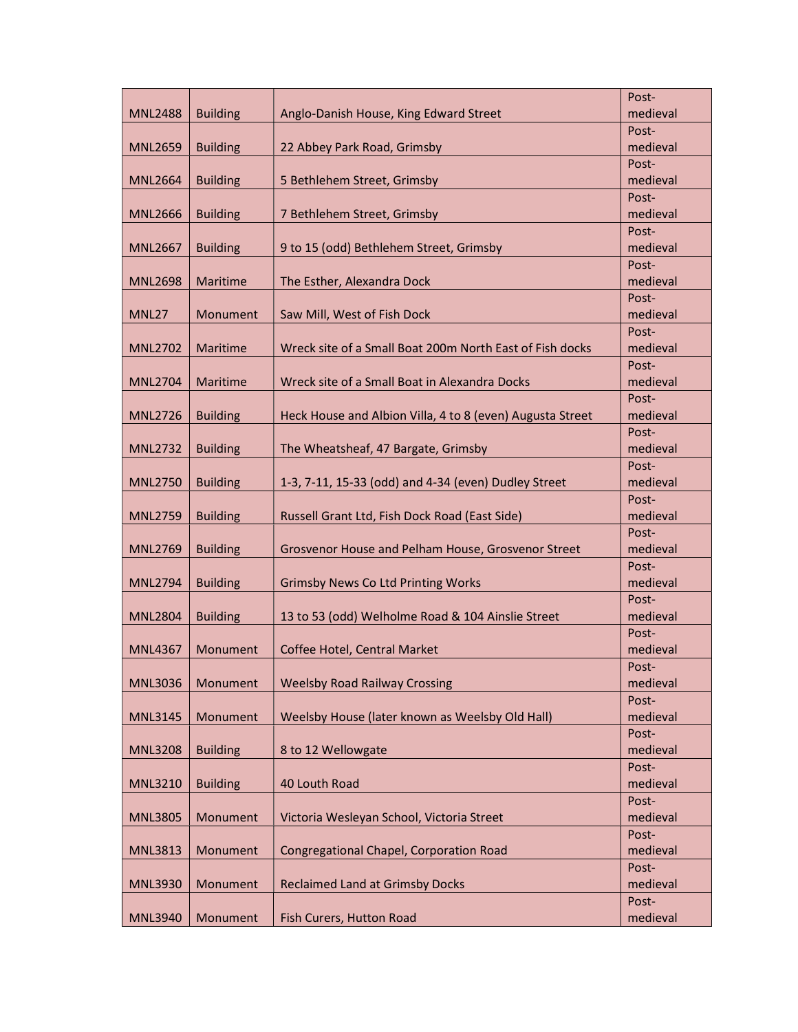| MNL2488 | Building | Anglo-Danish House, King Edward Street | Post-medieval |
|---|---|---|---|
| MNL2659 | Building | 22 Abbey Park Road, Grimsby | Post-medieval |
| MNL2664 | Building | 5 Bethlehem Street, Grimsby | Post-medieval |
| MNL2666 | Building | 7 Bethlehem Street, Grimsby | Post-medieval |
| MNL2667 | Building | 9 to 15 (odd) Bethlehem Street, Grimsby | Post-medieval |
| MNL2698 | Maritime | The Esther, Alexandra Dock | Post-medieval |
| MNL27 | Monument | Saw Mill, West of Fish Dock | Post-medieval |
| MNL2702 | Maritime | Wreck site of a Small Boat 200m North East of Fish docks | Post-medieval |
| MNL2704 | Maritime | Wreck site of a Small Boat in Alexandra Docks | Post-medieval |
| MNL2726 | Building | Heck House and Albion Villa, 4 to 8 (even) Augusta Street | Post-medieval |
| MNL2732 | Building | The Wheatsheaf, 47 Bargate, Grimsby | Post-medieval |
| MNL2750 | Building | 1-3, 7-11, 15-33 (odd) and 4-34 (even) Dudley Street | Post-medieval |
| MNL2759 | Building | Russell Grant Ltd, Fish Dock Road (East Side) | Post-medieval |
| MNL2769 | Building | Grosvenor House and Pelham House, Grosvenor Street | Post-medieval |
| MNL2794 | Building | Grimsby News Co Ltd Printing Works | Post-medieval |
| MNL2804 | Building | 13 to 53 (odd) Welholme Road & 104 Ainslie Street | Post-medieval |
| MNL4367 | Monument | Coffee Hotel, Central Market | Post-medieval |
| MNL3036 | Monument | Weelsby Road Railway Crossing | Post-medieval |
| MNL3145 | Monument | Weelsby House (later known as Weelsby Old Hall) | Post-medieval |
| MNL3208 | Building | 8 to 12 Wellowgate | Post-medieval |
| MNL3210 | Building | 40 Louth Road | Post-medieval |
| MNL3805 | Monument | Victoria Wesleyan School, Victoria Street | Post-medieval |
| MNL3813 | Monument | Congregational Chapel, Corporation Road | Post-medieval |
| MNL3930 | Monument | Reclaimed Land at Grimsby Docks | Post-medieval |
| MNL3940 | Monument | Fish Curers, Hutton Road | Post-medieval |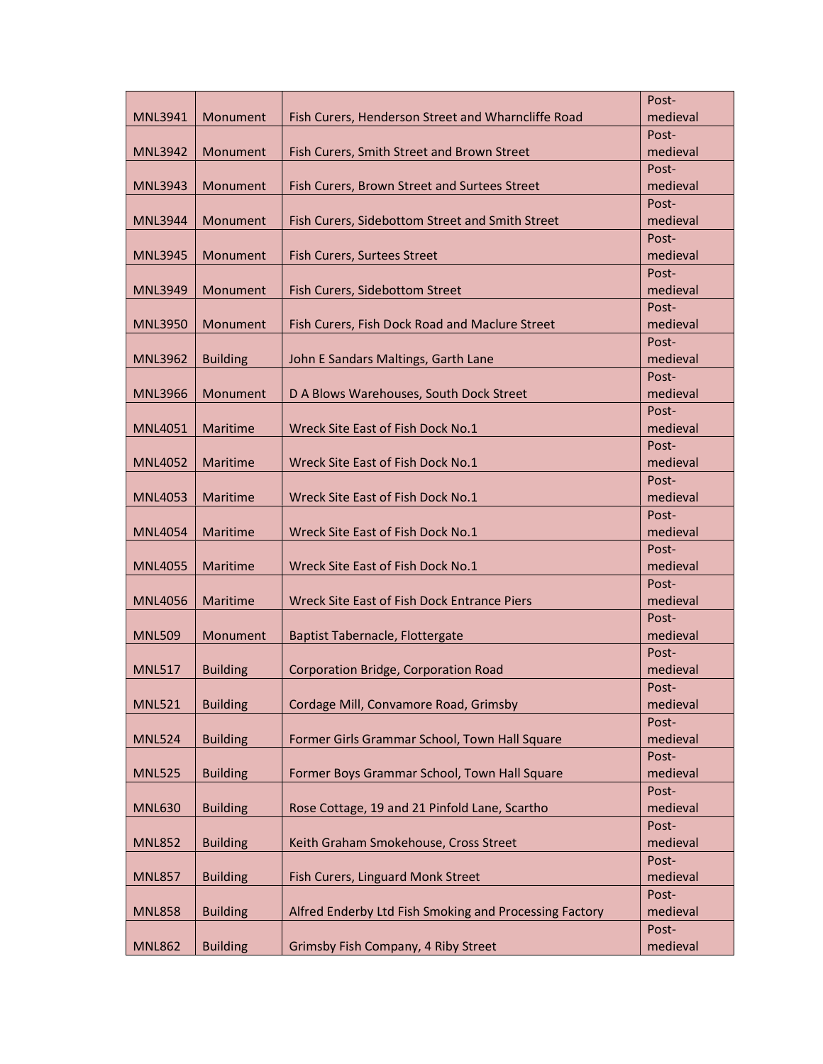| | | | |
|---|---|---|---|
| MNL3941 | Monument | Fish Curers, Henderson Street and Wharncliffe Road | Post-medieval |
| MNL3942 | Monument | Fish Curers, Smith Street and Brown Street | Post-medieval |
| MNL3943 | Monument | Fish Curers, Brown Street and Surtees Street | Post-medieval |
| MNL3944 | Monument | Fish Curers, Sidebottom Street and Smith Street | Post-medieval |
| MNL3945 | Monument | Fish Curers, Surtees Street | Post-medieval |
| MNL3949 | Monument | Fish Curers, Sidebottom Street | Post-medieval |
| MNL3950 | Monument | Fish Curers, Fish Dock Road and Maclure Street | Post-medieval |
| MNL3962 | Building | John E Sandars Maltings, Garth Lane | Post-medieval |
| MNL3966 | Monument | D A Blows Warehouses, South Dock Street | Post-medieval |
| MNL4051 | Maritime | Wreck Site East of Fish Dock No.1 | Post-medieval |
| MNL4052 | Maritime | Wreck Site East of Fish Dock No.1 | Post-medieval |
| MNL4053 | Maritime | Wreck Site East of Fish Dock No.1 | Post-medieval |
| MNL4054 | Maritime | Wreck Site East of Fish Dock No.1 | Post-medieval |
| MNL4055 | Maritime | Wreck Site East of Fish Dock No.1 | Post-medieval |
| MNL4056 | Maritime | Wreck Site East of Fish Dock Entrance Piers | Post-medieval |
| MNL509 | Monument | Baptist Tabernacle, Flottergate | Post-medieval |
| MNL517 | Building | Corporation Bridge, Corporation Road | Post-medieval |
| MNL521 | Building | Cordage Mill, Convamore Road, Grimsby | Post-medieval |
| MNL524 | Building | Former Girls Grammar School, Town Hall Square | Post-medieval |
| MNL525 | Building | Former Boys Grammar School, Town Hall Square | Post-medieval |
| MNL630 | Building | Rose Cottage, 19 and 21 Pinfold Lane, Scartho | Post-medieval |
| MNL852 | Building | Keith Graham Smokehouse, Cross Street | Post-medieval |
| MNL857 | Building | Fish Curers, Linguard Monk Street | Post-medieval |
| MNL858 | Building | Alfred Enderby Ltd Fish Smoking and Processing Factory | Post-medieval |
| MNL862 | Building | Grimsby Fish Company, 4 Riby Street | Post-medieval |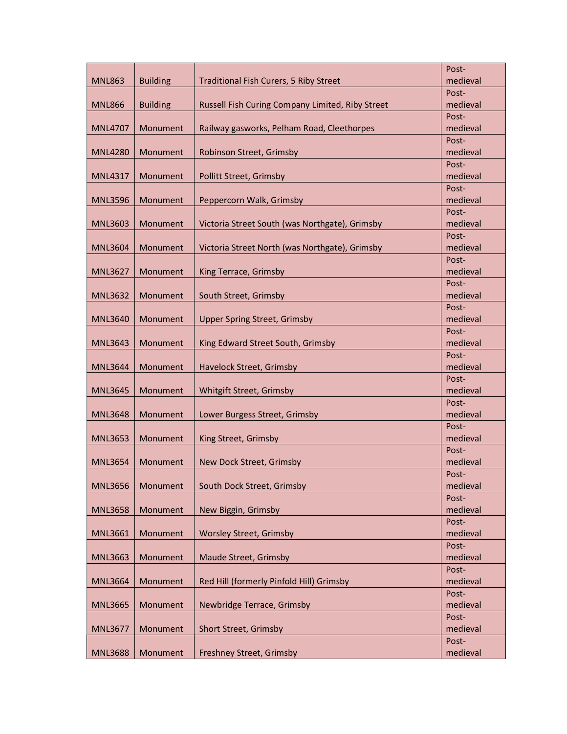| MNL863 | Building | Traditional Fish Curers, 5 Riby Street | Post-medieval |
|---|---|---|---|
| MNL866 | Building | Russell Fish Curing Company Limited, Riby Street | Post-medieval |
| MNL4707 | Monument | Railway gasworks, Pelham Road, Cleethorpes | Post-medieval |
| MNL4280 | Monument | Robinson Street, Grimsby | Post-medieval |
| MNL4317 | Monument | Pollitt Street, Grimsby | Post-medieval |
| MNL3596 | Monument | Peppercorn Walk, Grimsby | Post-medieval |
| MNL3603 | Monument | Victoria Street South (was Northgate), Grimsby | Post-medieval |
| MNL3604 | Monument | Victoria Street North (was Northgate), Grimsby | Post-medieval |
| MNL3627 | Monument | King Terrace, Grimsby | Post-medieval |
| MNL3632 | Monument | South Street, Grimsby | Post-medieval |
| MNL3640 | Monument | Upper Spring Street, Grimsby | Post-medieval |
| MNL3643 | Monument | King Edward Street South, Grimsby | Post-medieval |
| MNL3644 | Monument | Havelock Street, Grimsby | Post-medieval |
| MNL3645 | Monument | Whitgift Street, Grimsby | Post-medieval |
| MNL3648 | Monument | Lower Burgess Street, Grimsby | Post-medieval |
| MNL3653 | Monument | King Street, Grimsby | Post-medieval |
| MNL3654 | Monument | New Dock Street, Grimsby | Post-medieval |
| MNL3656 | Monument | South Dock Street, Grimsby | Post-medieval |
| MNL3658 | Monument | New Biggin, Grimsby | Post-medieval |
| MNL3661 | Monument | Worsley Street, Grimsby | Post-medieval |
| MNL3663 | Monument | Maude Street, Grimsby | Post-medieval |
| MNL3664 | Monument | Red Hill (formerly Pinfold Hill) Grimsby | Post-medieval |
| MNL3665 | Monument | Newbridge Terrace, Grimsby | Post-medieval |
| MNL3677 | Monument | Short Street, Grimsby | Post-medieval |
| MNL3688 | Monument | Freshney Street, Grimsby | Post-medieval |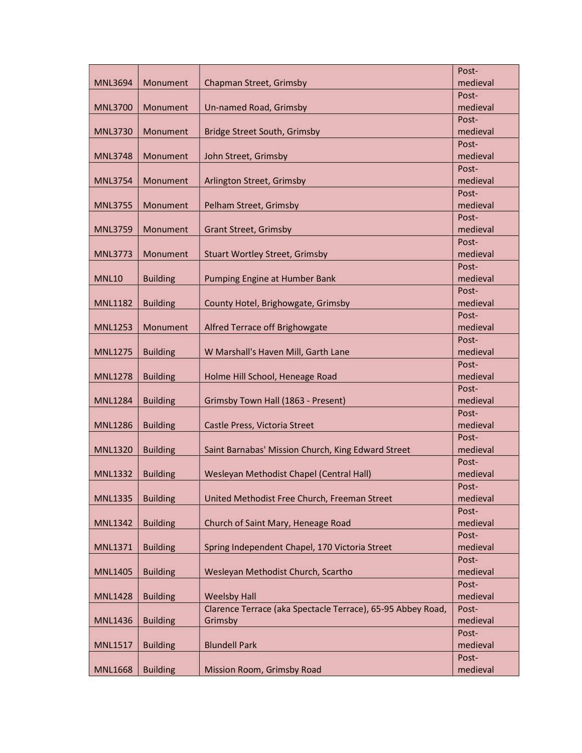| | | | |
|---|---|---|---|
| MNL3694 | Monument | Chapman Street, Grimsby | Post-medieval |
| MNL3700 | Monument | Un-named Road, Grimsby | Post-medieval |
| MNL3730 | Monument | Bridge Street South, Grimsby | Post-medieval |
| MNL3748 | Monument | John Street, Grimsby | Post-medieval |
| MNL3754 | Monument | Arlington Street, Grimsby | Post-medieval |
| MNL3755 | Monument | Pelham Street, Grimsby | Post-medieval |
| MNL3759 | Monument | Grant Street, Grimsby | Post-medieval |
| MNL3773 | Monument | Stuart Wortley Street, Grimsby | Post-medieval |
| MNL10 | Building | Pumping Engine at Humber Bank | Post-medieval |
| MNL1182 | Building | County Hotel, Brighowgate, Grimsby | Post-medieval |
| MNL1253 | Monument | Alfred Terrace off Brighowgate | Post-medieval |
| MNL1275 | Building | W Marshall's Haven Mill, Garth Lane | Post-medieval |
| MNL1278 | Building | Holme Hill School, Heneage Road | Post-medieval |
| MNL1284 | Building | Grimsby Town Hall (1863 - Present) | Post-medieval |
| MNL1286 | Building | Castle Press, Victoria Street | Post-medieval |
| MNL1320 | Building | Saint Barnabas' Mission Church, King Edward Street | Post-medieval |
| MNL1332 | Building | Wesleyan Methodist Chapel (Central Hall) | Post-medieval |
| MNL1335 | Building | United Methodist Free Church, Freeman Street | Post-medieval |
| MNL1342 | Building | Church of Saint Mary, Heneage Road | Post-medieval |
| MNL1371 | Building | Spring Independent Chapel, 170 Victoria Street | Post-medieval |
| MNL1405 | Building | Wesleyan Methodist Church, Scartho | Post-medieval |
| MNL1428 | Building | Weelsby Hall | Post-medieval |
| MNL1436 | Building | Clarence Terrace (aka Spectacle Terrace), 65-95 Abbey Road, Grimsby | Post-medieval |
| MNL1517 | Building | Blundell Park | Post-medieval |
| MNL1668 | Building | Mission Room, Grimsby Road | Post-medieval |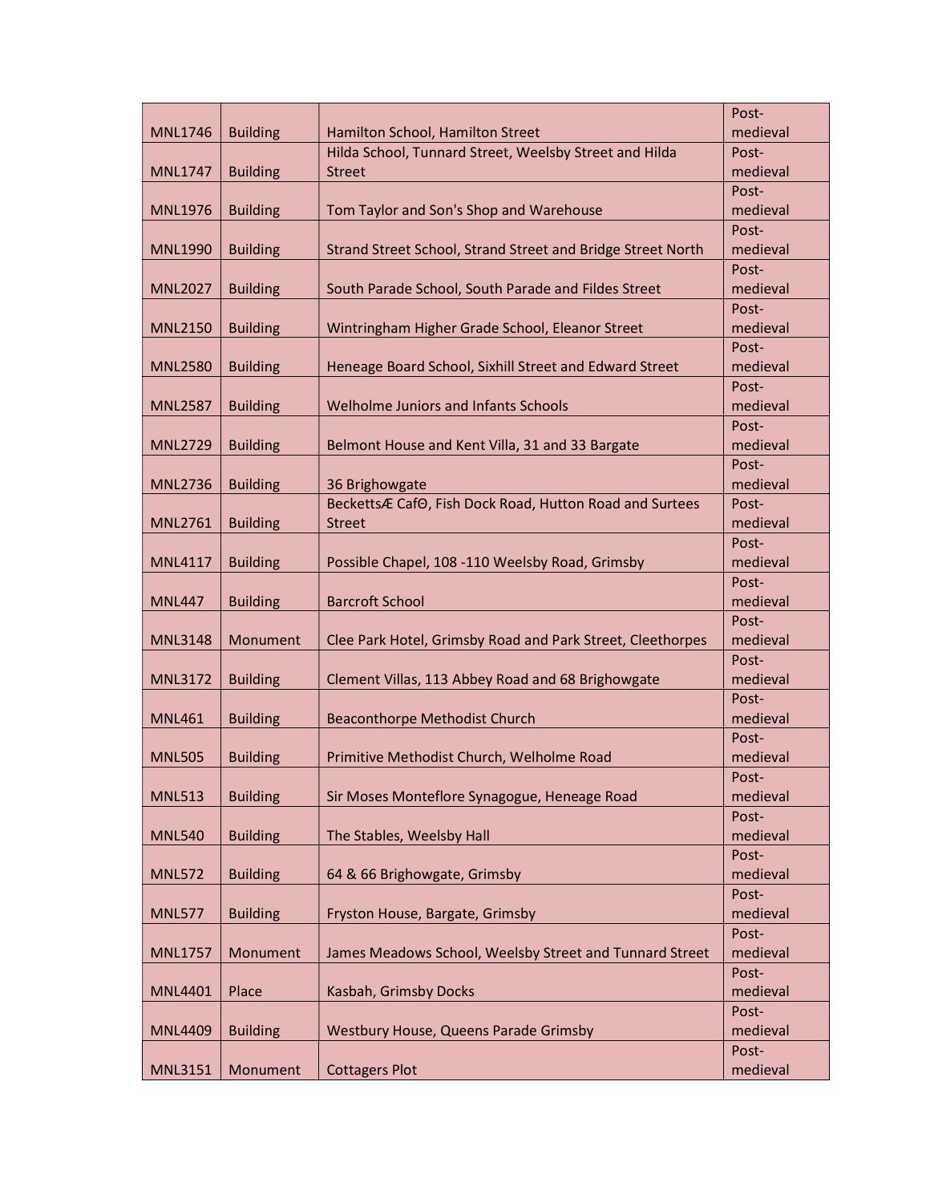| MNL1746 | Building | Hamilton School, Hamilton Street | Post-medieval |
|---|---|---|---|
| MNL1747 | Building | Hilda School, Tunnard Street, Weelsby Street and Hilda Street | Post-medieval |
| MNL1976 | Building | Tom Taylor and Son's Shop and Warehouse | Post-medieval |
| MNL1990 | Building | Strand Street School, Strand Street and Bridge Street North | Post-medieval |
| MNL2027 | Building | South Parade School, South Parade and Fildes Street | Post-medieval |
| MNL2150 | Building | Wintringham Higher Grade School, Eleanor Street | Post-medieval |
| MNL2580 | Building | Heneage Board School, Sixhill Street and Edward Street | Post-medieval |
| MNL2587 | Building | Welholme Juniors and Infants Schools | Post-medieval |
| MNL2729 | Building | Belmont House and Kent Villa, 31 and 33 Bargate | Post-medieval |
| MNL2736 | Building | 36 Brighowgate | Post-medieval |
| MNL2761 | Building | BeckettsÆ CafΘ, Fish Dock Road, Hutton Road and Surtees Street | Post-medieval |
| MNL4117 | Building | Possible Chapel, 108 -110 Weelsby Road, Grimsby | Post-medieval |
| MNL447 | Building | Barcroft School | Post-medieval |
| MNL3148 | Monument | Clee Park Hotel, Grimsby Road and Park Street, Cleethorpes | Post-medieval |
| MNL3172 | Building | Clement Villas, 113 Abbey Road and 68 Brighowgate | Post-medieval |
| MNL461 | Building | Beaconthorpe Methodist Church | Post-medieval |
| MNL505 | Building | Primitive Methodist Church, Welholme Road | Post-medieval |
| MNL513 | Building | Sir Moses Monteflore Synagogue, Heneage Road | Post-medieval |
| MNL540 | Building | The Stables, Weelsby Hall | Post-medieval |
| MNL572 | Building | 64 & 66 Brighowgate, Grimsby | Post-medieval |
| MNL577 | Building | Fryston House, Bargate, Grimsby | Post-medieval |
| MNL1757 | Monument | James Meadows School, Weelsby Street and Tunnard Street | Post-medieval |
| MNL4401 | Place | Kasbah, Grimsby Docks | Post-medieval |
| MNL4409 | Building | Westbury House, Queens Parade Grimsby | Post-medieval |
| MNL3151 | Monument | Cottagers Plot | Post-medieval |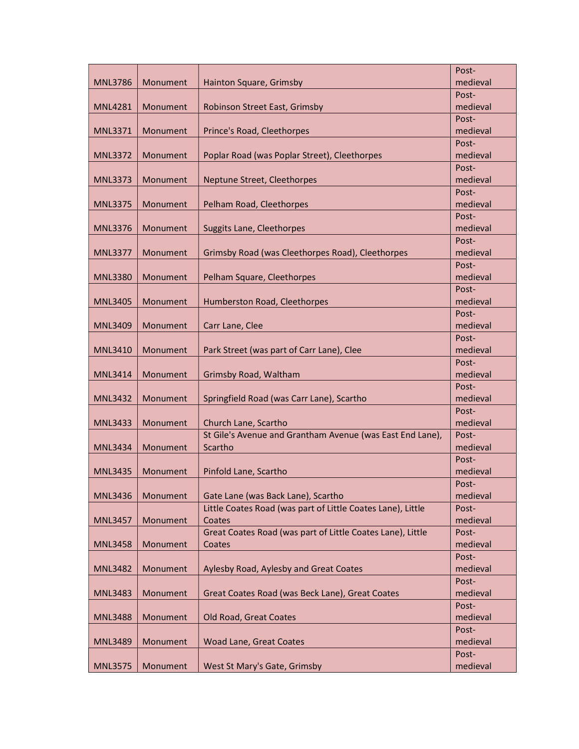| MNL3786 | Monument | Hainton Square, Grimsby | Post-medieval |
|---|---|---|---|
| MNL4281 | Monument | Robinson Street East, Grimsby | Post-medieval |
| MNL3371 | Monument | Prince's Road, Cleethorpes | Post-medieval |
| MNL3372 | Monument | Poplar Road (was Poplar Street), Cleethorpes | Post-medieval |
| MNL3373 | Monument | Neptune Street, Cleethorpes | Post-medieval |
| MNL3375 | Monument | Pelham Road, Cleethorpes | Post-medieval |
| MNL3376 | Monument | Suggits Lane, Cleethorpes | Post-medieval |
| MNL3377 | Monument | Grimsby Road (was Cleethorpes Road), Cleethorpes | Post-medieval |
| MNL3380 | Monument | Pelham Square, Cleethorpes | Post-medieval |
| MNL3405 | Monument | Humberston Road, Cleethorpes | Post-medieval |
| MNL3409 | Monument | Carr Lane, Clee | Post-medieval |
| MNL3410 | Monument | Park Street (was part of Carr Lane), Clee | Post-medieval |
| MNL3414 | Monument | Grimsby Road, Waltham | Post-medieval |
| MNL3432 | Monument | Springfield Road (was Carr Lane), Scartho | Post-medieval |
| MNL3433 | Monument | Church Lane, Scartho | Post-medieval |
| MNL3434 | Monument | St Gile's Avenue and Grantham Avenue (was East End Lane), Scartho | Post-medieval |
| MNL3435 | Monument | Pinfold Lane, Scartho | Post-medieval |
| MNL3436 | Monument | Gate Lane (was Back Lane), Scartho | Post-medieval |
| MNL3457 | Monument | Little Coates Road (was part of Little Coates Lane), Little Coates | Post-medieval |
| MNL3458 | Monument | Great Coates Road (was part of Little Coates Lane), Little Coates | Post-medieval |
| MNL3482 | Monument | Aylesby Road, Aylesby and Great Coates | Post-medieval |
| MNL3483 | Monument | Great Coates Road (was Beck Lane), Great Coates | Post-medieval |
| MNL3488 | Monument | Old Road, Great Coates | Post-medieval |
| MNL3489 | Monument | Woad Lane, Great Coates | Post-medieval |
| MNL3575 | Monument | West St Mary's Gate, Grimsby | Post-medieval |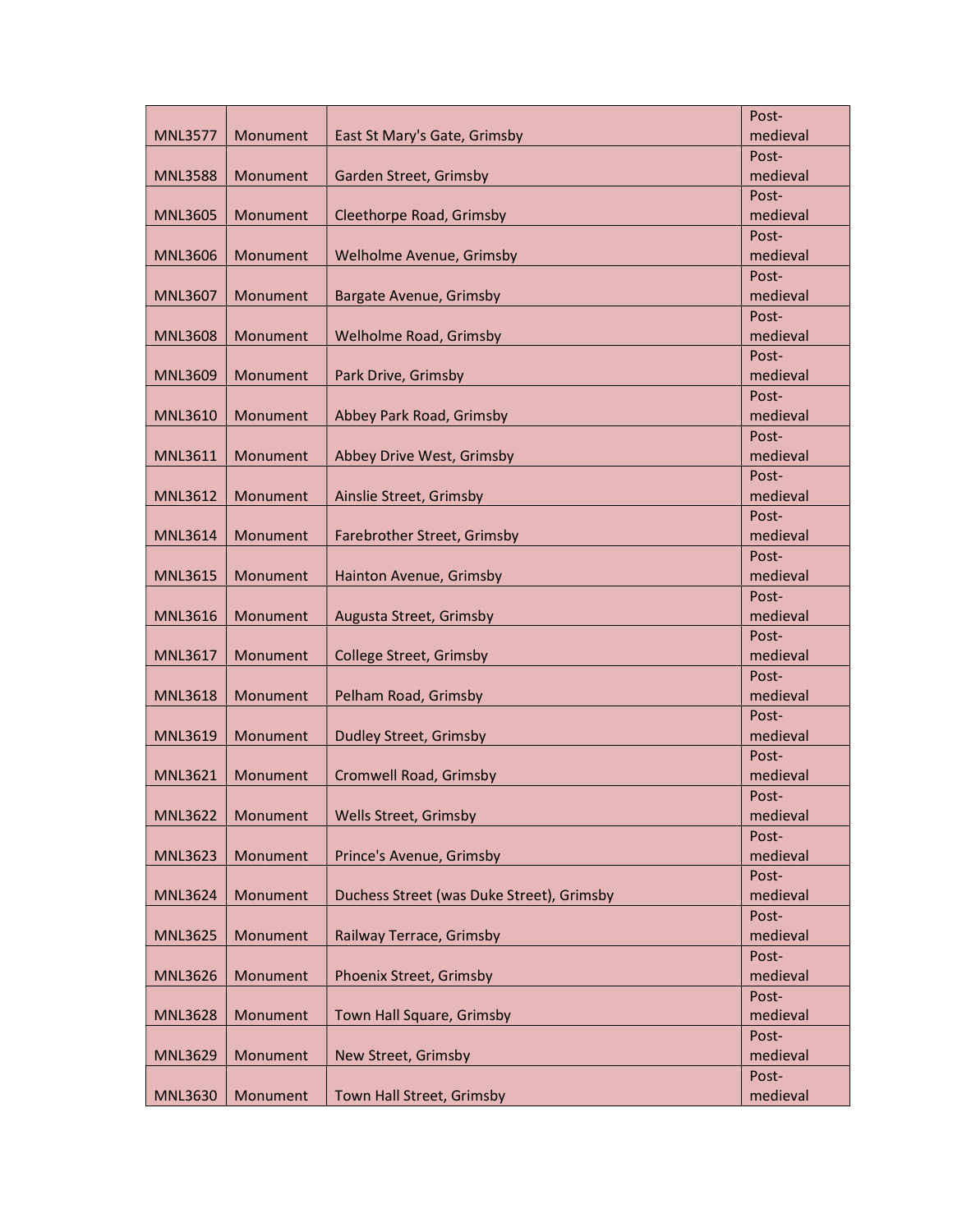| | | | |
|---|---|---|---|
| MNL3577 | Monument | East St Mary's Gate, Grimsby | Post-medieval |
| MNL3588 | Monument | Garden Street, Grimsby | Post-medieval |
| MNL3605 | Monument | Cleethorpe Road, Grimsby | Post-medieval |
| MNL3606 | Monument | Welholme Avenue, Grimsby | Post-medieval |
| MNL3607 | Monument | Bargate Avenue, Grimsby | Post-medieval |
| MNL3608 | Monument | Welholme Road, Grimsby | Post-medieval |
| MNL3609 | Monument | Park Drive, Grimsby | Post-medieval |
| MNL3610 | Monument | Abbey Park Road, Grimsby | Post-medieval |
| MNL3611 | Monument | Abbey Drive West, Grimsby | Post-medieval |
| MNL3612 | Monument | Ainslie Street, Grimsby | Post-medieval |
| MNL3614 | Monument | Farebrother Street, Grimsby | Post-medieval |
| MNL3615 | Monument | Hainton Avenue, Grimsby | Post-medieval |
| MNL3616 | Monument | Augusta Street, Grimsby | Post-medieval |
| MNL3617 | Monument | College Street, Grimsby | Post-medieval |
| MNL3618 | Monument | Pelham Road, Grimsby | Post-medieval |
| MNL3619 | Monument | Dudley Street, Grimsby | Post-medieval |
| MNL3621 | Monument | Cromwell Road, Grimsby | Post-medieval |
| MNL3622 | Monument | Wells Street, Grimsby | Post-medieval |
| MNL3623 | Monument | Prince's Avenue, Grimsby | Post-medieval |
| MNL3624 | Monument | Duchess Street (was Duke Street), Grimsby | Post-medieval |
| MNL3625 | Monument | Railway Terrace, Grimsby | Post-medieval |
| MNL3626 | Monument | Phoenix Street, Grimsby | Post-medieval |
| MNL3628 | Monument | Town Hall Square, Grimsby | Post-medieval |
| MNL3629 | Monument | New Street, Grimsby | Post-medieval |
| MNL3630 | Monument | Town Hall Street, Grimsby | Post-medieval |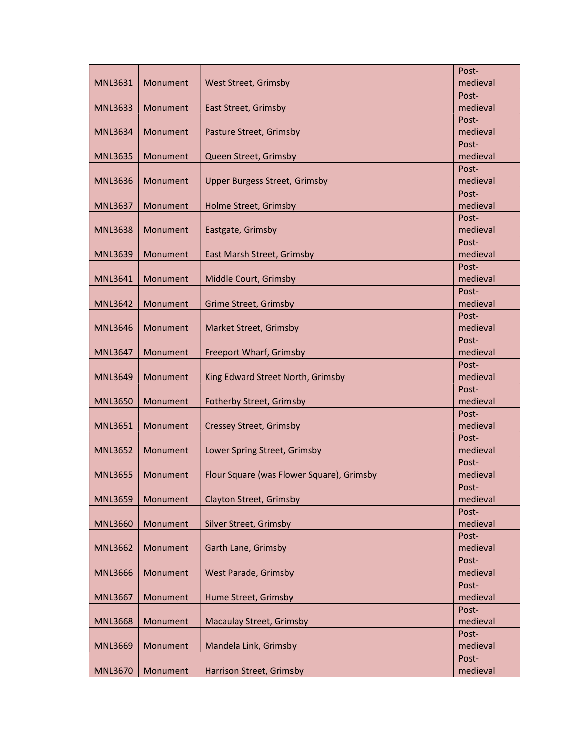| MNL3631 | Monument | West Street, Grimsby | Post-medieval |
|---|---|---|---|
| MNL3633 | Monument | East Street, Grimsby | Post-medieval |
| MNL3634 | Monument | Pasture Street, Grimsby | Post-medieval |
| MNL3635 | Monument | Queen Street, Grimsby | Post-medieval |
| MNL3636 | Monument | Upper Burgess Street, Grimsby | Post-medieval |
| MNL3637 | Monument | Holme Street, Grimsby | Post-medieval |
| MNL3638 | Monument | Eastgate, Grimsby | Post-medieval |
| MNL3639 | Monument | East Marsh Street, Grimsby | Post-medieval |
| MNL3641 | Monument | Middle Court, Grimsby | Post-medieval |
| MNL3642 | Monument | Grime Street, Grimsby | Post-medieval |
| MNL3646 | Monument | Market Street, Grimsby | Post-medieval |
| MNL3647 | Monument | Freeport Wharf, Grimsby | Post-medieval |
| MNL3649 | Monument | King Edward Street North, Grimsby | Post-medieval |
| MNL3650 | Monument | Fotherby Street, Grimsby | Post-medieval |
| MNL3651 | Monument | Cressey Street, Grimsby | Post-medieval |
| MNL3652 | Monument | Lower Spring Street, Grimsby | Post-medieval |
| MNL3655 | Monument | Flour Square (was Flower Square), Grimsby | Post-medieval |
| MNL3659 | Monument | Clayton Street, Grimsby | Post-medieval |
| MNL3660 | Monument | Silver Street, Grimsby | Post-medieval |
| MNL3662 | Monument | Garth Lane, Grimsby | Post-medieval |
| MNL3666 | Monument | West Parade, Grimsby | Post-medieval |
| MNL3667 | Monument | Hume Street, Grimsby | Post-medieval |
| MNL3668 | Monument | Macaulay Street, Grimsby | Post-medieval |
| MNL3669 | Monument | Mandela Link, Grimsby | Post-medieval |
| MNL3670 | Monument | Harrison Street, Grimsby | Post-medieval |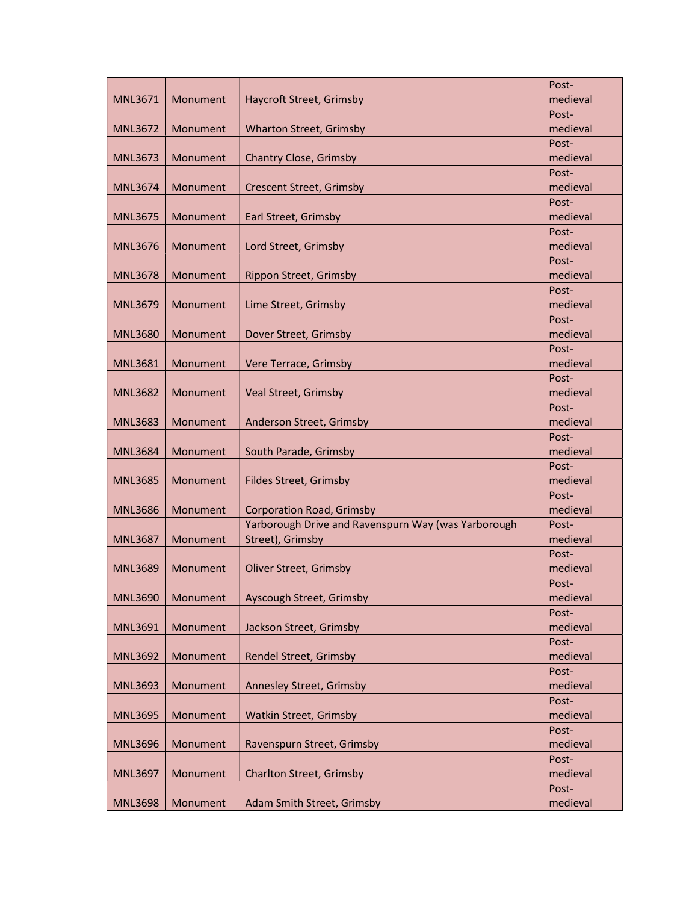| MNL3671 | Monument | Haycroft Street, Grimsby | Post-medieval |
|---|---|---|---|
| MNL3672 | Monument | Wharton Street, Grimsby | Post-medieval |
| MNL3673 | Monument | Chantry Close, Grimsby | Post-medieval |
| MNL3674 | Monument | Crescent Street, Grimsby | Post-medieval |
| MNL3675 | Monument | Earl Street, Grimsby | Post-medieval |
| MNL3676 | Monument | Lord Street, Grimsby | Post-medieval |
| MNL3678 | Monument | Rippon Street, Grimsby | Post-medieval |
| MNL3679 | Monument | Lime Street, Grimsby | Post-medieval |
| MNL3680 | Monument | Dover Street, Grimsby | Post-medieval |
| MNL3681 | Monument | Vere Terrace, Grimsby | Post-medieval |
| MNL3682 | Monument | Veal Street, Grimsby | Post-medieval |
| MNL3683 | Monument | Anderson Street, Grimsby | Post-medieval |
| MNL3684 | Monument | South Parade, Grimsby | Post-medieval |
| MNL3685 | Monument | Fildes Street, Grimsby | Post-medieval |
| MNL3686 | Monument | Corporation Road, Grimsby | Post-medieval |
| MNL3687 | Monument | Yarborough Drive and Ravenspurn Way (was Yarborough Street), Grimsby | Post-medieval |
| MNL3689 | Monument | Oliver Street, Grimsby | Post-medieval |
| MNL3690 | Monument | Ayscough Street, Grimsby | Post-medieval |
| MNL3691 | Monument | Jackson Street, Grimsby | Post-medieval |
| MNL3692 | Monument | Rendel Street, Grimsby | Post-medieval |
| MNL3693 | Monument | Annesley Street, Grimsby | Post-medieval |
| MNL3695 | Monument | Watkin Street, Grimsby | Post-medieval |
| MNL3696 | Monument | Ravenspurn Street, Grimsby | Post-medieval |
| MNL3697 | Monument | Charlton Street, Grimsby | Post-medieval |
| MNL3698 | Monument | Adam Smith Street, Grimsby | Post-medieval |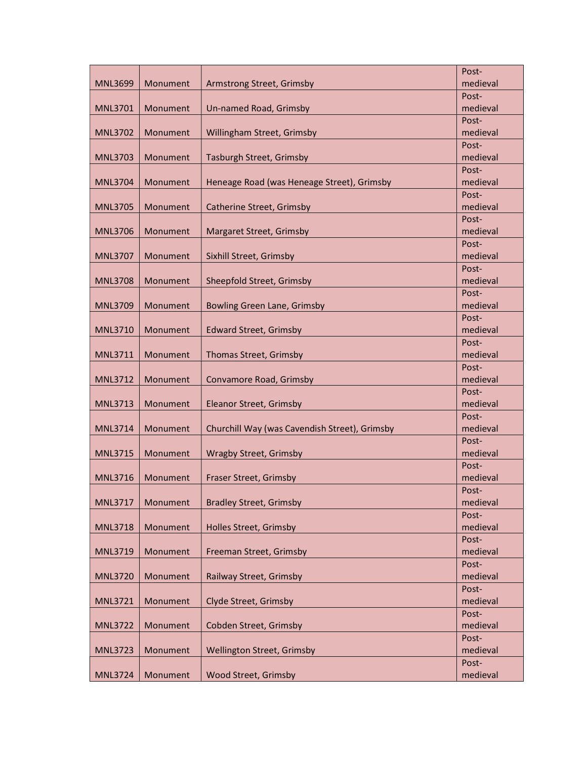| MNL3699 | Monument | Armstrong Street, Grimsby | Post-medieval |
|---|---|---|---|
| MNL3701 | Monument | Un-named Road, Grimsby | Post-medieval |
| MNL3702 | Monument | Willingham Street, Grimsby | Post-medieval |
| MNL3703 | Monument | Tasburgh Street, Grimsby | Post-medieval |
| MNL3704 | Monument | Heneage Road (was Heneage Street), Grimsby | Post-medieval |
| MNL3705 | Monument | Catherine Street, Grimsby | Post-medieval |
| MNL3706 | Monument | Margaret Street, Grimsby | Post-medieval |
| MNL3707 | Monument | Sixhill Street, Grimsby | Post-medieval |
| MNL3708 | Monument | Sheepfold Street, Grimsby | Post-medieval |
| MNL3709 | Monument | Bowling Green Lane, Grimsby | Post-medieval |
| MNL3710 | Monument | Edward Street, Grimsby | Post-medieval |
| MNL3711 | Monument | Thomas Street, Grimsby | Post-medieval |
| MNL3712 | Monument | Convamore Road, Grimsby | Post-medieval |
| MNL3713 | Monument | Eleanor Street, Grimsby | Post-medieval |
| MNL3714 | Monument | Churchill Way (was Cavendish Street), Grimsby | Post-medieval |
| MNL3715 | Monument | Wragby Street, Grimsby | Post-medieval |
| MNL3716 | Monument | Fraser Street, Grimsby | Post-medieval |
| MNL3717 | Monument | Bradley Street, Grimsby | Post-medieval |
| MNL3718 | Monument | Holles Street, Grimsby | Post-medieval |
| MNL3719 | Monument | Freeman Street, Grimsby | Post-medieval |
| MNL3720 | Monument | Railway Street, Grimsby | Post-medieval |
| MNL3721 | Monument | Clyde Street, Grimsby | Post-medieval |
| MNL3722 | Monument | Cobden Street, Grimsby | Post-medieval |
| MNL3723 | Monument | Wellington Street, Grimsby | Post-medieval |
| MNL3724 | Monument | Wood Street, Grimsby | Post-medieval |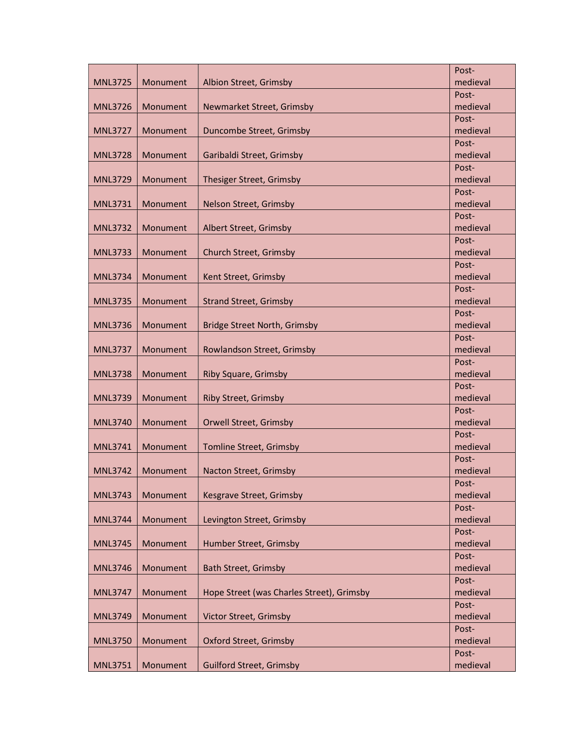| | | | |
|---|---|---|---|
| MNL3725 | Monument | Albion Street, Grimsby | Post-medieval |
| MNL3726 | Monument | Newmarket Street, Grimsby | Post-medieval |
| MNL3727 | Monument | Duncombe Street, Grimsby | Post-medieval |
| MNL3728 | Monument | Garibaldi Street, Grimsby | Post-medieval |
| MNL3729 | Monument | Thesiger Street, Grimsby | Post-medieval |
| MNL3731 | Monument | Nelson Street, Grimsby | Post-medieval |
| MNL3732 | Monument | Albert Street, Grimsby | Post-medieval |
| MNL3733 | Monument | Church Street, Grimsby | Post-medieval |
| MNL3734 | Monument | Kent Street, Grimsby | Post-medieval |
| MNL3735 | Monument | Strand Street, Grimsby | Post-medieval |
| MNL3736 | Monument | Bridge Street North, Grimsby | Post-medieval |
| MNL3737 | Monument | Rowlandson Street, Grimsby | Post-medieval |
| MNL3738 | Monument | Riby Square, Grimsby | Post-medieval |
| MNL3739 | Monument | Riby Street, Grimsby | Post-medieval |
| MNL3740 | Monument | Orwell Street, Grimsby | Post-medieval |
| MNL3741 | Monument | Tomline Street, Grimsby | Post-medieval |
| MNL3742 | Monument | Nacton Street, Grimsby | Post-medieval |
| MNL3743 | Monument | Kesgrave Street, Grimsby | Post-medieval |
| MNL3744 | Monument | Levington Street, Grimsby | Post-medieval |
| MNL3745 | Monument | Humber Street, Grimsby | Post-medieval |
| MNL3746 | Monument | Bath Street, Grimsby | Post-medieval |
| MNL3747 | Monument | Hope Street (was Charles Street), Grimsby | Post-medieval |
| MNL3749 | Monument | Victor Street, Grimsby | Post-medieval |
| MNL3750 | Monument | Oxford Street, Grimsby | Post-medieval |
| MNL3751 | Monument | Guilford Street, Grimsby | Post-medieval |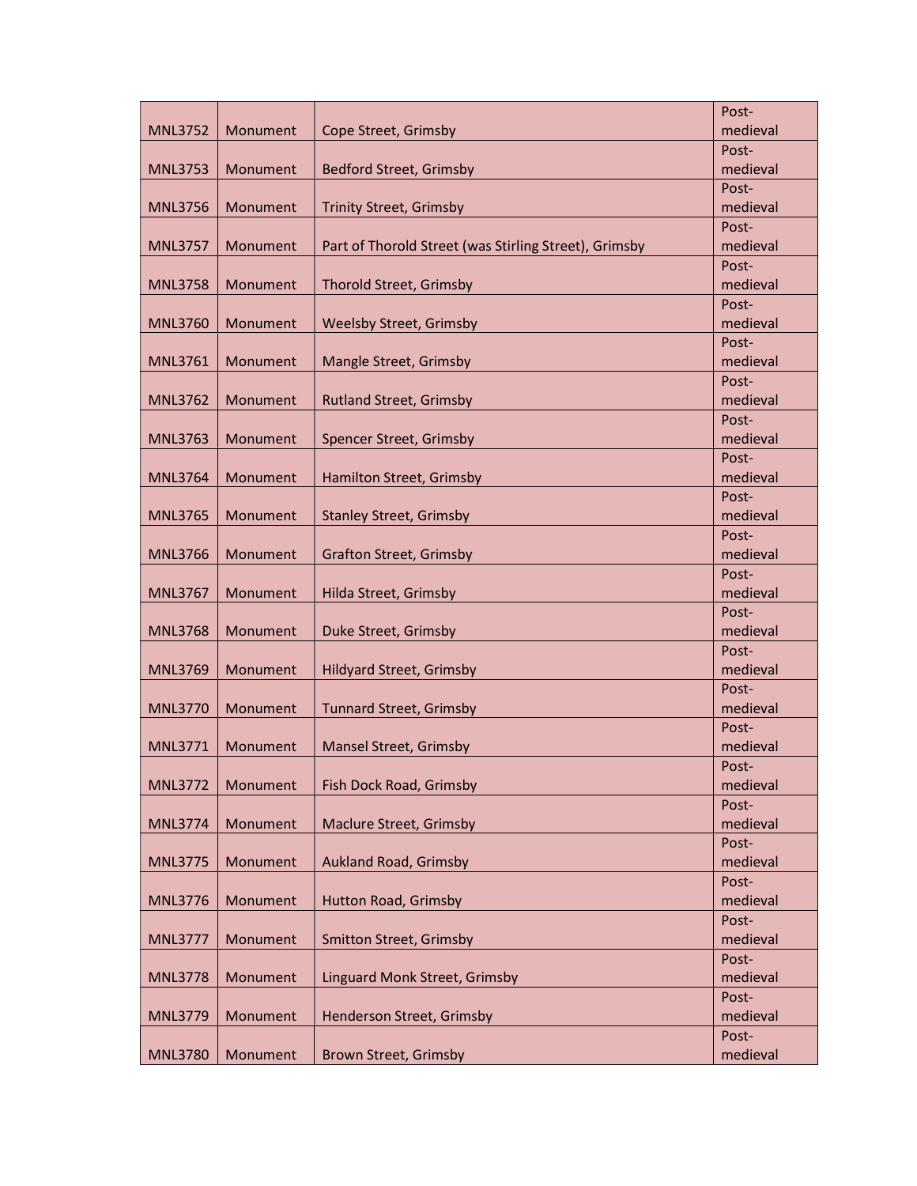| MNL3752 | Monument | Cope Street, Grimsby | Post-medieval |
|---|---|---|---|
| MNL3753 | Monument | Bedford Street, Grimsby | Post-medieval |
| MNL3756 | Monument | Trinity Street, Grimsby | Post-medieval |
| MNL3757 | Monument | Part of Thorold Street (was Stirling Street), Grimsby | Post-medieval |
| MNL3758 | Monument | Thorold Street, Grimsby | Post-medieval |
| MNL3760 | Monument | Weelsby Street, Grimsby | Post-medieval |
| MNL3761 | Monument | Mangle Street, Grimsby | Post-medieval |
| MNL3762 | Monument | Rutland Street, Grimsby | Post-medieval |
| MNL3763 | Monument | Spencer Street, Grimsby | Post-medieval |
| MNL3764 | Monument | Hamilton Street, Grimsby | Post-medieval |
| MNL3765 | Monument | Stanley Street, Grimsby | Post-medieval |
| MNL3766 | Monument | Grafton Street, Grimsby | Post-medieval |
| MNL3767 | Monument | Hilda Street, Grimsby | Post-medieval |
| MNL3768 | Monument | Duke Street, Grimsby | Post-medieval |
| MNL3769 | Monument | Hildyard Street, Grimsby | Post-medieval |
| MNL3770 | Monument | Tunnard Street, Grimsby | Post-medieval |
| MNL3771 | Monument | Mansel Street, Grimsby | Post-medieval |
| MNL3772 | Monument | Fish Dock Road, Grimsby | Post-medieval |
| MNL3774 | Monument | Maclure Street, Grimsby | Post-medieval |
| MNL3775 | Monument | Aukland Road, Grimsby | Post-medieval |
| MNL3776 | Monument | Hutton Road, Grimsby | Post-medieval |
| MNL3777 | Monument | Smitton Street, Grimsby | Post-medieval |
| MNL3778 | Monument | Linguard Monk Street, Grimsby | Post-medieval |
| MNL3779 | Monument | Henderson Street, Grimsby | Post-medieval |
| MNL3780 | Monument | Brown Street, Grimsby | Post-medieval |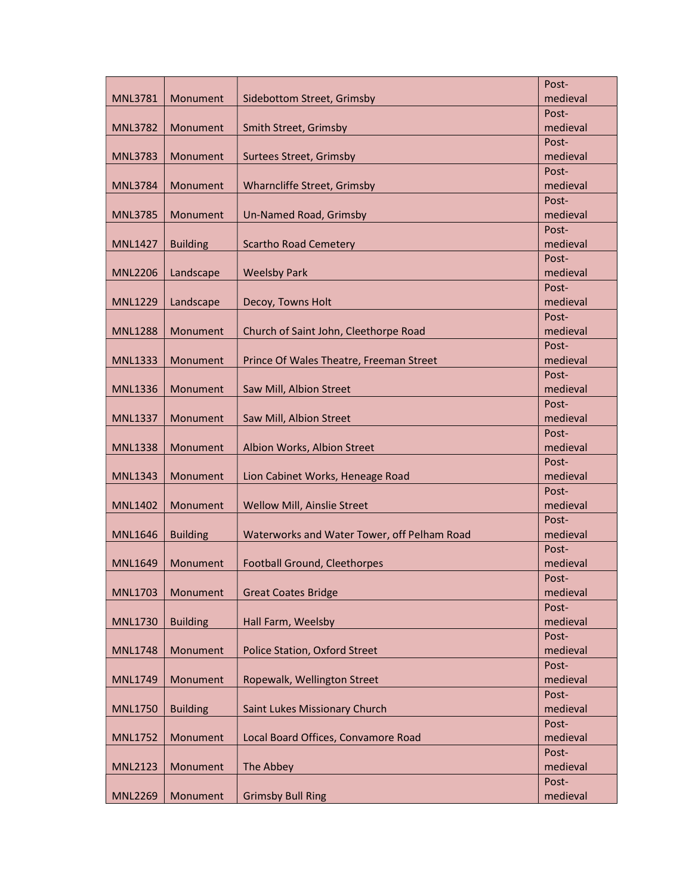| | | | |
|---|---|---|---|
| MNL3781 | Monument | Sidebottom Street, Grimsby | Post-medieval |
| MNL3782 | Monument | Smith Street, Grimsby | Post-medieval |
| MNL3783 | Monument | Surtees Street, Grimsby | Post-medieval |
| MNL3784 | Monument | Wharncliffe Street, Grimsby | Post-medieval |
| MNL3785 | Monument | Un-Named Road, Grimsby | Post-medieval |
| MNL1427 | Building | Scartho Road Cemetery | Post-medieval |
| MNL2206 | Landscape | Weelsby Park | Post-medieval |
| MNL1229 | Landscape | Decoy, Towns Holt | Post-medieval |
| MNL1288 | Monument | Church of Saint John, Cleethorpe Road | Post-medieval |
| MNL1333 | Monument | Prince Of Wales Theatre, Freeman Street | Post-medieval |
| MNL1336 | Monument | Saw Mill, Albion Street | Post-medieval |
| MNL1337 | Monument | Saw Mill, Albion Street | Post-medieval |
| MNL1338 | Monument | Albion Works, Albion Street | Post-medieval |
| MNL1343 | Monument | Lion Cabinet Works, Heneage Road | Post-medieval |
| MNL1402 | Monument | Wellow Mill, Ainslie Street | Post-medieval |
| MNL1646 | Building | Waterworks and Water Tower, off Pelham Road | Post-medieval |
| MNL1649 | Monument | Football Ground, Cleethorpes | Post-medieval |
| MNL1703 | Monument | Great Coates Bridge | Post-medieval |
| MNL1730 | Building | Hall Farm, Weelsby | Post-medieval |
| MNL1748 | Monument | Police Station, Oxford Street | Post-medieval |
| MNL1749 | Monument | Ropewalk, Wellington Street | Post-medieval |
| MNL1750 | Building | Saint Lukes Missionary Church | Post-medieval |
| MNL1752 | Monument | Local Board Offices, Convamore Road | Post-medieval |
| MNL2123 | Monument | The Abbey | Post-medieval |
| MNL2269 | Monument | Grimsby Bull Ring | Post-medieval |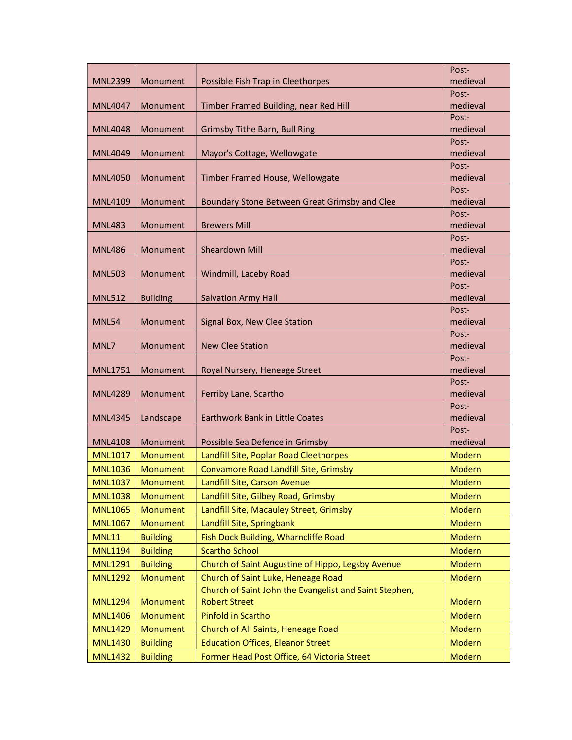| MNL2399 | Monument | Possible Fish Trap in Cleethorpes | Post-medieval |
|---|---|---|---|
| MNL4047 | Monument | Timber Framed Building, near Red Hill | Post-medieval |
| MNL4048 | Monument | Grimsby Tithe Barn, Bull Ring | Post-medieval |
| MNL4049 | Monument | Mayor's Cottage, Wellowgate | Post-medieval |
| MNL4050 | Monument | Timber Framed House, Wellowgate | Post-medieval |
| MNL4109 | Monument | Boundary Stone Between Great Grimsby and Clee | Post-medieval |
| MNL483 | Monument | Brewers Mill | Post-medieval |
| MNL486 | Monument | Sheardown Mill | Post-medieval |
| MNL503 | Monument | Windmill, Laceby Road | Post-medieval |
| MNL512 | Building | Salvation Army Hall | Post-medieval |
| MNL54 | Monument | Signal Box, New Clee Station | Post-medieval |
| MNL7 | Monument | New Clee Station | Post-medieval |
| MNL1751 | Monument | Royal Nursery, Heneage Street | Post-medieval |
| MNL4289 | Monument | Ferriby Lane, Scartho | Post-medieval |
| MNL4345 | Landscape | Earthwork Bank in Little Coates | Post-medieval |
| MNL4108 | Monument | Possible Sea Defence in Grimsby | Post-medieval |
| MNL1017 | Monument | Landfill Site, Poplar Road Cleethorpes | Modern |
| MNL1036 | Monument | Convamore Road Landfill Site, Grimsby | Modern |
| MNL1037 | Monument | Landfill Site, Carson Avenue | Modern |
| MNL1038 | Monument | Landfill Site, Gilbey Road, Grimsby | Modern |
| MNL1065 | Monument | Landfill Site, Macauley Street, Grimsby | Modern |
| MNL1067 | Monument | Landfill Site, Springbank | Modern |
| MNL11 | Building | Fish Dock Building, Wharncliffe Road | Modern |
| MNL1194 | Building | Scartho School | Modern |
| MNL1291 | Building | Church of Saint Augustine of Hippo, Legsby Avenue | Modern |
| MNL1292 | Monument | Church of Saint Luke, Heneage Road | Modern |
| MNL1294 | Monument | Church of Saint John the Evangelist and Saint Stephen, Robert Street | Modern |
| MNL1406 | Monument | Pinfold in Scartho | Modern |
| MNL1429 | Monument | Church of All Saints, Heneage Road | Modern |
| MNL1430 | Building | Education Offices, Eleanor Street | Modern |
| MNL1432 | Building | Former Head Post Office, 64 Victoria Street | Modern |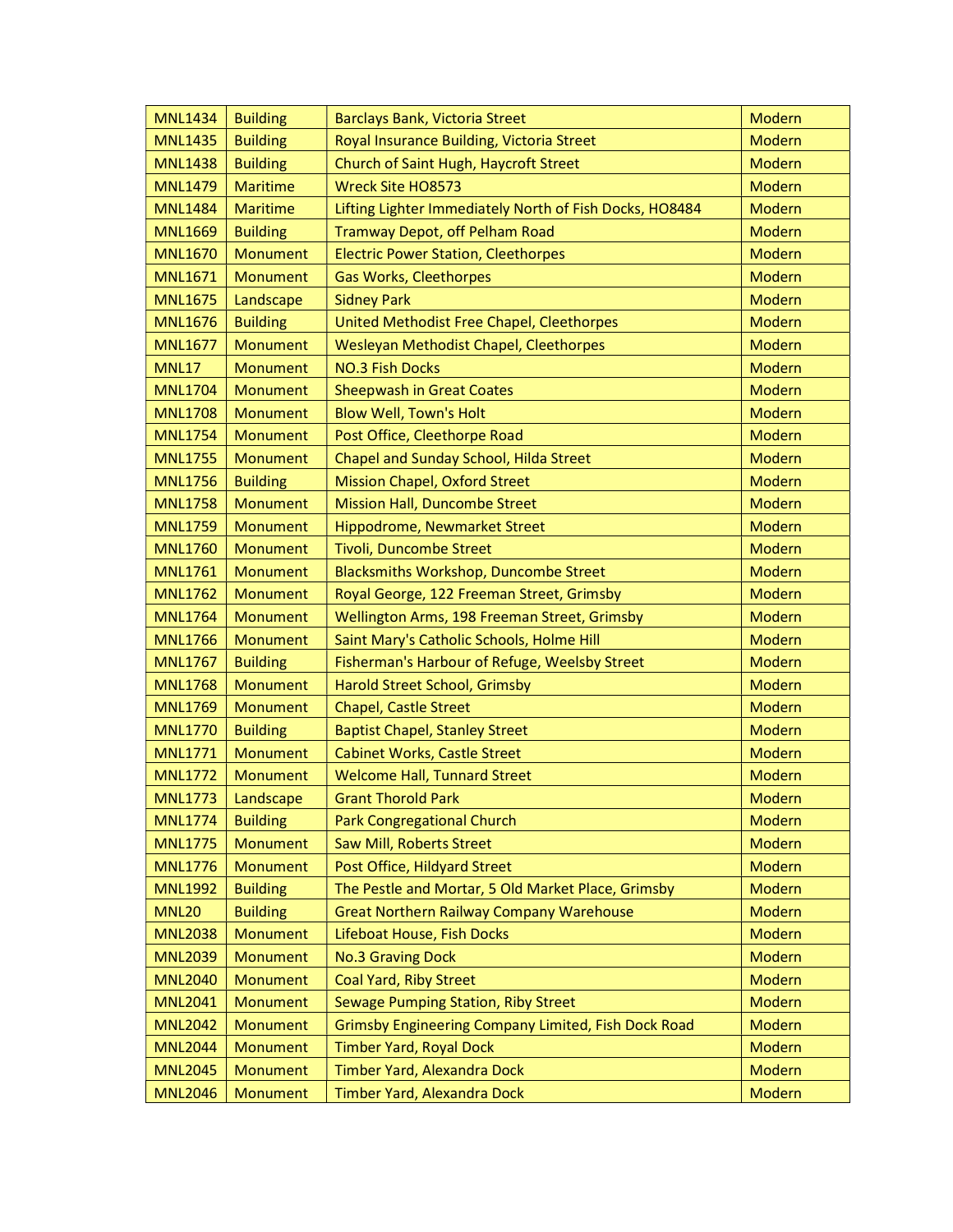| MNL1434 | Building | Barclays Bank, Victoria Street | Modern |
|---|---|---|---|
| MNL1435 | Building | Royal Insurance Building, Victoria Street | Modern |
| MNL1438 | Building | Church of Saint Hugh, Haycroft Street | Modern |
| MNL1479 | Maritime | Wreck Site HO8573 | Modern |
| MNL1484 | Maritime | Lifting Lighter Immediately North of Fish Docks, HO8484 | Modern |
| MNL1669 | Building | Tramway Depot, off Pelham Road | Modern |
| MNL1670 | Monument | Electric Power Station, Cleethorpes | Modern |
| MNL1671 | Monument | Gas Works, Cleethorpes | Modern |
| MNL1675 | Landscape | Sidney Park | Modern |
| MNL1676 | Building | United Methodist Free Chapel, Cleethorpes | Modern |
| MNL1677 | Monument | Wesleyan Methodist Chapel, Cleethorpes | Modern |
| MNL17 | Monument | NO.3 Fish Docks | Modern |
| MNL1704 | Monument | Sheepwash in Great Coates | Modern |
| MNL1708 | Monument | Blow Well, Town's Holt | Modern |
| MNL1754 | Monument | Post Office, Cleethorpe Road | Modern |
| MNL1755 | Monument | Chapel and Sunday School, Hilda Street | Modern |
| MNL1756 | Building | Mission Chapel, Oxford Street | Modern |
| MNL1758 | Monument | Mission Hall, Duncombe Street | Modern |
| MNL1759 | Monument | Hippodrome, Newmarket Street | Modern |
| MNL1760 | Monument | Tivoli, Duncombe Street | Modern |
| MNL1761 | Monument | Blacksmiths Workshop, Duncombe Street | Modern |
| MNL1762 | Monument | Royal George, 122 Freeman Street, Grimsby | Modern |
| MNL1764 | Monument | Wellington Arms, 198 Freeman Street, Grimsby | Modern |
| MNL1766 | Monument | Saint Mary's Catholic Schools, Holme Hill | Modern |
| MNL1767 | Building | Fisherman's Harbour of Refuge, Weelsby Street | Modern |
| MNL1768 | Monument | Harold Street School, Grimsby | Modern |
| MNL1769 | Monument | Chapel, Castle Street | Modern |
| MNL1770 | Building | Baptist Chapel, Stanley Street | Modern |
| MNL1771 | Monument | Cabinet Works, Castle Street | Modern |
| MNL1772 | Monument | Welcome Hall, Tunnard Street | Modern |
| MNL1773 | Landscape | Grant Thorold Park | Modern |
| MNL1774 | Building | Park Congregational Church | Modern |
| MNL1775 | Monument | Saw Mill, Roberts Street | Modern |
| MNL1776 | Monument | Post Office, Hildyard Street | Modern |
| MNL1992 | Building | The Pestle and Mortar, 5 Old Market Place, Grimsby | Modern |
| MNL20 | Building | Great Northern Railway Company Warehouse | Modern |
| MNL2038 | Monument | Lifeboat House, Fish Docks | Modern |
| MNL2039 | Monument | No.3 Graving Dock | Modern |
| MNL2040 | Monument | Coal Yard, Riby Street | Modern |
| MNL2041 | Monument | Sewage Pumping Station, Riby Street | Modern |
| MNL2042 | Monument | Grimsby Engineering Company Limited, Fish Dock Road | Modern |
| MNL2044 | Monument | Timber Yard, Royal Dock | Modern |
| MNL2045 | Monument | Timber Yard, Alexandra Dock | Modern |
| MNL2046 | Monument | Timber Yard, Alexandra Dock | Modern |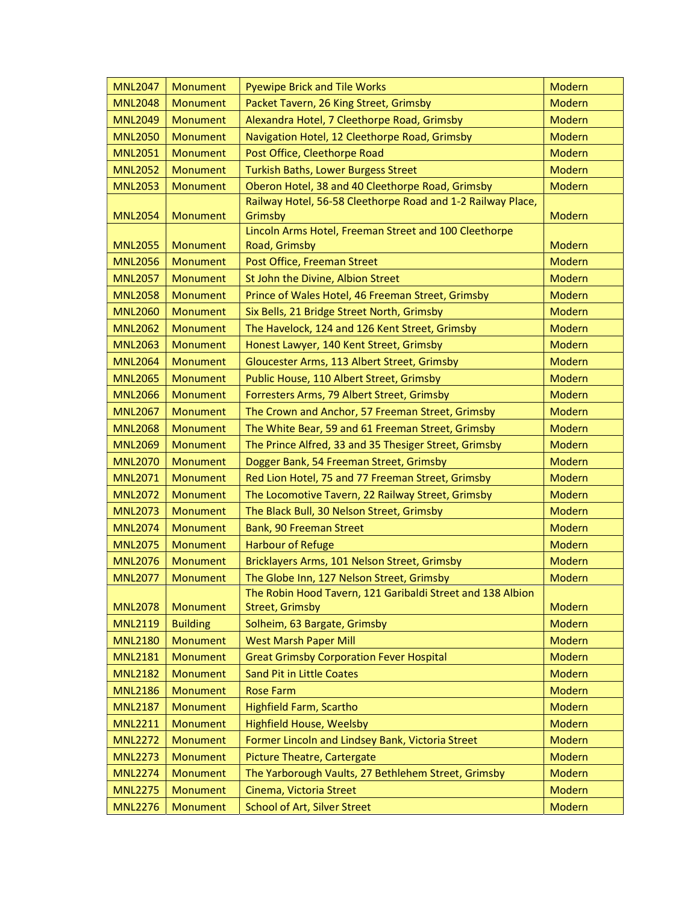| MNL2047 | Monument | Pyewipe Brick and Tile Works | Modern |
|---|---|---|---|
| MNL2048 | Monument | Packet Tavern, 26 King Street, Grimsby | Modern |
| MNL2049 | Monument | Alexandra Hotel, 7 Cleethorpe Road, Grimsby | Modern |
| MNL2050 | Monument | Navigation Hotel, 12 Cleethorpe Road, Grimsby | Modern |
| MNL2051 | Monument | Post Office, Cleethorpe Road | Modern |
| MNL2052 | Monument | Turkish Baths, Lower Burgess Street | Modern |
| MNL2053 | Monument | Oberon Hotel, 38 and 40 Cleethorpe Road, Grimsby | Modern |
| MNL2054 | Monument | Railway Hotel, 56-58 Cleethorpe Road and 1-2 Railway Place, Grimsby | Modern |
| MNL2055 | Monument | Lincoln Arms Hotel, Freeman Street and 100 Cleethorpe Road, Grimsby | Modern |
| MNL2056 | Monument | Post Office, Freeman Street | Modern |
| MNL2057 | Monument | St John the Divine, Albion Street | Modern |
| MNL2058 | Monument | Prince of Wales Hotel, 46 Freeman Street, Grimsby | Modern |
| MNL2060 | Monument | Six Bells, 21 Bridge Street North, Grimsby | Modern |
| MNL2062 | Monument | The Havelock, 124 and 126 Kent Street, Grimsby | Modern |
| MNL2063 | Monument | Honest Lawyer, 140 Kent Street, Grimsby | Modern |
| MNL2064 | Monument | Gloucester Arms, 113 Albert Street, Grimsby | Modern |
| MNL2065 | Monument | Public House, 110 Albert Street, Grimsby | Modern |
| MNL2066 | Monument | Forresters Arms, 79 Albert Street, Grimsby | Modern |
| MNL2067 | Monument | The Crown and Anchor, 57 Freeman Street, Grimsby | Modern |
| MNL2068 | Monument | The White Bear, 59 and 61 Freeman Street, Grimsby | Modern |
| MNL2069 | Monument | The Prince Alfred, 33 and 35 Thesiger Street, Grimsby | Modern |
| MNL2070 | Monument | Dogger Bank, 54 Freeman Street, Grimsby | Modern |
| MNL2071 | Monument | Red Lion Hotel, 75 and 77 Freeman Street, Grimsby | Modern |
| MNL2072 | Monument | The Locomotive Tavern, 22 Railway Street, Grimsby | Modern |
| MNL2073 | Monument | The Black Bull, 30 Nelson Street, Grimsby | Modern |
| MNL2074 | Monument | Bank, 90 Freeman Street | Modern |
| MNL2075 | Monument | Harbour of Refuge | Modern |
| MNL2076 | Monument | Bricklayers Arms, 101 Nelson Street, Grimsby | Modern |
| MNL2077 | Monument | The Globe Inn, 127 Nelson Street, Grimsby | Modern |
| MNL2078 | Monument | The Robin Hood Tavern, 121 Garibaldi Street and 138 Albion Street, Grimsby | Modern |
| MNL2119 | Building | Solheim, 63 Bargate, Grimsby | Modern |
| MNL2180 | Monument | West Marsh Paper Mill | Modern |
| MNL2181 | Monument | Great Grimsby Corporation Fever Hospital | Modern |
| MNL2182 | Monument | Sand Pit in Little Coates | Modern |
| MNL2186 | Monument | Rose Farm | Modern |
| MNL2187 | Monument | Highfield Farm, Scartho | Modern |
| MNL2211 | Monument | Highfield House, Weelsby | Modern |
| MNL2272 | Monument | Former Lincoln and Lindsey Bank, Victoria Street | Modern |
| MNL2273 | Monument | Picture Theatre, Cartergate | Modern |
| MNL2274 | Monument | The Yarborough Vaults, 27 Bethlehem Street, Grimsby | Modern |
| MNL2275 | Monument | Cinema, Victoria Street | Modern |
| MNL2276 | Monument | School of Art, Silver Street | Modern |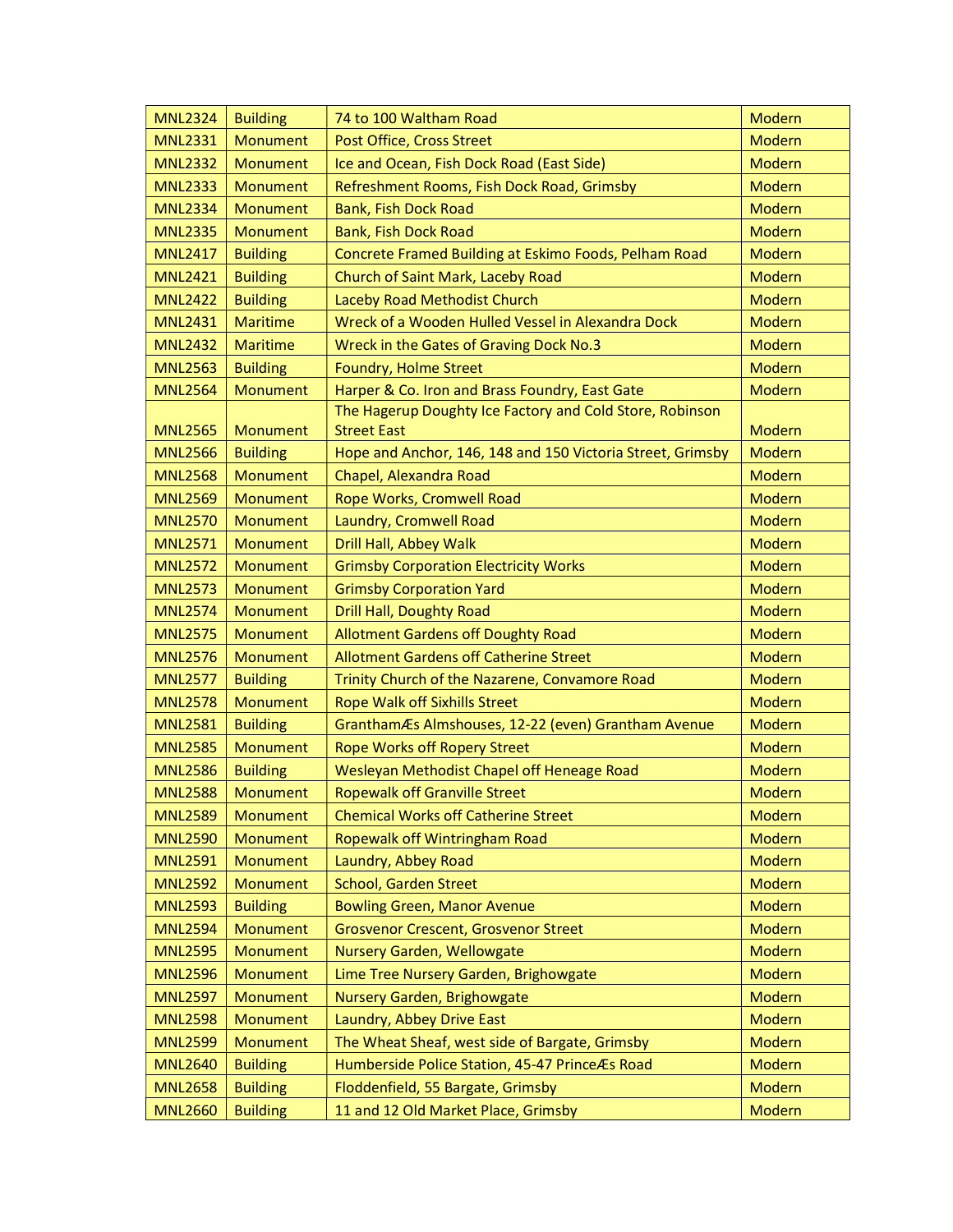| MNL2324 | Building | 74 to 100 Waltham Road | Modern |
|---|---|---|---|
| MNL2331 | Monument | Post Office, Cross Street | Modern |
| MNL2332 | Monument | Ice and Ocean, Fish Dock Road (East Side) | Modern |
| MNL2333 | Monument | Refreshment Rooms, Fish Dock Road, Grimsby | Modern |
| MNL2334 | Monument | Bank, Fish Dock Road | Modern |
| MNL2335 | Monument | Bank, Fish Dock Road | Modern |
| MNL2417 | Building | Concrete Framed Building at Eskimo Foods, Pelham Road | Modern |
| MNL2421 | Building | Church of Saint Mark, Laceby Road | Modern |
| MNL2422 | Building | Laceby Road Methodist Church | Modern |
| MNL2431 | Maritime | Wreck of a Wooden Hulled Vessel in Alexandra Dock | Modern |
| MNL2432 | Maritime | Wreck in the Gates of Graving Dock No.3 | Modern |
| MNL2563 | Building | Foundry, Holme Street | Modern |
| MNL2564 | Monument | Harper & Co. Iron and Brass Foundry, East Gate | Modern |
| MNL2565 | Monument | The Hagerup Doughty Ice Factory and Cold Store, Robinson Street East | Modern |
| MNL2566 | Building | Hope and Anchor, 146, 148 and 150 Victoria Street, Grimsby | Modern |
| MNL2568 | Monument | Chapel, Alexandra Road | Modern |
| MNL2569 | Monument | Rope Works, Cromwell Road | Modern |
| MNL2570 | Monument | Laundry, Cromwell Road | Modern |
| MNL2571 | Monument | Drill Hall, Abbey Walk | Modern |
| MNL2572 | Monument | Grimsby Corporation Electricity Works | Modern |
| MNL2573 | Monument | Grimsby Corporation Yard | Modern |
| MNL2574 | Monument | Drill Hall, Doughty Road | Modern |
| MNL2575 | Monument | Allotment Gardens off Doughty Road | Modern |
| MNL2576 | Monument | Allotment Gardens off Catherine Street | Modern |
| MNL2577 | Building | Trinity Church of the Nazarene, Convamore Road | Modern |
| MNL2578 | Monument | Rope Walk off Sixhills Street | Modern |
| MNL2581 | Building | GranthamÆs Almshouses, 12-22 (even) Grantham Avenue | Modern |
| MNL2585 | Monument | Rope Works off Ropery Street | Modern |
| MNL2586 | Building | Wesleyan Methodist Chapel off Heneage Road | Modern |
| MNL2588 | Monument | Ropewalk off Granville Street | Modern |
| MNL2589 | Monument | Chemical Works off Catherine Street | Modern |
| MNL2590 | Monument | Ropewalk off Wintringham Road | Modern |
| MNL2591 | Monument | Laundry, Abbey Road | Modern |
| MNL2592 | Monument | School, Garden Street | Modern |
| MNL2593 | Building | Bowling Green, Manor Avenue | Modern |
| MNL2594 | Monument | Grosvenor Crescent, Grosvenor Street | Modern |
| MNL2595 | Monument | Nursery Garden, Wellowgate | Modern |
| MNL2596 | Monument | Lime Tree Nursery Garden, Brighowgate | Modern |
| MNL2597 | Monument | Nursery Garden, Brighowgate | Modern |
| MNL2598 | Monument | Laundry, Abbey Drive East | Modern |
| MNL2599 | Monument | The Wheat Sheaf, west side of Bargate, Grimsby | Modern |
| MNL2640 | Building | Humberside Police Station, 45-47 PrinceÆs Road | Modern |
| MNL2658 | Building | Floddenfield, 55 Bargate, Grimsby | Modern |
| MNL2660 | Building | 11 and 12 Old Market Place, Grimsby | Modern |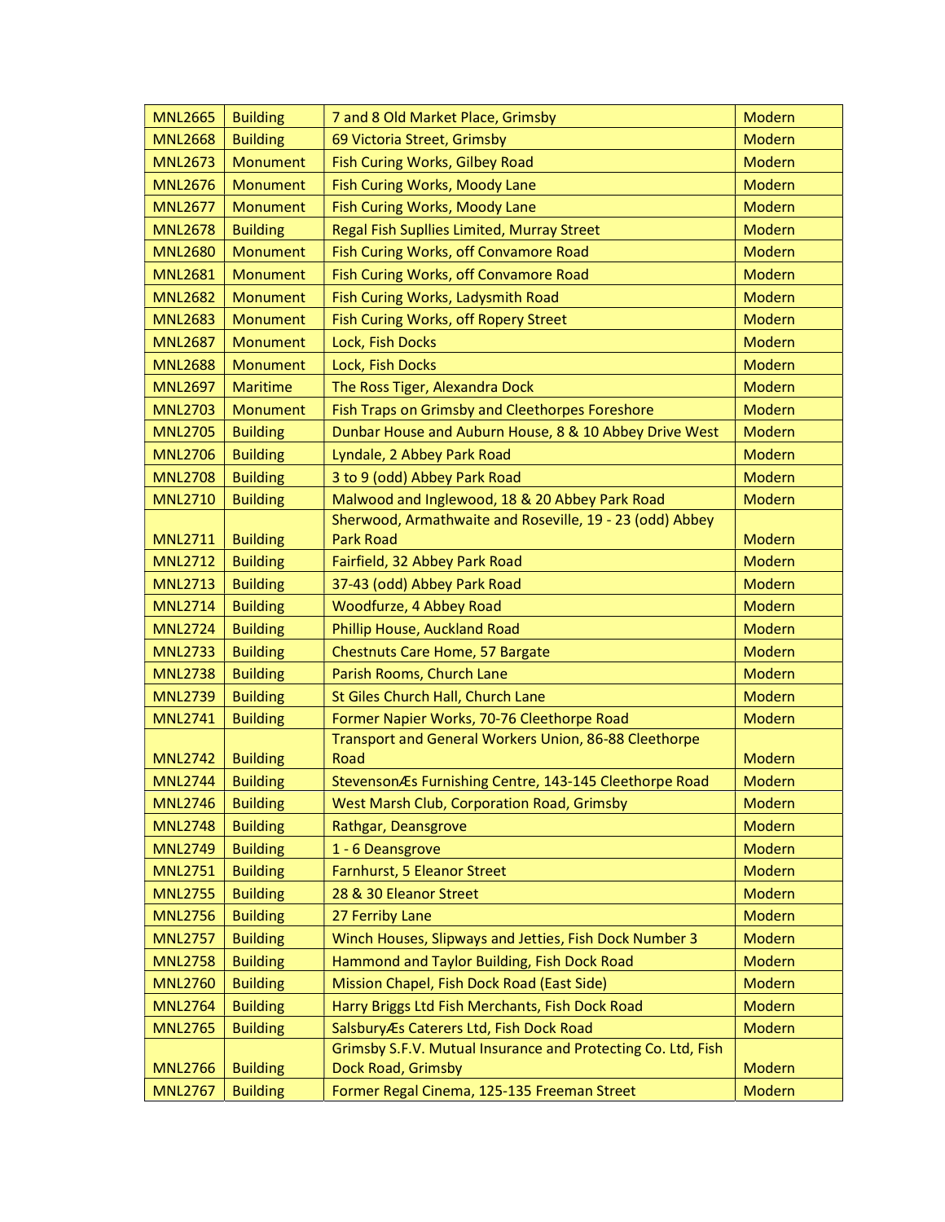| MNL2665 | Building | 7 and 8 Old Market Place, Grimsby | Modern |
|---|---|---|---|
| MNL2668 | Building | 69 Victoria Street, Grimsby | Modern |
| MNL2673 | Monument | Fish Curing Works, Gilbey Road | Modern |
| MNL2676 | Monument | Fish Curing Works, Moody Lane | Modern |
| MNL2677 | Monument | Fish Curing Works, Moody Lane | Modern |
| MNL2678 | Building | Regal Fish Supllies Limited, Murray Street | Modern |
| MNL2680 | Monument | Fish Curing Works, off Convamore Road | Modern |
| MNL2681 | Monument | Fish Curing Works, off Convamore Road | Modern |
| MNL2682 | Monument | Fish Curing Works, Ladysmith Road | Modern |
| MNL2683 | Monument | Fish Curing Works, off Ropery Street | Modern |
| MNL2687 | Monument | Lock, Fish Docks | Modern |
| MNL2688 | Monument | Lock, Fish Docks | Modern |
| MNL2697 | Maritime | The Ross Tiger, Alexandra Dock | Modern |
| MNL2703 | Monument | Fish Traps on Grimsby and Cleethorpes Foreshore | Modern |
| MNL2705 | Building | Dunbar House and Auburn House, 8 & 10 Abbey Drive West | Modern |
| MNL2706 | Building | Lyndale, 2 Abbey Park Road | Modern |
| MNL2708 | Building | 3 to 9 (odd) Abbey Park Road | Modern |
| MNL2710 | Building | Malwood and Inglewood, 18 & 20 Abbey Park Road | Modern |
| MNL2711 | Building | Sherwood, Armathwaite and Roseville, 19 - 23 (odd) Abbey Park Road | Modern |
| MNL2712 | Building | Fairfield, 32 Abbey Park Road | Modern |
| MNL2713 | Building | 37-43 (odd) Abbey Park Road | Modern |
| MNL2714 | Building | Woodfurze, 4 Abbey Road | Modern |
| MNL2724 | Building | Phillip House, Auckland Road | Modern |
| MNL2733 | Building | Chestnuts Care Home, 57 Bargate | Modern |
| MNL2738 | Building | Parish Rooms, Church Lane | Modern |
| MNL2739 | Building | St Giles Church Hall, Church Lane | Modern |
| MNL2741 | Building | Former Napier Works, 70-76 Cleethorpe Road | Modern |
| MNL2742 | Building | Transport and General Workers Union, 86-88 Cleethorpe Road | Modern |
| MNL2744 | Building | StevensonÆs Furnishing Centre, 143-145 Cleethorpe Road | Modern |
| MNL2746 | Building | West Marsh Club, Corporation Road, Grimsby | Modern |
| MNL2748 | Building | Rathgar, Deansgrove | Modern |
| MNL2749 | Building | 1 - 6 Deansgrove | Modern |
| MNL2751 | Building | Farnhurst, 5 Eleanor Street | Modern |
| MNL2755 | Building | 28 & 30 Eleanor Street | Modern |
| MNL2756 | Building | 27 Ferriby Lane | Modern |
| MNL2757 | Building | Winch Houses, Slipways and Jetties, Fish Dock Number 3 | Modern |
| MNL2758 | Building | Hammond and Taylor Building, Fish Dock Road | Modern |
| MNL2760 | Building | Mission Chapel, Fish Dock Road (East Side) | Modern |
| MNL2764 | Building | Harry Briggs Ltd Fish Merchants, Fish Dock Road | Modern |
| MNL2765 | Building | SalsburyÆs Caterers Ltd, Fish Dock Road | Modern |
| MNL2766 | Building | Grimsby S.F.V. Mutual Insurance and Protecting Co. Ltd, Fish Dock Road, Grimsby | Modern |
| MNL2767 | Building | Former Regal Cinema, 125-135 Freeman Street | Modern |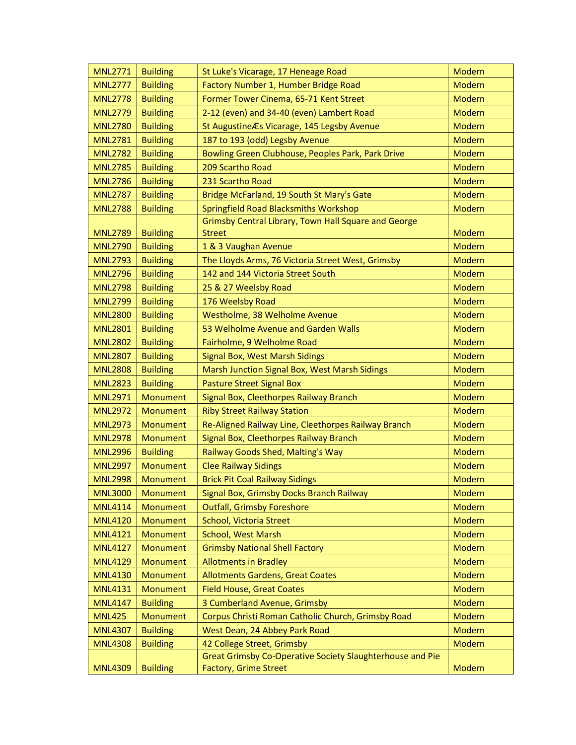| MNL2771 | Building | St Luke's Vicarage, 17 Heneage Road | Modern |
|---|---|---|---|
| MNL2777 | Building | Factory Number 1, Humber Bridge Road | Modern |
| MNL2778 | Building | Former Tower Cinema, 65-71 Kent Street | Modern |
| MNL2779 | Building | 2-12 (even) and 34-40 (even) Lambert Road | Modern |
| MNL2780 | Building | St AugustineÆs Vicarage, 145 Legsby Avenue | Modern |
| MNL2781 | Building | 187 to 193 (odd) Legsby Avenue | Modern |
| MNL2782 | Building | Bowling Green Clubhouse, Peoples Park, Park Drive | Modern |
| MNL2785 | Building | 209 Scartho Road | Modern |
| MNL2786 | Building | 231 Scartho Road | Modern |
| MNL2787 | Building | Bridge McFarland, 19 South St Mary's Gate | Modern |
| MNL2788 | Building | Springfield Road Blacksmiths Workshop | Modern |
| MNL2789 | Building | Grimsby Central Library, Town Hall Square and George Street | Modern |
| MNL2790 | Building | 1 & 3 Vaughan Avenue | Modern |
| MNL2793 | Building | The Lloyds Arms, 76 Victoria Street West, Grimsby | Modern |
| MNL2796 | Building | 142 and 144 Victoria Street South | Modern |
| MNL2798 | Building | 25 & 27 Weelsby Road | Modern |
| MNL2799 | Building | 176 Weelsby Road | Modern |
| MNL2800 | Building | Westholme, 38 Welholme Avenue | Modern |
| MNL2801 | Building | 53 Welholme Avenue and Garden Walls | Modern |
| MNL2802 | Building | Fairholme, 9 Welholme Road | Modern |
| MNL2807 | Building | Signal Box, West Marsh Sidings | Modern |
| MNL2808 | Building | Marsh Junction Signal Box, West Marsh Sidings | Modern |
| MNL2823 | Building | Pasture Street Signal Box | Modern |
| MNL2971 | Monument | Signal Box, Cleethorpes Railway Branch | Modern |
| MNL2972 | Monument | Riby Street Railway Station | Modern |
| MNL2973 | Monument | Re-Aligned Railway Line, Cleethorpes Railway Branch | Modern |
| MNL2978 | Monument | Signal Box, Cleethorpes Railway Branch | Modern |
| MNL2996 | Building | Railway Goods Shed, Malting's Way | Modern |
| MNL2997 | Monument | Clee Railway Sidings | Modern |
| MNL2998 | Monument | Brick Pit Coal Railway Sidings | Modern |
| MNL3000 | Monument | Signal Box, Grimsby Docks Branch Railway | Modern |
| MNL4114 | Monument | Outfall, Grimsby Foreshore | Modern |
| MNL4120 | Monument | School, Victoria Street | Modern |
| MNL4121 | Monument | School, West Marsh | Modern |
| MNL4127 | Monument | Grimsby National Shell Factory | Modern |
| MNL4129 | Monument | Allotments in Bradley | Modern |
| MNL4130 | Monument | Allotments Gardens, Great Coates | Modern |
| MNL4131 | Monument | Field House, Great Coates | Modern |
| MNL4147 | Building | 3 Cumberland Avenue, Grimsby | Modern |
| MNL425 | Monument | Corpus Christi Roman Catholic Church, Grimsby Road | Modern |
| MNL4307 | Building | West Dean, 24 Abbey Park Road | Modern |
| MNL4308 | Building | 42 College Street, Grimsby | Modern |
| MNL4309 | Building | Great Grimsby Co-Operative Society Slaughterhouse and Pie Factory, Grime Street | Modern |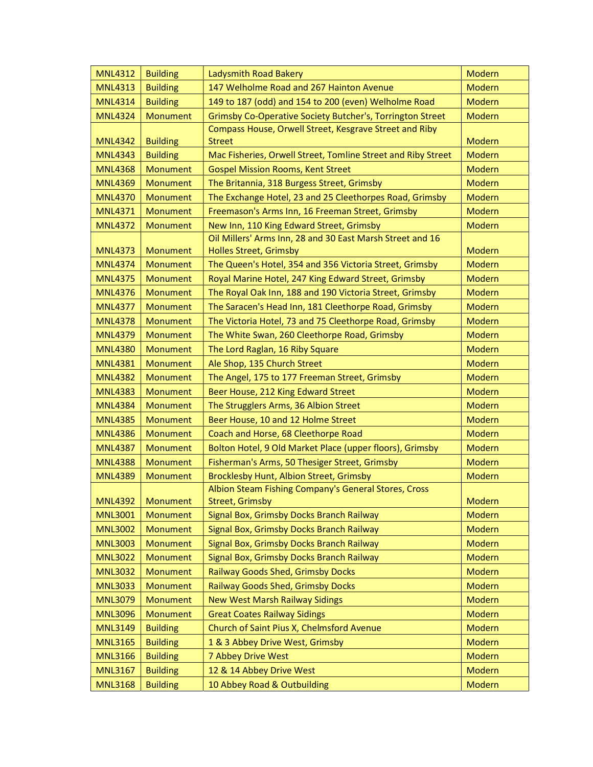| MNL4312 | Building | Ladysmith Road Bakery | Modern |
|---|---|---|---|
| MNL4313 | Building | 147 Welholme Road and 267 Hainton Avenue | Modern |
| MNL4314 | Building | 149 to 187 (odd) and 154 to 200 (even) Welholme Road | Modern |
| MNL4324 | Monument | Grimsby Co-Operative Society Butcher's, Torrington Street | Modern |
| MNL4342 | Building | Compass House, Orwell Street, Kesgrave Street and Riby Street | Modern |
| MNL4343 | Building | Mac Fisheries, Orwell Street, Tomline Street and Riby Street | Modern |
| MNL4368 | Monument | Gospel Mission Rooms, Kent Street | Modern |
| MNL4369 | Monument | The Britannia, 318 Burgess Street, Grimsby | Modern |
| MNL4370 | Monument | The Exchange Hotel, 23 and 25 Cleethorpes Road, Grimsby | Modern |
| MNL4371 | Monument | Freemason's Arms Inn, 16 Freeman Street, Grimsby | Modern |
| MNL4372 | Monument | New Inn, 110 King Edward Street, Grimsby | Modern |
| MNL4373 | Monument | Oil Millers' Arms Inn, 28 and 30 East Marsh Street and 16 Holles Street, Grimsby | Modern |
| MNL4374 | Monument | The Queen's Hotel, 354 and 356 Victoria Street, Grimsby | Modern |
| MNL4375 | Monument | Royal Marine Hotel, 247 King Edward Street, Grimsby | Modern |
| MNL4376 | Monument | The Royal Oak Inn, 188 and 190 Victoria Street, Grimsby | Modern |
| MNL4377 | Monument | The Saracen's Head Inn, 181 Cleethorpe Road, Grimsby | Modern |
| MNL4378 | Monument | The Victoria Hotel, 73 and 75 Cleethorpe Road, Grimsby | Modern |
| MNL4379 | Monument | The White Swan, 260 Cleethorpe Road, Grimsby | Modern |
| MNL4380 | Monument | The Lord Raglan, 16 Riby Square | Modern |
| MNL4381 | Monument | Ale Shop, 135 Church Street | Modern |
| MNL4382 | Monument | The Angel, 175 to 177 Freeman Street, Grimsby | Modern |
| MNL4383 | Monument | Beer House, 212 King Edward Street | Modern |
| MNL4384 | Monument | The Strugglers Arms, 36 Albion Street | Modern |
| MNL4385 | Monument | Beer House, 10 and 12 Holme Street | Modern |
| MNL4386 | Monument | Coach and Horse, 68 Cleethorpe Road | Modern |
| MNL4387 | Monument | Bolton Hotel, 9 Old Market Place (upper floors), Grimsby | Modern |
| MNL4388 | Monument | Fisherman's Arms, 50 Thesiger Street, Grimsby | Modern |
| MNL4389 | Monument | Brocklesby Hunt, Albion Street, Grimsby | Modern |
| MNL4392 | Monument | Albion Steam Fishing Company's General Stores, Cross Street, Grimsby | Modern |
| MNL3001 | Monument | Signal Box, Grimsby Docks Branch Railway | Modern |
| MNL3002 | Monument | Signal Box, Grimsby Docks Branch Railway | Modern |
| MNL3003 | Monument | Signal Box, Grimsby Docks Branch Railway | Modern |
| MNL3022 | Monument | Signal Box, Grimsby Docks Branch Railway | Modern |
| MNL3032 | Monument | Railway Goods Shed, Grimsby Docks | Modern |
| MNL3033 | Monument | Railway Goods Shed, Grimsby Docks | Modern |
| MNL3079 | Monument | New West Marsh Railway Sidings | Modern |
| MNL3096 | Monument | Great Coates Railway Sidings | Modern |
| MNL3149 | Building | Church of Saint Pius X, Chelmsford Avenue | Modern |
| MNL3165 | Building | 1 & 3 Abbey Drive West, Grimsby | Modern |
| MNL3166 | Building | 7 Abbey Drive West | Modern |
| MNL3167 | Building | 12 & 14 Abbey Drive West | Modern |
| MNL3168 | Building | 10 Abbey Road & Outbuilding | Modern |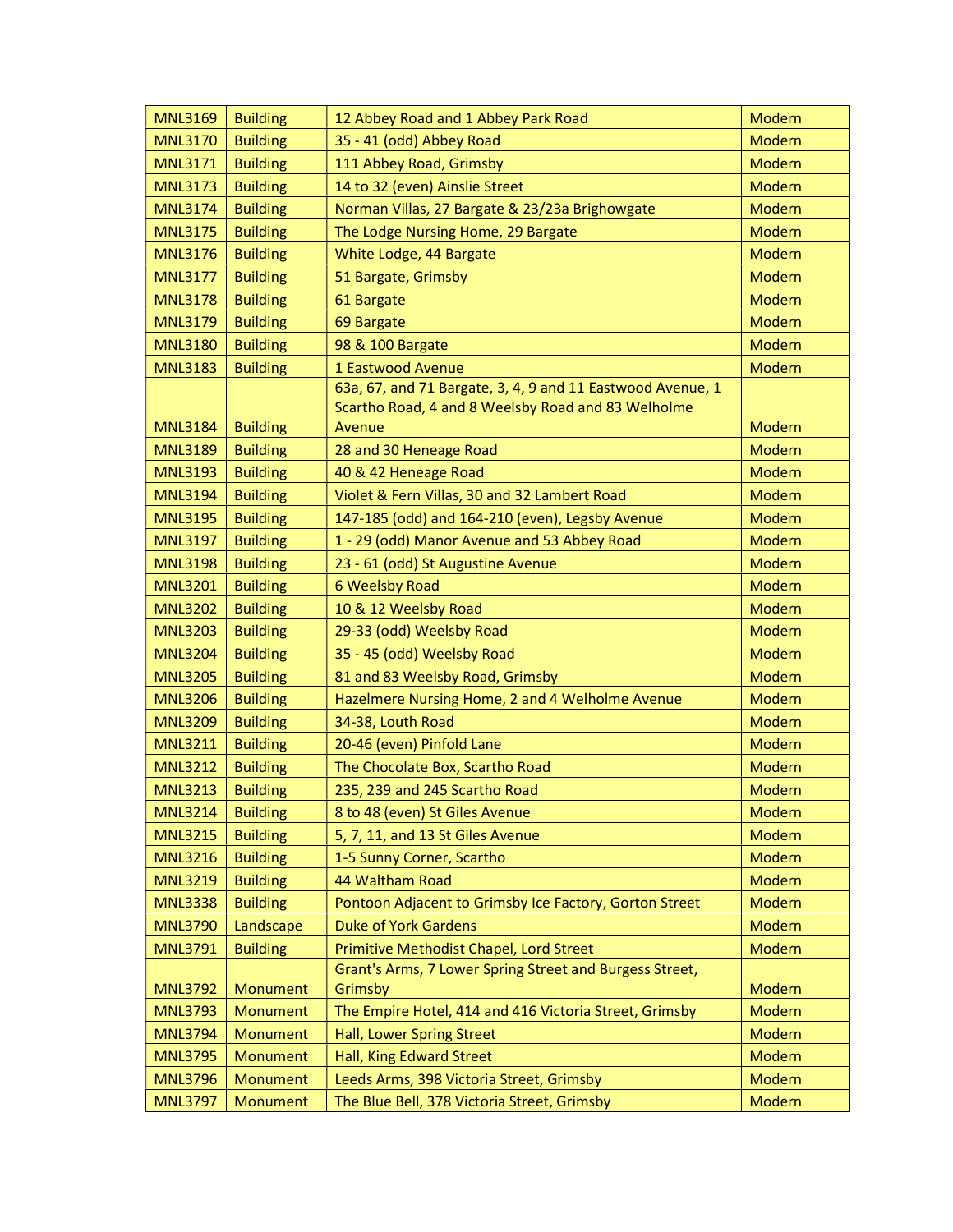| MNL3169 | Building | 12 Abbey Road and 1 Abbey Park Road | Modern |
|---|---|---|---|
| MNL3170 | Building | 35 - 41 (odd) Abbey Road | Modern |
| MNL3171 | Building | 111 Abbey Road, Grimsby | Modern |
| MNL3173 | Building | 14 to 32 (even) Ainslie Street | Modern |
| MNL3174 | Building | Norman Villas, 27 Bargate & 23/23a Brighowgate | Modern |
| MNL3175 | Building | The Lodge Nursing Home, 29 Bargate | Modern |
| MNL3176 | Building | White Lodge, 44 Bargate | Modern |
| MNL3177 | Building | 51 Bargate, Grimsby | Modern |
| MNL3178 | Building | 61 Bargate | Modern |
| MNL3179 | Building | 69 Bargate | Modern |
| MNL3180 | Building | 98 & 100 Bargate | Modern |
| MNL3183 | Building | 1 Eastwood Avenue | Modern |
| MNL3184 | Building | 63a, 67, and 71 Bargate, 3, 4, 9 and 11 Eastwood Avenue, 1 Scartho Road, 4 and 8 Weelsby Road and 83 Welholme Avenue | Modern |
| MNL3189 | Building | 28 and 30 Heneage Road | Modern |
| MNL3193 | Building | 40 & 42 Heneage Road | Modern |
| MNL3194 | Building | Violet & Fern Villas, 30 and 32 Lambert Road | Modern |
| MNL3195 | Building | 147-185 (odd) and 164-210 (even), Legsby Avenue | Modern |
| MNL3197 | Building | 1 - 29 (odd) Manor Avenue and 53 Abbey Road | Modern |
| MNL3198 | Building | 23 - 61 (odd) St Augustine Avenue | Modern |
| MNL3201 | Building | 6 Weelsby Road | Modern |
| MNL3202 | Building | 10 & 12 Weelsby Road | Modern |
| MNL3203 | Building | 29-33 (odd) Weelsby Road | Modern |
| MNL3204 | Building | 35 - 45 (odd) Weelsby Road | Modern |
| MNL3205 | Building | 81 and 83 Weelsby Road, Grimsby | Modern |
| MNL3206 | Building | Hazelmere Nursing Home, 2 and 4 Welholme Avenue | Modern |
| MNL3209 | Building | 34-38, Louth Road | Modern |
| MNL3211 | Building | 20-46 (even) Pinfold Lane | Modern |
| MNL3212 | Building | The Chocolate Box, Scartho Road | Modern |
| MNL3213 | Building | 235, 239 and 245 Scartho Road | Modern |
| MNL3214 | Building | 8 to 48 (even) St Giles Avenue | Modern |
| MNL3215 | Building | 5, 7, 11, and 13 St Giles Avenue | Modern |
| MNL3216 | Building | 1-5 Sunny Corner, Scartho | Modern |
| MNL3219 | Building | 44 Waltham Road | Modern |
| MNL3338 | Building | Pontoon Adjacent to Grimsby Ice Factory, Gorton Street | Modern |
| MNL3790 | Landscape | Duke of York Gardens | Modern |
| MNL3791 | Building | Primitive Methodist Chapel, Lord Street | Modern |
| MNL3792 | Monument | Grant's Arms, 7 Lower Spring Street and Burgess Street, Grimsby | Modern |
| MNL3793 | Monument | The Empire Hotel, 414 and 416 Victoria Street, Grimsby | Modern |
| MNL3794 | Monument | Hall, Lower Spring Street | Modern |
| MNL3795 | Monument | Hall, King Edward Street | Modern |
| MNL3796 | Monument | Leeds Arms, 398 Victoria Street, Grimsby | Modern |
| MNL3797 | Monument | The Blue Bell, 378 Victoria Street, Grimsby | Modern |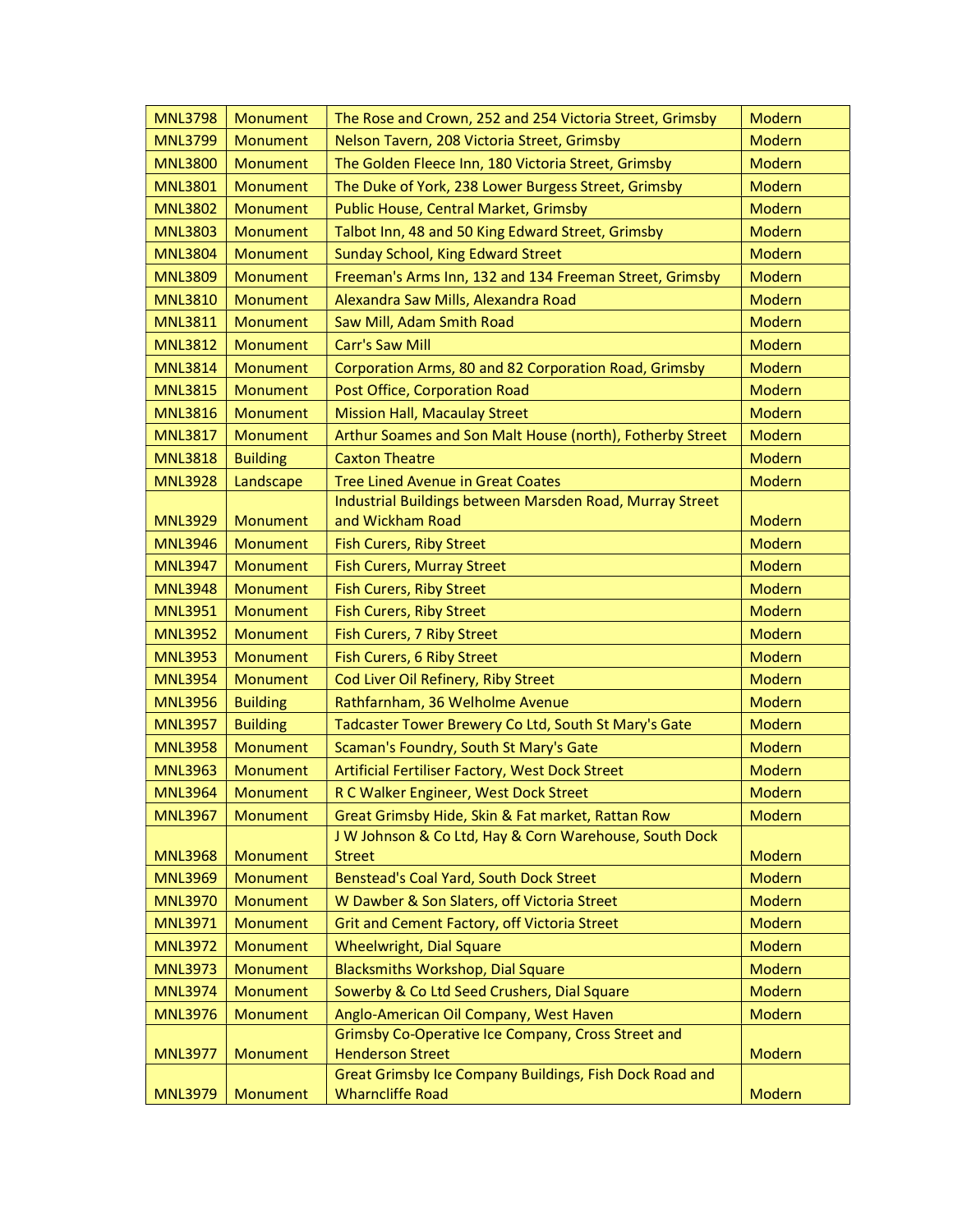| MNL3798 | Monument | The Rose and Crown, 252 and 254 Victoria Street, Grimsby | Modern |
|---|---|---|---|
| MNL3799 | Monument | Nelson Tavern, 208 Victoria Street, Grimsby | Modern |
| MNL3800 | Monument | The Golden Fleece Inn, 180 Victoria Street, Grimsby | Modern |
| MNL3801 | Monument | The Duke of York, 238 Lower Burgess Street, Grimsby | Modern |
| MNL3802 | Monument | Public House, Central Market, Grimsby | Modern |
| MNL3803 | Monument | Talbot Inn, 48 and 50 King Edward Street, Grimsby | Modern |
| MNL3804 | Monument | Sunday School, King Edward Street | Modern |
| MNL3809 | Monument | Freeman's Arms Inn, 132 and 134 Freeman Street, Grimsby | Modern |
| MNL3810 | Monument | Alexandra Saw Mills, Alexandra Road | Modern |
| MNL3811 | Monument | Saw Mill, Adam Smith Road | Modern |
| MNL3812 | Monument | Carr's Saw Mill | Modern |
| MNL3814 | Monument | Corporation Arms, 80 and 82 Corporation Road, Grimsby | Modern |
| MNL3815 | Monument | Post Office, Corporation Road | Modern |
| MNL3816 | Monument | Mission Hall, Macaulay Street | Modern |
| MNL3817 | Monument | Arthur Soames and Son Malt House (north), Fotherby Street | Modern |
| MNL3818 | Building | Caxton Theatre | Modern |
| MNL3928 | Landscape | Tree Lined Avenue in Great Coates | Modern |
| MNL3929 | Monument | Industrial Buildings between Marsden Road, Murray Street and Wickham Road | Modern |
| MNL3946 | Monument | Fish Curers, Riby Street | Modern |
| MNL3947 | Monument | Fish Curers, Murray Street | Modern |
| MNL3948 | Monument | Fish Curers, Riby Street | Modern |
| MNL3951 | Monument | Fish Curers, Riby Street | Modern |
| MNL3952 | Monument | Fish Curers, 7 Riby Street | Modern |
| MNL3953 | Monument | Fish Curers, 6 Riby Street | Modern |
| MNL3954 | Monument | Cod Liver Oil Refinery, Riby Street | Modern |
| MNL3956 | Building | Rathfarnham, 36 Welholme Avenue | Modern |
| MNL3957 | Building | Tadcaster Tower Brewery Co Ltd, South St Mary's Gate | Modern |
| MNL3958 | Monument | Scaman's Foundry, South St Mary's Gate | Modern |
| MNL3963 | Monument | Artificial Fertiliser Factory, West Dock Street | Modern |
| MNL3964 | Monument | R C Walker Engineer, West Dock Street | Modern |
| MNL3967 | Monument | Great Grimsby Hide, Skin & Fat market, Rattan Row | Modern |
| MNL3968 | Monument | J W Johnson & Co Ltd, Hay & Corn Warehouse, South Dock Street | Modern |
| MNL3969 | Monument | Benstead's Coal Yard, South Dock Street | Modern |
| MNL3970 | Monument | W Dawber & Son Slaters, off Victoria Street | Modern |
| MNL3971 | Monument | Grit and Cement Factory, off Victoria Street | Modern |
| MNL3972 | Monument | Wheelwright, Dial Square | Modern |
| MNL3973 | Monument | Blacksmiths Workshop, Dial Square | Modern |
| MNL3974 | Monument | Sowerby & Co Ltd Seed Crushers, Dial Square | Modern |
| MNL3976 | Monument | Anglo-American Oil Company, West Haven | Modern |
| MNL3977 | Monument | Grimsby Co-Operative Ice Company, Cross Street and Henderson Street | Modern |
| MNL3979 | Monument | Great Grimsby Ice Company Buildings, Fish Dock Road and Wharncliffe Road | Modern |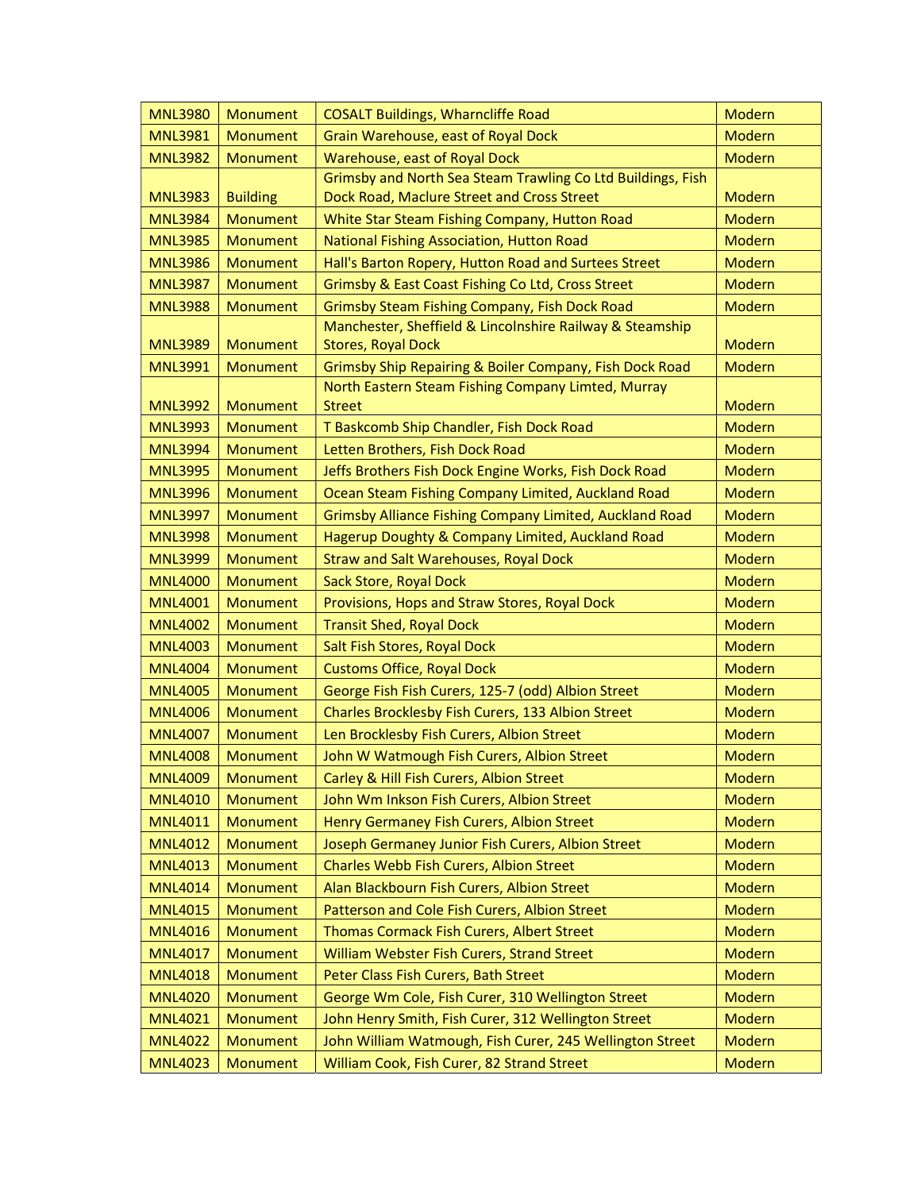| MNL3980 | Monument | COSALT Buildings, Wharncliffe Road | Modern |
|---|---|---|---|
| MNL3981 | Monument | Grain Warehouse, east of Royal Dock | Modern |
| MNL3982 | Monument | Warehouse, east of Royal Dock | Modern |
| MNL3983 | Building | Grimsby and North Sea Steam Trawling Co Ltd Buildings, Fish Dock Road, Maclure Street and Cross Street | Modern |
| MNL3984 | Monument | White Star Steam Fishing Company, Hutton Road | Modern |
| MNL3985 | Monument | National Fishing Association, Hutton Road | Modern |
| MNL3986 | Monument | Hall's Barton Ropery, Hutton Road and Surtees Street | Modern |
| MNL3987 | Monument | Grimsby & East Coast Fishing Co Ltd, Cross Street | Modern |
| MNL3988 | Monument | Grimsby Steam Fishing Company, Fish Dock Road | Modern |
| MNL3989 | Monument | Manchester, Sheffield & Lincolnshire Railway & Steamship Stores, Royal Dock | Modern |
| MNL3991 | Monument | Grimsby Ship Repairing & Boiler Company, Fish Dock Road | Modern |
| MNL3992 | Monument | North Eastern Steam Fishing Company Limted, Murray Street | Modern |
| MNL3993 | Monument | T Baskcomb Ship Chandler, Fish Dock Road | Modern |
| MNL3994 | Monument | Letten Brothers, Fish Dock Road | Modern |
| MNL3995 | Monument | Jeffs Brothers Fish Dock Engine Works, Fish Dock Road | Modern |
| MNL3996 | Monument | Ocean Steam Fishing Company Limited, Auckland Road | Modern |
| MNL3997 | Monument | Grimsby Alliance Fishing Company Limited, Auckland Road | Modern |
| MNL3998 | Monument | Hagerup Doughty & Company Limited, Auckland Road | Modern |
| MNL3999 | Monument | Straw and Salt Warehouses, Royal Dock | Modern |
| MNL4000 | Monument | Sack Store, Royal Dock | Modern |
| MNL4001 | Monument | Provisions, Hops and Straw Stores, Royal Dock | Modern |
| MNL4002 | Monument | Transit Shed, Royal Dock | Modern |
| MNL4003 | Monument | Salt Fish Stores, Royal Dock | Modern |
| MNL4004 | Monument | Customs Office, Royal Dock | Modern |
| MNL4005 | Monument | George Fish Fish Curers, 125-7 (odd) Albion Street | Modern |
| MNL4006 | Monument | Charles Brocklesby Fish Curers, 133 Albion Street | Modern |
| MNL4007 | Monument | Len Brocklesby Fish Curers, Albion Street | Modern |
| MNL4008 | Monument | John W Watmough Fish Curers, Albion Street | Modern |
| MNL4009 | Monument | Carley & Hill Fish Curers, Albion Street | Modern |
| MNL4010 | Monument | John Wm Inkson Fish Curers, Albion Street | Modern |
| MNL4011 | Monument | Henry Germaney Fish Curers, Albion Street | Modern |
| MNL4012 | Monument | Joseph Germaney Junior Fish Curers, Albion Street | Modern |
| MNL4013 | Monument | Charles Webb Fish Curers, Albion Street | Modern |
| MNL4014 | Monument | Alan Blackbourn Fish Curers, Albion Street | Modern |
| MNL4015 | Monument | Patterson and Cole Fish Curers, Albion Street | Modern |
| MNL4016 | Monument | Thomas Cormack Fish Curers, Albert Street | Modern |
| MNL4017 | Monument | William Webster Fish Curers, Strand Street | Modern |
| MNL4018 | Monument | Peter Class Fish Curers, Bath Street | Modern |
| MNL4020 | Monument | George Wm Cole, Fish Curer, 310 Wellington Street | Modern |
| MNL4021 | Monument | John Henry Smith, Fish Curer, 312 Wellington Street | Modern |
| MNL4022 | Monument | John William Watmough, Fish Curer, 245 Wellington Street | Modern |
| MNL4023 | Monument | William Cook, Fish Curer, 82 Strand Street | Modern |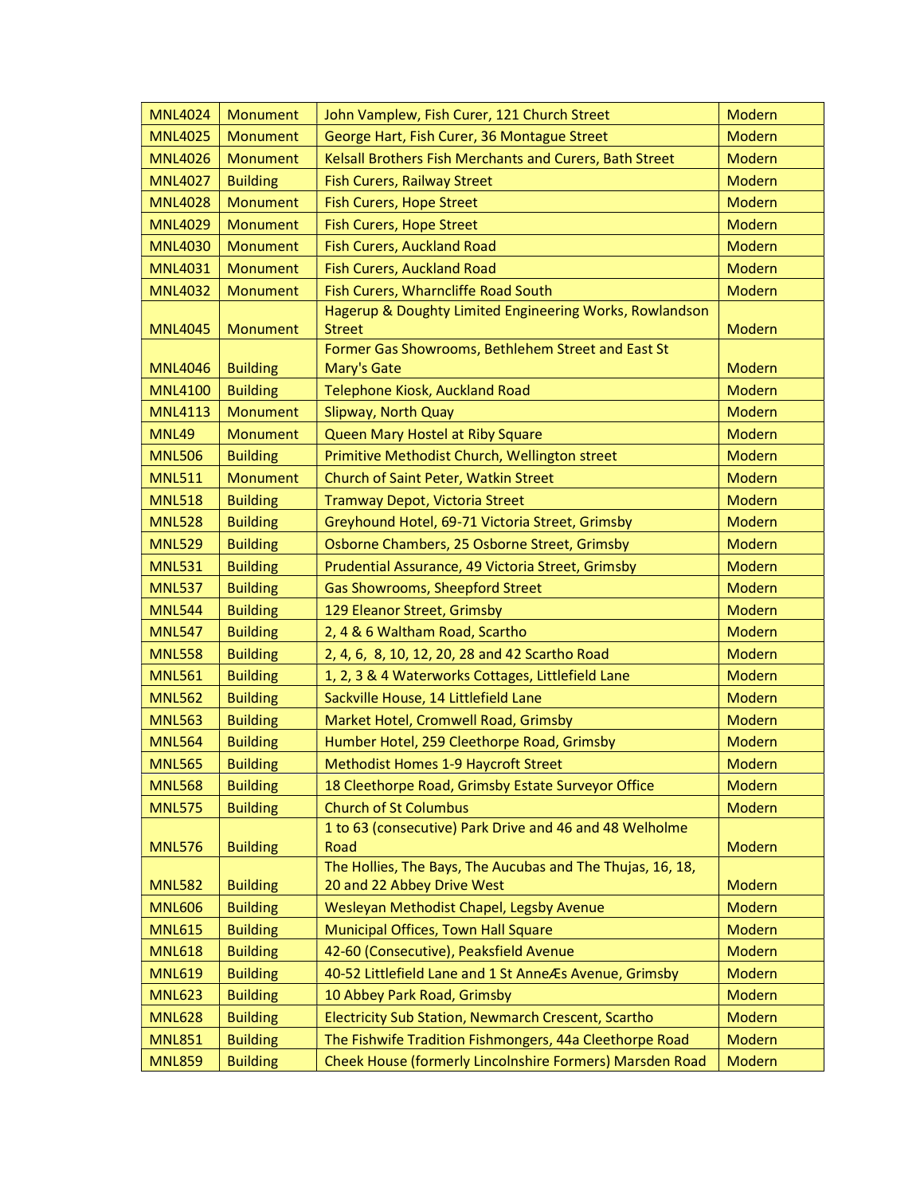| MNL4024 | Monument | John Vamplew, Fish Curer, 121 Church Street | Modern |
|---|---|---|---|
| MNL4025 | Monument | George Hart, Fish Curer, 36 Montague Street | Modern |
| MNL4026 | Monument | Kelsall Brothers Fish Merchants and Curers, Bath Street | Modern |
| MNL4027 | Building | Fish Curers, Railway Street | Modern |
| MNL4028 | Monument | Fish Curers, Hope Street | Modern |
| MNL4029 | Monument | Fish Curers, Hope Street | Modern |
| MNL4030 | Monument | Fish Curers, Auckland Road | Modern |
| MNL4031 | Monument | Fish Curers, Auckland Road | Modern |
| MNL4032 | Monument | Fish Curers, Wharncliffe Road South | Modern |
| MNL4045 | Monument | Hagerup & Doughty Limited Engineering Works, Rowlandson Street | Modern |
| MNL4046 | Building | Former Gas Showrooms, Bethlehem Street and East St Mary's Gate | Modern |
| MNL4100 | Building | Telephone Kiosk, Auckland Road | Modern |
| MNL4113 | Monument | Slipway, North Quay | Modern |
| MNL49 | Monument | Queen Mary Hostel at Riby Square | Modern |
| MNL506 | Building | Primitive Methodist Church, Wellington street | Modern |
| MNL511 | Monument | Church of Saint Peter, Watkin Street | Modern |
| MNL518 | Building | Tramway Depot, Victoria Street | Modern |
| MNL528 | Building | Greyhound Hotel, 69-71 Victoria Street, Grimsby | Modern |
| MNL529 | Building | Osborne Chambers, 25 Osborne Street, Grimsby | Modern |
| MNL531 | Building | Prudential Assurance, 49 Victoria Street, Grimsby | Modern |
| MNL537 | Building | Gas Showrooms, Sheepford Street | Modern |
| MNL544 | Building | 129 Eleanor Street, Grimsby | Modern |
| MNL547 | Building | 2, 4 & 6 Waltham Road, Scartho | Modern |
| MNL558 | Building | 2, 4, 6, 8, 10, 12, 20, 28 and 42 Scartho Road | Modern |
| MNL561 | Building | 1, 2, 3 & 4 Waterworks Cottages, Littlefield Lane | Modern |
| MNL562 | Building | Sackville House, 14 Littlefield Lane | Modern |
| MNL563 | Building | Market Hotel, Cromwell Road, Grimsby | Modern |
| MNL564 | Building | Humber Hotel, 259 Cleethorpe Road, Grimsby | Modern |
| MNL565 | Building | Methodist Homes 1-9 Haycroft Street | Modern |
| MNL568 | Building | 18 Cleethorpe Road, Grimsby Estate Surveyor Office | Modern |
| MNL575 | Building | Church of St Columbus | Modern |
| MNL576 | Building | 1 to 63 (consecutive) Park Drive and 46 and 48 Welholme Road | Modern |
| MNL582 | Building | The Hollies, The Bays, The Aucubas and The Thujas, 16, 18, 20 and 22 Abbey Drive West | Modern |
| MNL606 | Building | Wesleyan Methodist Chapel, Legsby Avenue | Modern |
| MNL615 | Building | Municipal Offices, Town Hall Square | Modern |
| MNL618 | Building | 42-60 (Consecutive), Peaksfield Avenue | Modern |
| MNL619 | Building | 40-52 Littlefield Lane and 1 St AnneÆs Avenue, Grimsby | Modern |
| MNL623 | Building | 10 Abbey Park Road, Grimsby | Modern |
| MNL628 | Building | Electricity Sub Station, Newmarch Crescent, Scartho | Modern |
| MNL851 | Building | The Fishwife Tradition Fishmongers, 44a Cleethorpe Road | Modern |
| MNL859 | Building | Cheek House (formerly Lincolnshire Formers) Marsden Road | Modern |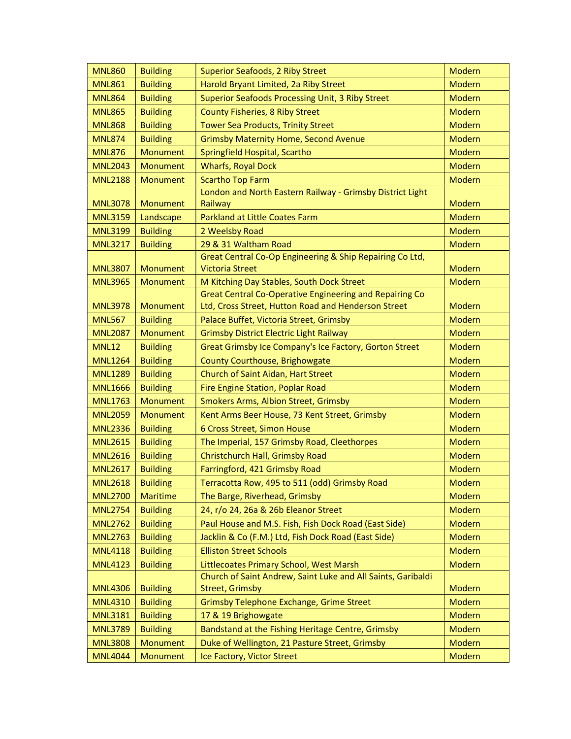| MNL860 | Building | Superior Seafoods, 2 Riby Street | Modern |
|---|---|---|---|
| MNL861 | Building | Harold Bryant Limited, 2a Riby Street | Modern |
| MNL864 | Building | Superior Seafoods Processing Unit, 3 Riby Street | Modern |
| MNL865 | Building | County Fisheries, 8 Riby Street | Modern |
| MNL868 | Building | Tower Sea Products, Trinity Street | Modern |
| MNL874 | Building | Grimsby Maternity Home, Second Avenue | Modern |
| MNL876 | Monument | Springfield Hospital, Scartho | Modern |
| MNL2043 | Monument | Wharfs, Royal Dock | Modern |
| MNL2188 | Monument | Scartho Top Farm | Modern |
| MNL3078 | Monument | London and North Eastern Railway - Grimsby District Light Railway | Modern |
| MNL3159 | Landscape | Parkland at Little Coates Farm | Modern |
| MNL3199 | Building | 2 Weelsby Road | Modern |
| MNL3217 | Building | 29 & 31 Waltham Road | Modern |
| MNL3807 | Monument | Great Central Co-Op Engineering & Ship Repairing Co Ltd, Victoria Street | Modern |
| MNL3965 | Monument | M Kitching Day Stables, South Dock Street | Modern |
| MNL3978 | Monument | Great Central Co-Operative Engineering and Repairing Co Ltd, Cross Street, Hutton Road and Henderson Street | Modern |
| MNL567 | Building | Palace Buffet, Victoria Street, Grimsby | Modern |
| MNL2087 | Monument | Grimsby District Electric Light Railway | Modern |
| MNL12 | Building | Great Grimsby Ice Company's Ice Factory, Gorton Street | Modern |
| MNL1264 | Building | County Courthouse, Brighowgate | Modern |
| MNL1289 | Building | Church of Saint Aidan, Hart Street | Modern |
| MNL1666 | Building | Fire Engine Station, Poplar Road | Modern |
| MNL1763 | Monument | Smokers Arms, Albion Street, Grimsby | Modern |
| MNL2059 | Monument | Kent Arms Beer House, 73 Kent Street, Grimsby | Modern |
| MNL2336 | Building | 6 Cross Street, Simon House | Modern |
| MNL2615 | Building | The Imperial, 157 Grimsby Road, Cleethorpes | Modern |
| MNL2616 | Building | Christchurch Hall, Grimsby Road | Modern |
| MNL2617 | Building | Farringford, 421 Grimsby Road | Modern |
| MNL2618 | Building | Terracotta Row, 495 to 511 (odd) Grimsby Road | Modern |
| MNL2700 | Maritime | The Barge, Riverhead, Grimsby | Modern |
| MNL2754 | Building | 24, r/o 24, 26a & 26b Eleanor Street | Modern |
| MNL2762 | Building | Paul House and M.S. Fish, Fish Dock Road (East Side) | Modern |
| MNL2763 | Building | Jacklin & Co (F.M.) Ltd, Fish Dock Road (East Side) | Modern |
| MNL4118 | Building | Elliston Street Schools | Modern |
| MNL4123 | Building | Littlecoates Primary School, West Marsh | Modern |
| MNL4306 | Building | Church of Saint Andrew, Saint Luke and All Saints, Garibaldi Street, Grimsby | Modern |
| MNL4310 | Building | Grimsby Telephone Exchange, Grime Street | Modern |
| MNL3181 | Building | 17 & 19 Brighowgate | Modern |
| MNL3789 | Building | Bandstand at the Fishing Heritage Centre, Grimsby | Modern |
| MNL3808 | Monument | Duke of Wellington, 21 Pasture Street, Grimsby | Modern |
| MNL4044 | Monument | Ice Factory, Victor Street | Modern |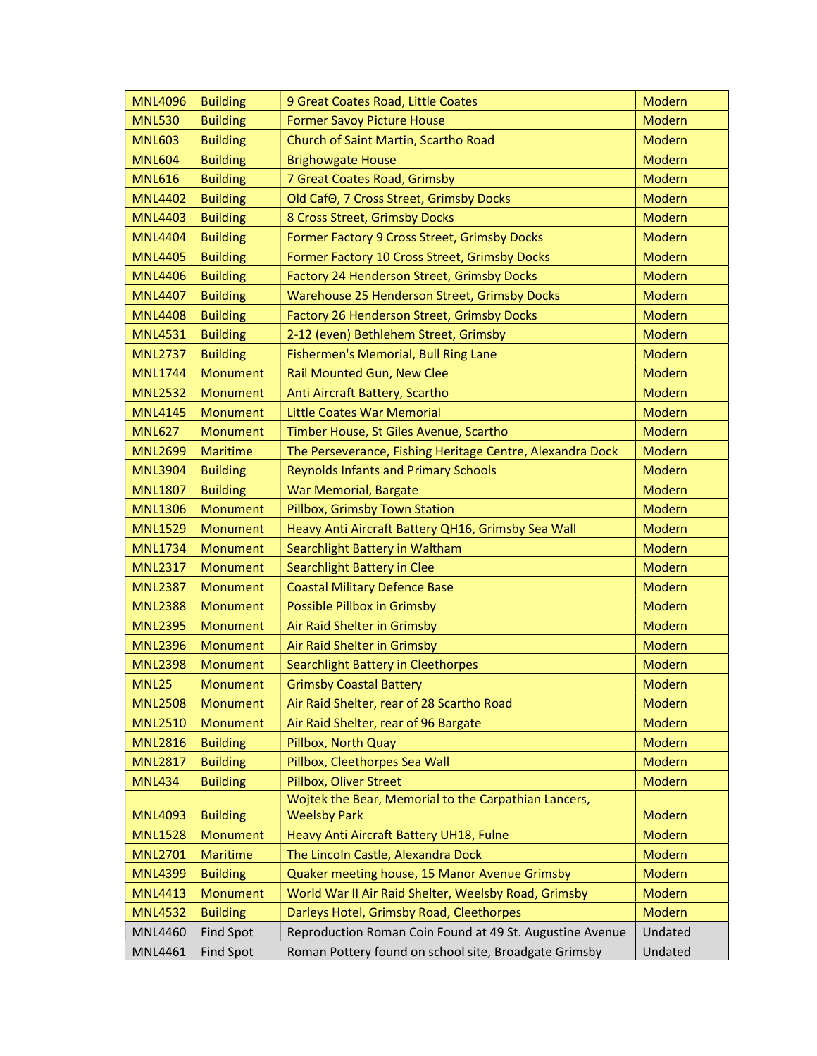| MNL4096 | Building | 9 Great Coates Road, Little Coates | Modern |
|---|---|---|---|
| MNL530 | Building | Former Savoy Picture House | Modern |
| MNL603 | Building | Church of Saint Martin, Scartho Road | Modern |
| MNL604 | Building | Brighowgate House | Modern |
| MNL616 | Building | 7 Great Coates Road, Grimsby | Modern |
| MNL4402 | Building | Old CafΘ, 7 Cross Street, Grimsby Docks | Modern |
| MNL4403 | Building | 8 Cross Street, Grimsby Docks | Modern |
| MNL4404 | Building | Former Factory 9 Cross Street, Grimsby Docks | Modern |
| MNL4405 | Building | Former Factory 10 Cross Street, Grimsby Docks | Modern |
| MNL4406 | Building | Factory 24 Henderson Street, Grimsby Docks | Modern |
| MNL4407 | Building | Warehouse 25 Henderson Street, Grimsby Docks | Modern |
| MNL4408 | Building | Factory 26 Henderson Street, Grimsby Docks | Modern |
| MNL4531 | Building | 2-12 (even) Bethlehem Street, Grimsby | Modern |
| MNL2737 | Building | Fishermen's Memorial, Bull Ring Lane | Modern |
| MNL1744 | Monument | Rail Mounted Gun, New Clee | Modern |
| MNL2532 | Monument | Anti Aircraft Battery, Scartho | Modern |
| MNL4145 | Monument | Little Coates War Memorial | Modern |
| MNL627 | Monument | Timber House, St Giles Avenue, Scartho | Modern |
| MNL2699 | Maritime | The Perseverance, Fishing Heritage Centre, Alexandra Dock | Modern |
| MNL3904 | Building | Reynolds Infants and Primary Schools | Modern |
| MNL1807 | Building | War Memorial, Bargate | Modern |
| MNL1306 | Monument | Pillbox, Grimsby Town Station | Modern |
| MNL1529 | Monument | Heavy Anti Aircraft Battery QH16, Grimsby Sea Wall | Modern |
| MNL1734 | Monument | Searchlight Battery in Waltham | Modern |
| MNL2317 | Monument | Searchlight Battery in Clee | Modern |
| MNL2387 | Monument | Coastal Military Defence Base | Modern |
| MNL2388 | Monument | Possible Pillbox in Grimsby | Modern |
| MNL2395 | Monument | Air Raid Shelter in Grimsby | Modern |
| MNL2396 | Monument | Air Raid Shelter in Grimsby | Modern |
| MNL2398 | Monument | Searchlight Battery in Cleethorpes | Modern |
| MNL25 | Monument | Grimsby Coastal Battery | Modern |
| MNL2508 | Monument | Air Raid Shelter, rear of 28 Scartho Road | Modern |
| MNL2510 | Monument | Air Raid Shelter, rear of 96 Bargate | Modern |
| MNL2816 | Building | Pillbox, North Quay | Modern |
| MNL2817 | Building | Pillbox, Cleethorpes Sea Wall | Modern |
| MNL434 | Building | Pillbox, Oliver Street | Modern |
| MNL4093 | Building | Wojtek the Bear, Memorial to the Carpathian Lancers, Weelsby Park | Modern |
| MNL1528 | Monument | Heavy Anti Aircraft Battery UH18, Fulne | Modern |
| MNL2701 | Maritime | The Lincoln Castle, Alexandra Dock | Modern |
| MNL4399 | Building | Quaker meeting house, 15 Manor Avenue Grimsby | Modern |
| MNL4413 | Monument | World War II Air Raid Shelter, Weelsby Road, Grimsby | Modern |
| MNL4532 | Building | Darleys Hotel, Grimsby Road, Cleethorpes | Modern |
| MNL4460 | Find Spot | Reproduction Roman Coin Found at 49 St. Augustine Avenue | Undated |
| MNL4461 | Find Spot | Roman Pottery found on school site, Broadgate Grimsby | Undated |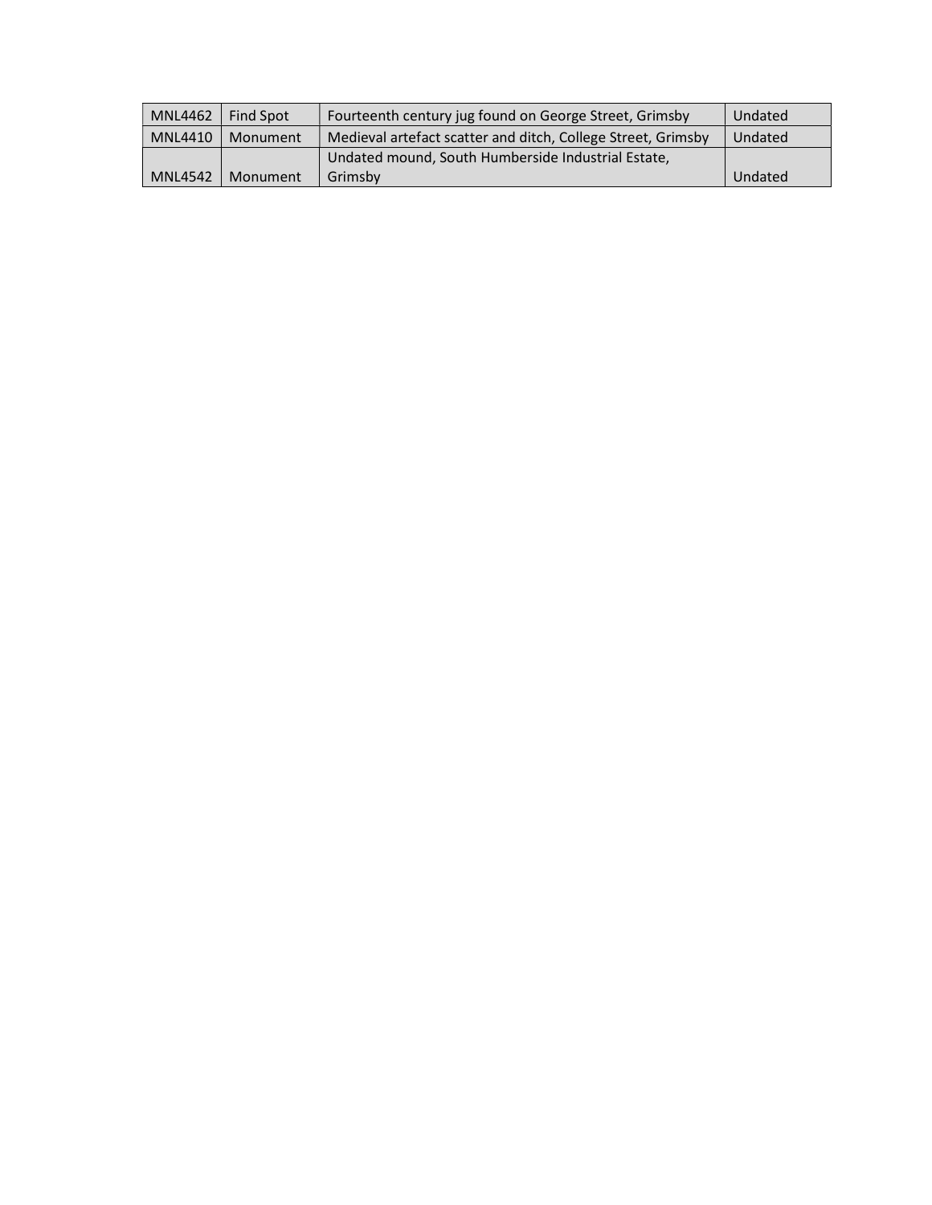| | | | |
|---|---|---|---|
| MNL4462 | Find Spot | Fourteenth century jug found on George Street, Grimsby | Undated |
| MNL4410 | Monument | Medieval artefact scatter and ditch, College Street, Grimsby | Undated |
| MNL4542 | Monument | Undated mound, South Humberside Industrial Estate, Grimsby | Undated |